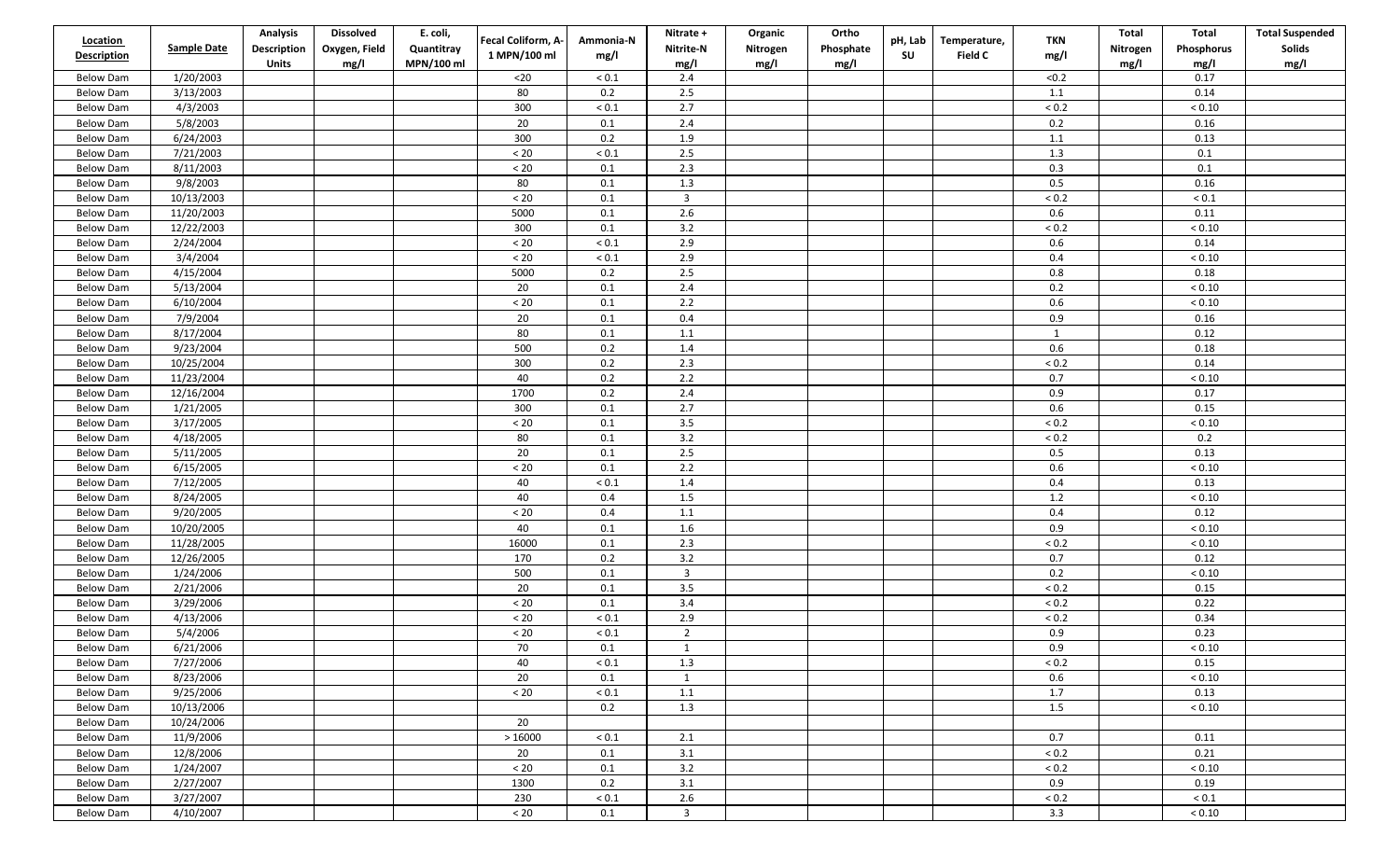| Location Description | Sample Date | Analysis Description Units | Dissolved Oxygen, Field mg/l | E. coli, Quantitray MPN/100 ml | Fecal Coliform, A-1 MPN/100 ml | Ammonia-N mg/l | Nitrate + Nitrite-N mg/l | Organic Nitrogen mg/l | Ortho Phosphate mg/l | pH, Lab SU | Temperature, Field C | TKN mg/l | Total Nitrogen mg/l | Total Phosphorus mg/l | Total Suspended Solids mg/l |
|---|---|---|---|---|---|---|---|---|---|---|---|---|---|---|---|
| Below Dam | 1/20/2003 | | | | <20 | < 0.1 | 2.4 | | | | | <0.2 | | 0.17 | |
| Below Dam | 3/13/2003 | | | | 80 | 0.2 | 2.5 | | | | | 1.1 | | 0.14 | |
| Below Dam | 4/3/2003 | | | | 300 | < 0.1 | 2.7 | | | | | < 0.2 | | < 0.10 | |
| Below Dam | 5/8/2003 | | | | 20 | 0.1 | 2.4 | | | | | 0.2 | | 0.16 | |
| Below Dam | 6/24/2003 | | | | 300 | 0.2 | 1.9 | | | | | 1.1 | | 0.13 | |
| Below Dam | 7/21/2003 | | | | < 20 | < 0.1 | 2.5 | | | | | 1.3 | | 0.1 | |
| Below Dam | 8/11/2003 | | | | < 20 | 0.1 | 2.3 | | | | | 0.3 | | 0.1 | |
| Below Dam | 9/8/2003 | | | | 80 | 0.1 | 1.3 | | | | | 0.5 | | 0.16 | |
| Below Dam | 10/13/2003 | | | | < 20 | 0.1 | 3 | | | | | < 0.2 | | < 0.1 | |
| Below Dam | 11/20/2003 | | | | 5000 | 0.1 | 2.6 | | | | | 0.6 | | 0.11 | |
| Below Dam | 12/22/2003 | | | | 300 | 0.1 | 3.2 | | | | | < 0.2 | | < 0.10 | |
| Below Dam | 2/24/2004 | | | | < 20 | < 0.1 | 2.9 | | | | | 0.6 | | 0.14 | |
| Below Dam | 3/4/2004 | | | | < 20 | < 0.1 | 2.9 | | | | | 0.4 | | < 0.10 | |
| Below Dam | 4/15/2004 | | | | 5000 | 0.2 | 2.5 | | | | | 0.8 | | 0.18 | |
| Below Dam | 5/13/2004 | | | | 20 | 0.1 | 2.4 | | | | | 0.2 | | < 0.10 | |
| Below Dam | 6/10/2004 | | | | < 20 | 0.1 | 2.2 | | | | | 0.6 | | < 0.10 | |
| Below Dam | 7/9/2004 | | | | 20 | 0.1 | 0.4 | | | | | 0.9 | | 0.16 | |
| Below Dam | 8/17/2004 | | | | 80 | 0.1 | 1.1 | | | | | 1 | | 0.12 | |
| Below Dam | 9/23/2004 | | | | 500 | 0.2 | 1.4 | | | | | 0.6 | | 0.18 | |
| Below Dam | 10/25/2004 | | | | 300 | 0.2 | 2.3 | | | | | < 0.2 | | 0.14 | |
| Below Dam | 11/23/2004 | | | | 40 | 0.2 | 2.2 | | | | | 0.7 | | < 0.10 | |
| Below Dam | 12/16/2004 | | | | 1700 | 0.2 | 2.4 | | | | | 0.9 | | 0.17 | |
| Below Dam | 1/21/2005 | | | | 300 | 0.1 | 2.7 | | | | | 0.6 | | 0.15 | |
| Below Dam | 3/17/2005 | | | | < 20 | 0.1 | 3.5 | | | | | < 0.2 | | < 0.10 | |
| Below Dam | 4/18/2005 | | | | 80 | 0.1 | 3.2 | | | | | < 0.2 | | 0.2 | |
| Below Dam | 5/11/2005 | | | | 20 | 0.1 | 2.5 | | | | | 0.5 | | 0.13 | |
| Below Dam | 6/15/2005 | | | | < 20 | 0.1 | 2.2 | | | | | 0.6 | | < 0.10 | |
| Below Dam | 7/12/2005 | | | | 40 | < 0.1 | 1.4 | | | | | 0.4 | | 0.13 | |
| Below Dam | 8/24/2005 | | | | 40 | 0.4 | 1.5 | | | | | 1.2 | | < 0.10 | |
| Below Dam | 9/20/2005 | | | | < 20 | 0.4 | 1.1 | | | | | 0.4 | | 0.12 | |
| Below Dam | 10/20/2005 | | | | 40 | 0.1 | 1.6 | | | | | 0.9 | | < 0.10 | |
| Below Dam | 11/28/2005 | | | | 16000 | 0.1 | 2.3 | | | | | < 0.2 | | < 0.10 | |
| Below Dam | 12/26/2005 | | | | 170 | 0.2 | 3.2 | | | | | 0.7 | | 0.12 | |
| Below Dam | 1/24/2006 | | | | 500 | 0.1 | 3 | | | | | 0.2 | | < 0.10 | |
| Below Dam | 2/21/2006 | | | | 20 | 0.1 | 3.5 | | | | | < 0.2 | | 0.15 | |
| Below Dam | 3/29/2006 | | | | < 20 | 0.1 | 3.4 | | | | | < 0.2 | | 0.22 | |
| Below Dam | 4/13/2006 | | | | < 20 | < 0.1 | 2.9 | | | | | < 0.2 | | 0.34 | |
| Below Dam | 5/4/2006 | | | | < 20 | < 0.1 | 2 | | | | | 0.9 | | 0.23 | |
| Below Dam | 6/21/2006 | | | | 70 | 0.1 | 1 | | | | | 0.9 | | < 0.10 | |
| Below Dam | 7/27/2006 | | | | 40 | < 0.1 | 1.3 | | | | | < 0.2 | | 0.15 | |
| Below Dam | 8/23/2006 | | | | 20 | 0.1 | 1 | | | | | 0.6 | | < 0.10 | |
| Below Dam | 9/25/2006 | | | | < 20 | < 0.1 | 1.1 | | | | | 1.7 | | 0.13 | |
| Below Dam | 10/13/2006 | | | | | 0.2 | 1.3 | | | | | 1.5 | | < 0.10 | |
| Below Dam | 10/24/2006 | | | | 20 | | | | | | | | | | |
| Below Dam | 11/9/2006 | | | | > 16000 | < 0.1 | 2.1 | | | | | 0.7 | | 0.11 | |
| Below Dam | 12/8/2006 | | | | 20 | 0.1 | 3.1 | | | | | < 0.2 | | 0.21 | |
| Below Dam | 1/24/2007 | | | | < 20 | 0.1 | 3.2 | | | | | < 0.2 | | < 0.10 | |
| Below Dam | 2/27/2007 | | | | 1300 | 0.2 | 3.1 | | | | | 0.9 | | 0.19 | |
| Below Dam | 3/27/2007 | | | | 230 | < 0.1 | 2.6 | | | | | < 0.2 | | < 0.1 | |
| Below Dam | 4/10/2007 | | | | < 20 | 0.1 | 3 | | | | | 3.3 | | < 0.10 | |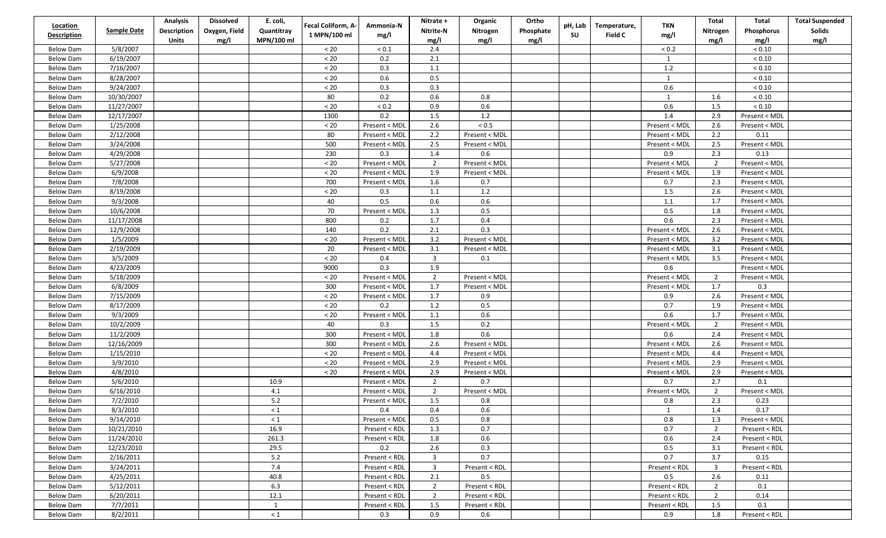| Location Description | Sample Date | Analysis Description Units | Dissolved Oxygen, Field mg/l | E. coli, Quantitray MPN/100 ml | Fecal Coliform, A-1 MPN/100 ml | Ammonia-N mg/l | Nitrate + Nitrite-N mg/l | Organic Nitrogen mg/l | Ortho Phosphate mg/l | pH, Lab SU | Temperature, Field C | TKN mg/l | Total Nitrogen mg/l | Total Phosphorus mg/l | Total Suspended Solids mg/l |
|---|---|---|---|---|---|---|---|---|---|---|---|---|---|---|---|
| Below Dam | 5/8/2007 | | | | < 20 | < 0.1 | 2.4 | | | | | < 0.2 | | < 0.10 | |
| Below Dam | 6/19/2007 | | | | < 20 | 0.2 | 2.1 | | | | | 1 | | < 0.10 | |
| Below Dam | 7/16/2007 | | | | < 20 | 0.3 | 1.1 | | | | | 1.2 | | < 0.10 | |
| Below Dam | 8/28/2007 | | | | < 20 | 0.6 | 0.5 | | | | | 1 | | < 0.10 | |
| Below Dam | 9/24/2007 | | | | < 20 | 0.3 | 0.3 | | | | | 0.6 | | < 0.10 | |
| Below Dam | 10/30/2007 | | | | 80 | 0.2 | 0.6 | 0.8 | | | | 1 | 1.6 | < 0.10 | |
| Below Dam | 11/27/2007 | | | | < 20 | < 0.2 | 0.9 | 0.6 | | | | 0.6 | 1.5 | < 0.10 | |
| Below Dam | 12/17/2007 | | | | 1300 | 0.2 | 1.5 | 1.2 | | | | 1.4 | 2.9 | Present < MDL | |
| Below Dam | 1/25/2008 | | | | < 20 | Present < MDL | 2.6 | < 0.5 | | | | Present < MDL | 2.6 | Present < MDL | |
| Below Dam | 2/12/2008 | | | | 80 | Present < MDL | 2.2 | Present < MDL | | | | Present < MDL | 2.2 | 0.11 | |
| Below Dam | 3/24/2008 | | | | 500 | Present < MDL | 2.5 | Present < MDL | | | | Present < MDL | 2.5 | Present < MDL | |
| Below Dam | 4/29/2008 | | | | 230 | 0.3 | 1.4 | 0.6 | | | | 0.9 | 2.3 | 0.13 | |
| Below Dam | 5/27/2008 | | | | < 20 | Present < MDL | 2 | Present < MDL | | | | Present < MDL | 2 | Present < MDL | |
| Below Dam | 6/9/2008 | | | | < 20 | Present < MDL | 1.9 | Present < MDL | | | | Present < MDL | 1.9 | Present < MDL | |
| Below Dam | 7/8/2008 | | | | 700 | Present < MDL | 1.6 | 0.7 | | | | 0.7 | 2.3 | Present < MDL | |
| Below Dam | 8/19/2008 | | | | < 20 | 0.3 | 1.1 | 1.2 | | | | 1.5 | 2.6 | Present < MDL | |
| Below Dam | 9/3/2008 | | | | 40 | 0.5 | 0.6 | 0.6 | | | | 1.1 | 1.7 | Present < MDL | |
| Below Dam | 10/6/2008 | | | | 70 | Present < MDL | 1.3 | 0.5 | | | | 0.5 | 1.8 | Present < MDL | |
| Below Dam | 11/17/2008 | | | | 800 | 0.2 | 1.7 | 0.4 | | | | 0.6 | 2.3 | Present < MDL | |
| Below Dam | 12/9/2008 | | | | 140 | 0.2 | 2.1 | 0.3 | | | | Present < MDL | 2.6 | Present < MDL | |
| Below Dam | 1/5/2009 | | | | < 20 | Present < MDL | 3.2 | Present < MDL | | | | Present < MDL | 3.2 | Present < MDL | |
| Below Dam | 2/19/2009 | | | | 20 | Present < MDL | 3.1 | Present < MDL | | | | Present < MDL | 3.1 | Present < MDL | |
| Below Dam | 3/5/2009 | | | | < 20 | 0.4 | 3 | 0.1 | | | | Present < MDL | 3.5 | Present < MDL | |
| Below Dam | 4/23/2009 | | | | 9000 | 0.3 | 1.9 | | | | | 0.6 | | Present < MDL | |
| Below Dam | 5/18/2009 | | | | < 20 | Present < MDL | 2 | Present < MDL | | | | Present < MDL | 2 | Present < MDL | |
| Below Dam | 6/8/2009 | | | | 300 | Present < MDL | 1.7 | Present < MDL | | | | Present < MDL | 1.7 | 0.3 | |
| Below Dam | 7/15/2009 | | | | < 20 | Present < MDL | 1.7 | 0.9 | | | | 0.9 | 2.6 | Present < MDL | |
| Below Dam | 8/17/2009 | | | | < 20 | 0.2 | 1.2 | 0.5 | | | | 0.7 | 1.9 | Present < MDL | |
| Below Dam | 9/3/2009 | | | | < 20 | Present < MDL | 1.1 | 0.6 | | | | 0.6 | 1.7 | Present < MDL | |
| Below Dam | 10/2/2009 | | | | 40 | 0.3 | 1.5 | 0.2 | | | | Present < MDL | 2 | Present < MDL | |
| Below Dam | 11/2/2009 | | | | 300 | Present < MDL | 1.8 | 0.6 | | | | 0.6 | 2.4 | Present < MDL | |
| Below Dam | 12/16/2009 | | | | 300 | Present < MDL | 2.6 | Present < MDL | | | | Present < MDL | 2.6 | Present < MDL | |
| Below Dam | 1/15/2010 | | | | < 20 | Present < MDL | 4.4 | Present < MDL | | | | Present < MDL | 4.4 | Present < MDL | |
| Below Dam | 3/9/2010 | | | | < 20 | Present < MDL | 2.9 | Present < MDL | | | | Present < MDL | 2.9 | Present < MDL | |
| Below Dam | 4/8/2010 | | | | < 20 | Present < MDL | 2.9 | Present < MDL | | | | Present < MDL | 2.9 | Present < MDL | |
| Below Dam | 5/6/2010 | | | 10.9 | | Present < MDL | 2 | 0.7 | | | | 0.7 | 2.7 | 0.1 | |
| Below Dam | 6/16/2010 | | | 4.1 | | Present < MDL | 2 | Present < MDL | | | | Present < MDL | 2 | Present < MDL | |
| Below Dam | 7/2/2010 | | | 5.2 | | Present < MDL | 1.5 | 0.8 | | | | 0.8 | 2.3 | 0.23 | |
| Below Dam | 8/3/2010 | | | < 1 | | 0.4 | 0.4 | 0.6 | | | | 1 | 1.4 | 0.17 | |
| Below Dam | 9/14/2010 | | | < 1 | | Present < MDL | 0.5 | 0.8 | | | | 0.8 | 1.3 | Present < MDL | |
| Below Dam | 10/21/2010 | | | 16.9 | | Present < RDL | 1.3 | 0.7 | | | | 0.7 | 2 | Present < RDL | |
| Below Dam | 11/24/2010 | | | 261.3 | | Present < RDL | 1.8 | 0.6 | | | | 0.6 | 2.4 | Present < RDL | |
| Below Dam | 12/23/2010 | | | 29.5 | | 0.2 | 2.6 | 0.3 | | | | 0.5 | 3.1 | Present < RDL | |
| Below Dam | 2/16/2011 | | | 5.2 | | Present < RDL | 3 | 0.7 | | | | 0.7 | 3.7 | 0.15 | |
| Below Dam | 3/24/2011 | | | 7.4 | | Present < RDL | 3 | Present < RDL | | | | Present < RDL | 3 | Present < RDL | |
| Below Dam | 4/25/2011 | | | 40.8 | | Present < RDL | 2.1 | 0.5 | | | | 0.5 | 2.6 | 0.11 | |
| Below Dam | 5/12/2011 | | | 6.3 | | Present < RDL | 2 | Present < RDL | | | | Present < RDL | 2 | 0.1 | |
| Below Dam | 6/20/2011 | | | 12.1 | | Present < RDL | 2 | Present < RDL | | | | Present < RDL | 2 | 0.14 | |
| Below Dam | 7/7/2011 | | | 1 | | Present < RDL | 1.5 | Present < RDL | | | | Present < RDL | 1.5 | 0.1 | |
| Below Dam | 8/2/2011 | | | < 1 | | 0.3 | 0.9 | 0.6 | | | | 0.9 | 1.8 | Present < RDL | |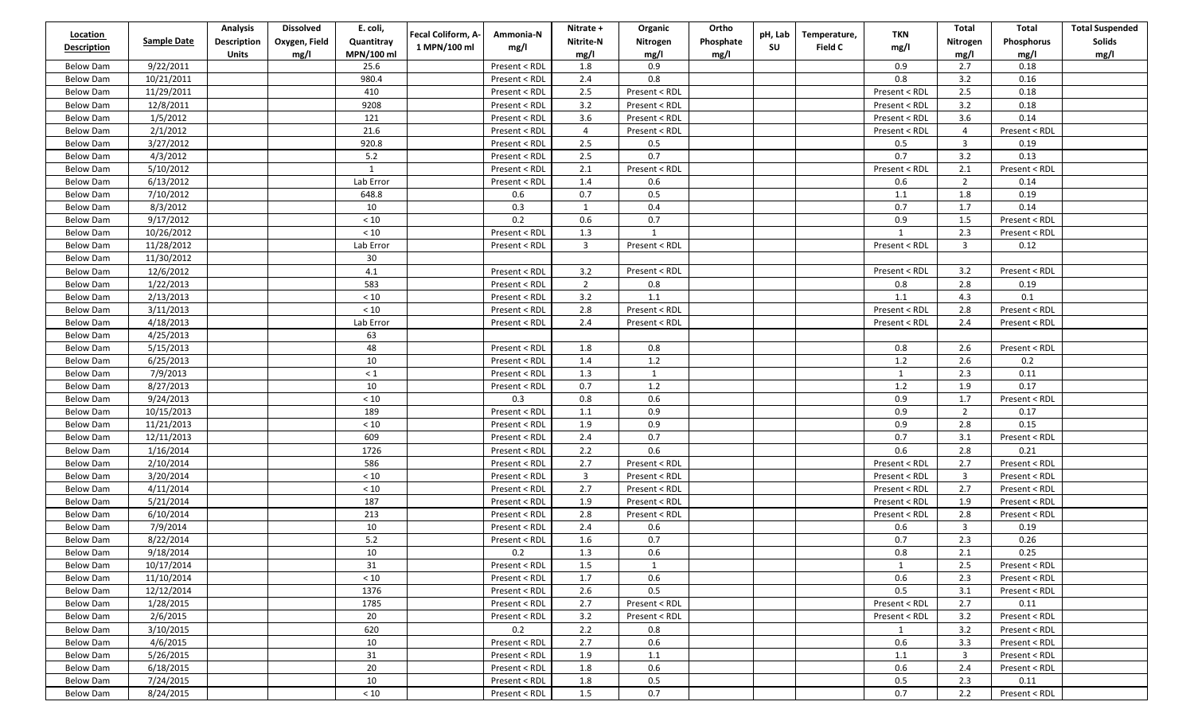| Location Description | Sample Date | Analysis Description Units | Dissolved Oxygen, Field mg/l | E. coli, Quantitray MPN/100 ml | Fecal Coliform, A-1 MPN/100 ml | Ammonia-N mg/l | Nitrate + Nitrite-N mg/l | Organic Nitrogen mg/l | Ortho Phosphate mg/l | pH, Lab SU | Temperature, Field C | TKN mg/l | Total Nitrogen mg/l | Total Phosphorus mg/l | Total Suspended Solids mg/l |
|---|---|---|---|---|---|---|---|---|---|---|---|---|---|---|---|
| Below Dam | 9/22/2011 | | | 25.6 | | Present < RDL | 1.8 | 0.9 | | | | 0.9 | 2.7 | 0.18 | |
| Below Dam | 10/21/2011 | | | 980.4 | | Present < RDL | 2.4 | 0.8 | | | | 0.8 | 3.2 | 0.16 | |
| Below Dam | 11/29/2011 | | | 410 | | Present < RDL | 2.5 | Present < RDL | | | | Present < RDL | 2.5 | 0.18 | |
| Below Dam | 12/8/2011 | | | 9208 | | Present < RDL | 3.2 | Present < RDL | | | | Present < RDL | 3.2 | 0.18 | |
| Below Dam | 1/5/2012 | | | 121 | | Present < RDL | 3.6 | Present < RDL | | | | Present < RDL | 3.6 | 0.14 | |
| Below Dam | 2/1/2012 | | | 21.6 | | Present < RDL | 4 | Present < RDL | | | | Present < RDL | 4 | Present < RDL | |
| Below Dam | 3/27/2012 | | | 920.8 | | Present < RDL | 2.5 | 0.5 | | | | 0.5 | 3 | 0.19 | |
| Below Dam | 4/3/2012 | | | 5.2 | | Present < RDL | 2.5 | 0.7 | | | | 0.7 | 3.2 | 0.13 | |
| Below Dam | 5/10/2012 | | | 1 | | Present < RDL | 2.1 | Present < RDL | | | | Present < RDL | 2.1 | Present < RDL | |
| Below Dam | 6/13/2012 | | | Lab Error | | Present < RDL | 1.4 | 0.6 | | | | 0.6 | 2 | 0.14 | |
| Below Dam | 7/10/2012 | | | 648.8 | | 0.6 | 0.7 | 0.5 | | | | 1.1 | 1.8 | 0.19 | |
| Below Dam | 8/3/2012 | | | 10 | | 0.3 | 1 | 0.4 | | | | 0.7 | 1.7 | 0.14 | |
| Below Dam | 9/17/2012 | | | < 10 | | 0.2 | 0.6 | 0.7 | | | | 0.9 | 1.5 | Present < RDL | |
| Below Dam | 10/26/2012 | | | < 10 | | Present < RDL | 1.3 | 1 | | | | 1 | 2.3 | Present < RDL | |
| Below Dam | 11/28/2012 | | | Lab Error | | Present < RDL | 3 | Present < RDL | | | | Present < RDL | 3 | 0.12 | |
| Below Dam | 11/30/2012 | | | 30 | | | | | | | | | | | |
| Below Dam | 12/6/2012 | | | 4.1 | | Present < RDL | 3.2 | Present < RDL | | | | Present < RDL | 3.2 | Present < RDL | |
| Below Dam | 1/22/2013 | | | 583 | | Present < RDL | 2 | 0.8 | | | | 0.8 | 2.8 | 0.19 | |
| Below Dam | 2/13/2013 | | | < 10 | | Present < RDL | 3.2 | 1.1 | | | | 1.1 | 4.3 | 0.1 | |
| Below Dam | 3/11/2013 | | | < 10 | | Present < RDL | 2.8 | Present < RDL | | | | Present < RDL | 2.8 | Present < RDL | |
| Below Dam | 4/18/2013 | | | Lab Error | | Present < RDL | 2.4 | Present < RDL | | | | Present < RDL | 2.4 | Present < RDL | |
| Below Dam | 4/25/2013 | | | 63 | | | | | | | | | | | |
| Below Dam | 5/15/2013 | | | 48 | | Present < RDL | 1.8 | 0.8 | | | | 0.8 | 2.6 | Present < RDL | |
| Below Dam | 6/25/2013 | | | 10 | | Present < RDL | 1.4 | 1.2 | | | | 1.2 | 2.6 | 0.2 | |
| Below Dam | 7/9/2013 | | | < 1 | | Present < RDL | 1.3 | 1 | | | | 1 | 2.3 | 0.11 | |
| Below Dam | 8/27/2013 | | | 10 | | Present < RDL | 0.7 | 1.2 | | | | 1.2 | 1.9 | 0.17 | |
| Below Dam | 9/24/2013 | | | < 10 | | 0.3 | 0.8 | 0.6 | | | | 0.9 | 1.7 | Present < RDL | |
| Below Dam | 10/15/2013 | | | 189 | | Present < RDL | 1.1 | 0.9 | | | | 0.9 | 2 | 0.17 | |
| Below Dam | 11/21/2013 | | | < 10 | | Present < RDL | 1.9 | 0.9 | | | | 0.9 | 2.8 | 0.15 | |
| Below Dam | 12/11/2013 | | | 609 | | Present < RDL | 2.4 | 0.7 | | | | 0.7 | 3.1 | Present < RDL | |
| Below Dam | 1/16/2014 | | | 1726 | | Present < RDL | 2.2 | 0.6 | | | | 0.6 | 2.8 | 0.21 | |
| Below Dam | 2/10/2014 | | | 586 | | Present < RDL | 2.7 | Present < RDL | | | | Present < RDL | 2.7 | Present < RDL | |
| Below Dam | 3/20/2014 | | | < 10 | | Present < RDL | 3 | Present < RDL | | | | Present < RDL | 3 | Present < RDL | |
| Below Dam | 4/11/2014 | | | < 10 | | Present < RDL | 2.7 | Present < RDL | | | | Present < RDL | 2.7 | Present < RDL | |
| Below Dam | 5/21/2014 | | | 187 | | Present < RDL | 1.9 | Present < RDL | | | | Present < RDL | 1.9 | Present < RDL | |
| Below Dam | 6/10/2014 | | | 213 | | Present < RDL | 2.8 | Present < RDL | | | | Present < RDL | 2.8 | Present < RDL | |
| Below Dam | 7/9/2014 | | | 10 | | Present < RDL | 2.4 | 0.6 | | | | 0.6 | 3 | 0.19 | |
| Below Dam | 8/22/2014 | | | 5.2 | | Present < RDL | 1.6 | 0.7 | | | | 0.7 | 2.3 | 0.26 | |
| Below Dam | 9/18/2014 | | | 10 | | 0.2 | 1.3 | 0.6 | | | | 0.8 | 2.1 | 0.25 | |
| Below Dam | 10/17/2014 | | | 31 | | Present < RDL | 1.5 | 1 | | | | 1 | 2.5 | Present < RDL | |
| Below Dam | 11/10/2014 | | | < 10 | | Present < RDL | 1.7 | 0.6 | | | | 0.6 | 2.3 | Present < RDL | |
| Below Dam | 12/12/2014 | | | 1376 | | Present < RDL | 2.6 | 0.5 | | | | 0.5 | 3.1 | Present < RDL | |
| Below Dam | 1/28/2015 | | | 1785 | | Present < RDL | 2.7 | Present < RDL | | | | Present < RDL | 2.7 | 0.11 | |
| Below Dam | 2/6/2015 | | | 20 | | Present < RDL | 3.2 | Present < RDL | | | | Present < RDL | 3.2 | Present < RDL | |
| Below Dam | 3/10/2015 | | | 620 | | 0.2 | 2.2 | 0.8 | | | | 1 | 3.2 | Present < RDL | |
| Below Dam | 4/6/2015 | | | 10 | | Present < RDL | 2.7 | 0.6 | | | | 0.6 | 3.3 | Present < RDL | |
| Below Dam | 5/26/2015 | | | 31 | | Present < RDL | 1.9 | 1.1 | | | | 1.1 | 3 | Present < RDL | |
| Below Dam | 6/18/2015 | | | 20 | | Present < RDL | 1.8 | 0.6 | | | | 0.6 | 2.4 | Present < RDL | |
| Below Dam | 7/24/2015 | | | 10 | | Present < RDL | 1.8 | 0.5 | | | | 0.5 | 2.3 | 0.11 | |
| Below Dam | 8/24/2015 | | | < 10 | | Present < RDL | 1.5 | 0.7 | | | | 0.7 | 2.2 | Present < RDL | |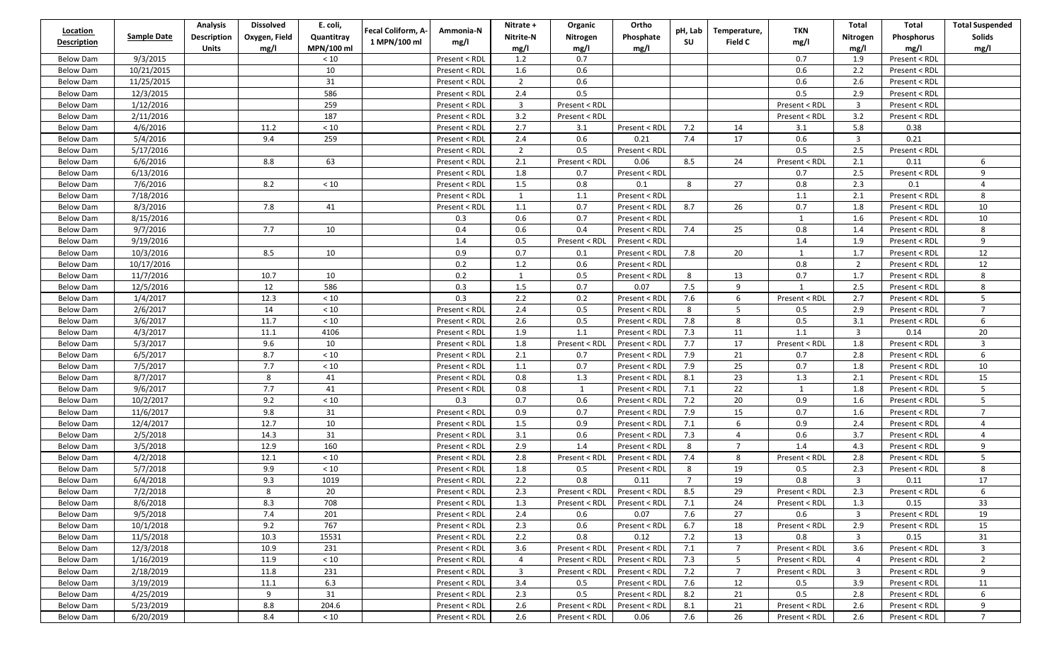| Location Description | Sample Date | Analysis Description Units | Dissolved Oxygen, Field mg/l | E. coli, Quantitray MPN/100 ml | Fecal Coliform, A-1 MPN/100 ml | Ammonia-N mg/l | Nitrate + Nitrite-N mg/l | Organic Nitrogen mg/l | Ortho Phosphate mg/l | pH, Lab SU | Temperature, Field C | TKN mg/l | Total Nitrogen mg/l | Total Phosphorus mg/l | Total Suspended Solids mg/l |
|---|---|---|---|---|---|---|---|---|---|---|---|---|---|---|---|
| Below Dam | 9/3/2015 | | | < 10 | | Present < RDL | 1.2 | 0.7 | | | | 0.7 | 1.9 | Present < RDL | |
| Below Dam | 10/21/2015 | | | 10 | | Present < RDL | 1.6 | 0.6 | | | | 0.6 | 2.2 | Present < RDL | |
| Below Dam | 11/25/2015 | | | 31 | | Present < RDL | 2 | 0.6 | | | | 0.6 | 2.6 | Present < RDL | |
| Below Dam | 12/3/2015 | | | 586 | | Present < RDL | 2.4 | 0.5 | | | | 0.5 | 2.9 | Present < RDL | |
| Below Dam | 1/12/2016 | | | 259 | | Present < RDL | 3 | Present < RDL | | | | Present < RDL | 3 | Present < RDL | |
| Below Dam | 2/11/2016 | | | 187 | | Present < RDL | 3.2 | Present < RDL | | | | Present < RDL | 3.2 | Present < RDL | |
| Below Dam | 4/6/2016 | | 11.2 | < 10 | | Present < RDL | 2.7 | 3.1 | Present < RDL | 7.2 | 14 | 3.1 | 5.8 | 0.38 | |
| Below Dam | 5/4/2016 | | 9.4 | 259 | | Present < RDL | 2.4 | 0.6 | 0.21 | 7.4 | 17 | 0.6 | 3 | 0.21 | |
| Below Dam | 5/17/2016 | | | | | Present < RDL | 2 | 0.5 | Present < RDL | | | 0.5 | 2.5 | Present < RDL | |
| Below Dam | 6/6/2016 | | 8.8 | 63 | | Present < RDL | 2.1 | Present < RDL | 0.06 | 8.5 | 24 | Present < RDL | 2.1 | 0.11 | 6 |
| Below Dam | 6/13/2016 | | | | | Present < RDL | 1.8 | 0.7 | Present < RDL | | | 0.7 | 2.5 | Present < RDL | 9 |
| Below Dam | 7/6/2016 | | 8.2 | < 10 | | Present < RDL | 1.5 | 0.8 | 0.1 | 8 | 27 | 0.8 | 2.3 | 0.1 | 4 |
| Below Dam | 7/18/2016 | | | | | Present < RDL | 1 | 1.1 | Present < RDL | | | 1.1 | 2.1 | Present < RDL | 8 |
| Below Dam | 8/3/2016 | | 7.8 | 41 | | Present < RDL | 1.1 | 0.7 | Present < RDL | 8.7 | 26 | 0.7 | 1.8 | Present < RDL | 10 |
| Below Dam | 8/15/2016 | | | | | 0.3 | 0.6 | 0.7 | Present < RDL | | | 1 | 1.6 | Present < RDL | 10 |
| Below Dam | 9/7/2016 | | 7.7 | 10 | | 0.4 | 0.6 | 0.4 | Present < RDL | 7.4 | 25 | 0.8 | 1.4 | Present < RDL | 8 |
| Below Dam | 9/19/2016 | | | | | 1.4 | 0.5 | Present < RDL | Present < RDL | | | 1.4 | 1.9 | Present < RDL | 9 |
| Below Dam | 10/3/2016 | | 8.5 | 10 | | 0.9 | 0.7 | 0.1 | Present < RDL | 7.8 | 20 | 1 | 1.7 | Present < RDL | 12 |
| Below Dam | 10/17/2016 | | | | | 0.2 | 1.2 | 0.6 | Present < RDL | | | 0.8 | 2 | Present < RDL | 12 |
| Below Dam | 11/7/2016 | | 10.7 | 10 | | 0.2 | 1 | 0.5 | Present < RDL | 8 | 13 | 0.7 | 1.7 | Present < RDL | 8 |
| Below Dam | 12/5/2016 | | 12 | 586 | | 0.3 | 1.5 | 0.7 | 0.07 | 7.5 | 9 | 1 | 2.5 | Present < RDL | 8 |
| Below Dam | 1/4/2017 | | 12.3 | < 10 | | 0.3 | 2.2 | 0.2 | Present < RDL | 7.6 | 6 | Present < RDL | 2.7 | Present < RDL | 5 |
| Below Dam | 2/6/2017 | | 14 | < 10 | | Present < RDL | 2.4 | 0.5 | Present < RDL | 8 | 5 | 0.5 | 2.9 | Present < RDL | 7 |
| Below Dam | 3/6/2017 | | 11.7 | < 10 | | Present < RDL | 2.6 | 0.5 | Present < RDL | 7.8 | 8 | 0.5 | 3.1 | Present < RDL | 6 |
| Below Dam | 4/3/2017 | | 11.1 | 4106 | | Present < RDL | 1.9 | 1.1 | Present < RDL | 7.3 | 11 | 1.1 | 3 | 0.14 | 20 |
| Below Dam | 5/3/2017 | | 9.6 | 10 | | Present < RDL | 1.8 | Present < RDL | Present < RDL | 7.7 | 17 | Present < RDL | 1.8 | Present < RDL | 3 |
| Below Dam | 6/5/2017 | | 8.7 | < 10 | | Present < RDL | 2.1 | 0.7 | Present < RDL | 7.9 | 21 | 0.7 | 2.8 | Present < RDL | 6 |
| Below Dam | 7/5/2017 | | 7.7 | < 10 | | Present < RDL | 1.1 | 0.7 | Present < RDL | 7.9 | 25 | 0.7 | 1.8 | Present < RDL | 10 |
| Below Dam | 8/7/2017 | | 8 | 41 | | Present < RDL | 0.8 | 1.3 | Present < RDL | 8.1 | 23 | 1.3 | 2.1 | Present < RDL | 15 |
| Below Dam | 9/6/2017 | | 7.7 | 41 | | Present < RDL | 0.8 | 1 | Present < RDL | 7.1 | 22 | 1 | 1.8 | Present < RDL | 5 |
| Below Dam | 10/2/2017 | | 9.2 | < 10 | | 0.3 | 0.7 | 0.6 | Present < RDL | 7.2 | 20 | 0.9 | 1.6 | Present < RDL | 5 |
| Below Dam | 11/6/2017 | | 9.8 | 31 | | Present < RDL | 0.9 | 0.7 | Present < RDL | 7.9 | 15 | 0.7 | 1.6 | Present < RDL | 7 |
| Below Dam | 12/4/2017 | | 12.7 | 10 | | Present < RDL | 1.5 | 0.9 | Present < RDL | 7.1 | 6 | 0.9 | 2.4 | Present < RDL | 4 |
| Below Dam | 2/5/2018 | | 14.3 | 31 | | Present < RDL | 3.1 | 0.6 | Present < RDL | 7.3 | 4 | 0.6 | 3.7 | Present < RDL | 4 |
| Below Dam | 3/5/2018 | | 12.9 | 160 | | Present < RDL | 2.9 | 1.4 | Present < RDL | 8 | 7 | 1.4 | 4.3 | Present < RDL | 9 |
| Below Dam | 4/2/2018 | | 12.1 | < 10 | | Present < RDL | 2.8 | Present < RDL | Present < RDL | 7.4 | 8 | Present < RDL | 2.8 | Present < RDL | 5 |
| Below Dam | 5/7/2018 | | 9.9 | < 10 | | Present < RDL | 1.8 | 0.5 | Present < RDL | 8 | 19 | 0.5 | 2.3 | Present < RDL | 8 |
| Below Dam | 6/4/2018 | | 9.3 | 1019 | | Present < RDL | 2.2 | 0.8 | 0.11 | 7 | 19 | 0.8 | 3 | 0.11 | 17 |
| Below Dam | 7/2/2018 | | 8 | 20 | | Present < RDL | 2.3 | Present < RDL | Present < RDL | 8.5 | 29 | Present < RDL | 2.3 | Present < RDL | 6 |
| Below Dam | 8/6/2018 | | 8.3 | 708 | | Present < RDL | 1.3 | Present < RDL | Present < RDL | 7.1 | 24 | Present < RDL | 1.3 | 0.15 | 33 |
| Below Dam | 9/5/2018 | | 7.4 | 201 | | Present < RDL | 2.4 | 0.6 | 0.07 | 7.6 | 27 | 0.6 | 3 | Present < RDL | 19 |
| Below Dam | 10/1/2018 | | 9.2 | 767 | | Present < RDL | 2.3 | 0.6 | Present < RDL | 6.7 | 18 | Present < RDL | 2.9 | Present < RDL | 15 |
| Below Dam | 11/5/2018 | | 10.3 | 15531 | | Present < RDL | 2.2 | 0.8 | 0.12 | 7.2 | 13 | 0.8 | 3 | 0.15 | 31 |
| Below Dam | 12/3/2018 | | 10.9 | 231 | | Present < RDL | 3.6 | Present < RDL | Present < RDL | 7.1 | 7 | Present < RDL | 3.6 | Present < RDL | 3 |
| Below Dam | 1/16/2019 | | 11.9 | < 10 | | Present < RDL | 4 | Present < RDL | Present < RDL | 7.3 | 5 | Present < RDL | 4 | Present < RDL | 2 |
| Below Dam | 2/18/2019 | | 11.8 | 231 | | Present < RDL | 3 | Present < RDL | Present < RDL | 7.2 | 7 | Present < RDL | 3 | Present < RDL | 9 |
| Below Dam | 3/19/2019 | | 11.1 | 6.3 | | Present < RDL | 3.4 | 0.5 | Present < RDL | 7.6 | 12 | 0.5 | 3.9 | Present < RDL | 11 |
| Below Dam | 4/25/2019 | | 9 | 31 | | Present < RDL | 2.3 | 0.5 | Present < RDL | 8.2 | 21 | 0.5 | 2.8 | Present < RDL | 6 |
| Below Dam | 5/23/2019 | | 8.8 | 204.6 | | Present < RDL | 2.6 | Present < RDL | Present < RDL | 8.1 | 21 | Present < RDL | 2.6 | Present < RDL | 9 |
| Below Dam | 6/20/2019 | | 8.4 | < 10 | | Present < RDL | 2.6 | Present < RDL | 0.06 | 7.6 | 26 | Present < RDL | 2.6 | Present < RDL | 7 |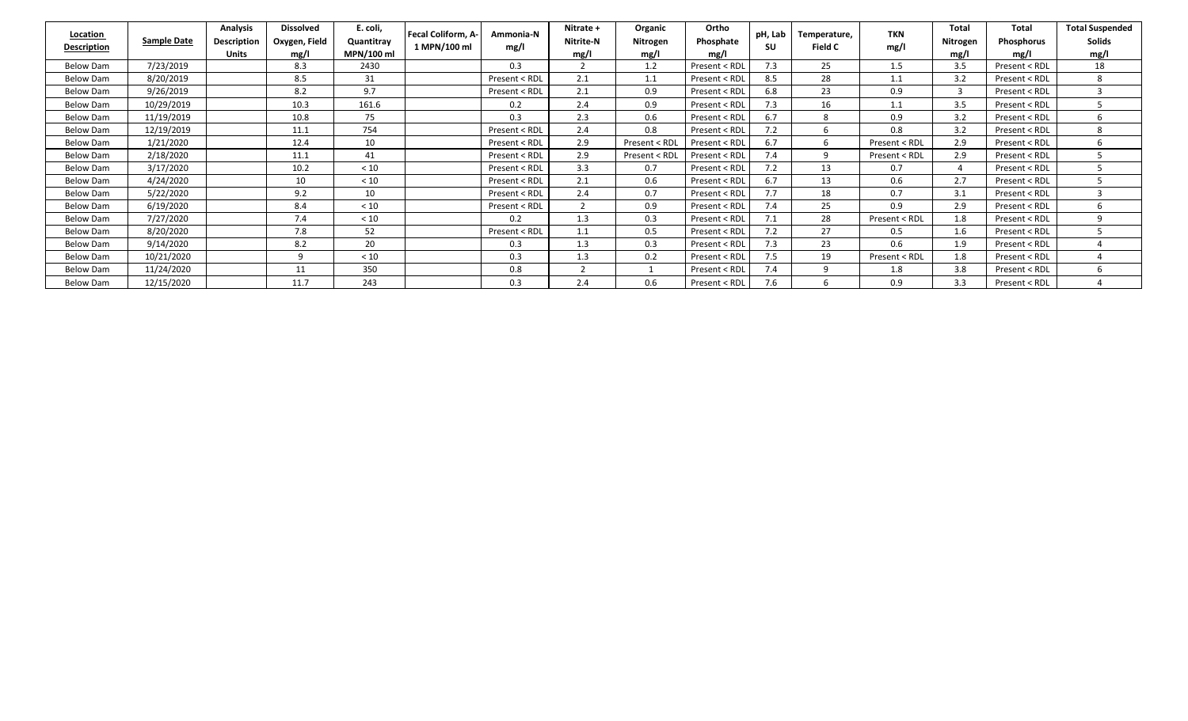| Location Description | Sample Date | Analysis Description Units | Dissolved Oxygen, Field mg/l | E. coli, Quantitray MPN/100 ml | Fecal Coliform, A-1 MPN/100 ml | Ammonia-N mg/l | Nitrate + Nitrite-N mg/l | Organic Nitrogen mg/l | Ortho Phosphate mg/l | pH, Lab SU | Temperature, Field C | TKN mg/l | Total Nitrogen mg/l | Total Phosphorus mg/l | Total Suspended Solids mg/l |
|---|---|---|---|---|---|---|---|---|---|---|---|---|---|---|---|
| Below Dam | 7/23/2019 | | 8.3 | 2430 | | 0.3 | 2 | 1.2 | Present < RDL | 7.3 | 25 | 1.5 | 3.5 | Present < RDL | 18 |
| Below Dam | 8/20/2019 | | 8.5 | 31 | | Present < RDL | 2.1 | 1.1 | Present < RDL | 8.5 | 28 | 1.1 | 3.2 | Present < RDL | 8 |
| Below Dam | 9/26/2019 | | 8.2 | 9.7 | | Present < RDL | 2.1 | 0.9 | Present < RDL | 6.8 | 23 | 0.9 | 3 | Present < RDL | 3 |
| Below Dam | 10/29/2019 | | 10.3 | 161.6 | | 0.2 | 2.4 | 0.9 | Present < RDL | 7.3 | 16 | 1.1 | 3.5 | Present < RDL | 5 |
| Below Dam | 11/19/2019 | | 10.8 | 75 | | 0.3 | 2.3 | 0.6 | Present < RDL | 6.7 | 8 | 0.9 | 3.2 | Present < RDL | 6 |
| Below Dam | 12/19/2019 | | 11.1 | 754 | | Present < RDL | 2.4 | 0.8 | Present < RDL | 7.2 | 6 | 0.8 | 3.2 | Present < RDL | 8 |
| Below Dam | 1/21/2020 | | 12.4 | 10 | | Present < RDL | 2.9 | Present < RDL | Present < RDL | 6.7 | 6 | Present < RDL | 2.9 | Present < RDL | 6 |
| Below Dam | 2/18/2020 | | 11.1 | 41 | | Present < RDL | 2.9 | Present < RDL | Present < RDL | 7.4 | 9 | Present < RDL | 2.9 | Present < RDL | 5 |
| Below Dam | 3/17/2020 | | 10.2 | < 10 | | Present < RDL | 3.3 | 0.7 | Present < RDL | 7.2 | 13 | 0.7 | 4 | Present < RDL | 5 |
| Below Dam | 4/24/2020 | | 10 | < 10 | | Present < RDL | 2.1 | 0.6 | Present < RDL | 6.7 | 13 | 0.6 | 2.7 | Present < RDL | 5 |
| Below Dam | 5/22/2020 | | 9.2 | 10 | | Present < RDL | 2.4 | 0.7 | Present < RDL | 7.7 | 18 | 0.7 | 3.1 | Present < RDL | 3 |
| Below Dam | 6/19/2020 | | 8.4 | < 10 | | Present < RDL | 2 | 0.9 | Present < RDL | 7.4 | 25 | 0.9 | 2.9 | Present < RDL | 6 |
| Below Dam | 7/27/2020 | | 7.4 | < 10 | | 0.2 | 1.3 | 0.3 | Present < RDL | 7.1 | 28 | Present < RDL | 1.8 | Present < RDL | 9 |
| Below Dam | 8/20/2020 | | 7.8 | 52 | | Present < RDL | 1.1 | 0.5 | Present < RDL | 7.2 | 27 | 0.5 | 1.6 | Present < RDL | 5 |
| Below Dam | 9/14/2020 | | 8.2 | 20 | | 0.3 | 1.3 | 0.3 | Present < RDL | 7.3 | 23 | 0.6 | 1.9 | Present < RDL | 4 |
| Below Dam | 10/21/2020 | | 9 | < 10 | | 0.3 | 1.3 | 0.2 | Present < RDL | 7.5 | 19 | Present < RDL | 1.8 | Present < RDL | 4 |
| Below Dam | 11/24/2020 | | 11 | 350 | | 0.8 | 2 | 1 | Present < RDL | 7.4 | 9 | 1.8 | 3.8 | Present < RDL | 6 |
| Below Dam | 12/15/2020 | | 11.7 | 243 | | 0.3 | 2.4 | 0.6 | Present < RDL | 7.6 | 6 | 0.9 | 3.3 | Present < RDL | 4 |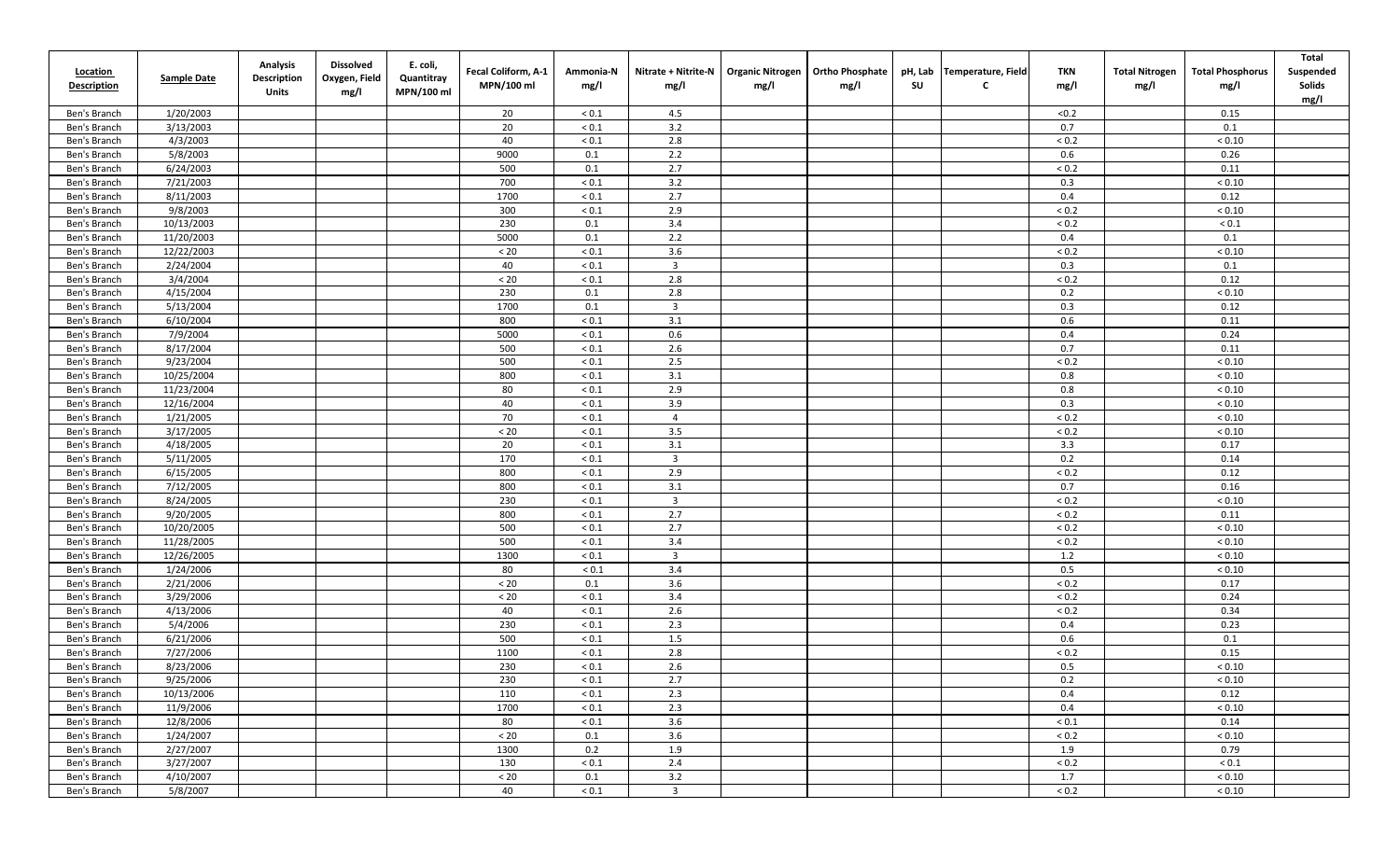| Location Description | Sample Date | Analysis Description Units | Dissolved Oxygen, Field mg/l | E. coli, Quantitray MPN/100 ml | Fecal Coliform, A-1 MPN/100 ml | Ammonia-N mg/l | Nitrate + Nitrite-N mg/l | Organic Nitrogen mg/l | Ortho Phosphate mg/l | pH, Lab SU | Temperature, Field C | TKN mg/l | Total Nitrogen mg/l | Total Phosphorus mg/l | Total Suspended Solids mg/l |
|---|---|---|---|---|---|---|---|---|---|---|---|---|---|---|---|
| Ben's Branch | 1/20/2003 | | | | 20 | < 0.1 | 4.5 | | | | | <0.2 | | 0.15 | |
| Ben's Branch | 3/13/2003 | | | | 20 | < 0.1 | 3.2 | | | | | 0.7 | | 0.1 | |
| Ben's Branch | 4/3/2003 | | | | 40 | < 0.1 | 2.8 | | | | | < 0.2 | | < 0.10 | |
| Ben's Branch | 5/8/2003 | | | | 9000 | 0.1 | 2.2 | | | | | 0.6 | | 0.26 | |
| Ben's Branch | 6/24/2003 | | | | 500 | 0.1 | 2.7 | | | | | < 0.2 | | 0.11 | |
| Ben's Branch | 7/21/2003 | | | | 700 | < 0.1 | 3.2 | | | | | 0.3 | | < 0.10 | |
| Ben's Branch | 8/11/2003 | | | | 1700 | < 0.1 | 2.7 | | | | | 0.4 | | 0.12 | |
| Ben's Branch | 9/8/2003 | | | | 300 | < 0.1 | 2.9 | | | | | < 0.2 | | < 0.10 | |
| Ben's Branch | 10/13/2003 | | | | 230 | 0.1 | 3.4 | | | | | < 0.2 | | < 0.1 | |
| Ben's Branch | 11/20/2003 | | | | 5000 | 0.1 | 2.2 | | | | | 0.4 | | 0.1 | |
| Ben's Branch | 12/22/2003 | | | | < 20 | < 0.1 | 3.6 | | | | | < 0.2 | | < 0.10 | |
| Ben's Branch | 2/24/2004 | | | | 40 | < 0.1 | 3 | | | | | 0.3 | | 0.1 | |
| Ben's Branch | 3/4/2004 | | | | < 20 | < 0.1 | 2.8 | | | | | < 0.2 | | 0.12 | |
| Ben's Branch | 4/15/2004 | | | | 230 | 0.1 | 2.8 | | | | | 0.2 | | < 0.10 | |
| Ben's Branch | 5/13/2004 | | | | 1700 | 0.1 | 3 | | | | | 0.3 | | 0.12 | |
| Ben's Branch | 6/10/2004 | | | | 800 | < 0.1 | 3.1 | | | | | 0.6 | | 0.11 | |
| Ben's Branch | 7/9/2004 | | | | 5000 | < 0.1 | 0.6 | | | | | 0.4 | | 0.24 | |
| Ben's Branch | 8/17/2004 | | | | 500 | < 0.1 | 2.6 | | | | | 0.7 | | 0.11 | |
| Ben's Branch | 9/23/2004 | | | | 500 | < 0.1 | 2.5 | | | | | < 0.2 | | < 0.10 | |
| Ben's Branch | 10/25/2004 | | | | 800 | < 0.1 | 3.1 | | | | | 0.8 | | < 0.10 | |
| Ben's Branch | 11/23/2004 | | | | 80 | < 0.1 | 2.9 | | | | | 0.8 | | < 0.10 | |
| Ben's Branch | 12/16/2004 | | | | 40 | < 0.1 | 3.9 | | | | | 0.3 | | < 0.10 | |
| Ben's Branch | 1/21/2005 | | | | 70 | < 0.1 | 4 | | | | | < 0.2 | | < 0.10 | |
| Ben's Branch | 3/17/2005 | | | | < 20 | < 0.1 | 3.5 | | | | | < 0.2 | | < 0.10 | |
| Ben's Branch | 4/18/2005 | | | | 20 | < 0.1 | 3.1 | | | | | 3.3 | | 0.17 | |
| Ben's Branch | 5/11/2005 | | | | 170 | < 0.1 | 3 | | | | | 0.2 | | 0.14 | |
| Ben's Branch | 6/15/2005 | | | | 800 | < 0.1 | 2.9 | | | | | < 0.2 | | 0.12 | |
| Ben's Branch | 7/12/2005 | | | | 800 | < 0.1 | 3.1 | | | | | 0.7 | | 0.16 | |
| Ben's Branch | 8/24/2005 | | | | 230 | < 0.1 | 3 | | | | | < 0.2 | | < 0.10 | |
| Ben's Branch | 9/20/2005 | | | | 800 | < 0.1 | 2.7 | | | | | < 0.2 | | 0.11 | |
| Ben's Branch | 10/20/2005 | | | | 500 | < 0.1 | 2.7 | | | | | < 0.2 | | < 0.10 | |
| Ben's Branch | 11/28/2005 | | | | 500 | < 0.1 | 3.4 | | | | | < 0.2 | | < 0.10 | |
| Ben's Branch | 12/26/2005 | | | | 1300 | < 0.1 | 3 | | | | | 1.2 | | < 0.10 | |
| Ben's Branch | 1/24/2006 | | | | 80 | < 0.1 | 3.4 | | | | | 0.5 | | < 0.10 | |
| Ben's Branch | 2/21/2006 | | | | < 20 | 0.1 | 3.6 | | | | | < 0.2 | | 0.17 | |
| Ben's Branch | 3/29/2006 | | | | < 20 | < 0.1 | 3.4 | | | | | < 0.2 | | 0.24 | |
| Ben's Branch | 4/13/2006 | | | | 40 | < 0.1 | 2.6 | | | | | < 0.2 | | 0.34 | |
| Ben's Branch | 5/4/2006 | | | | 230 | < 0.1 | 2.3 | | | | | 0.4 | | 0.23 | |
| Ben's Branch | 6/21/2006 | | | | 500 | < 0.1 | 1.5 | | | | | 0.6 | | 0.1 | |
| Ben's Branch | 7/27/2006 | | | | 1100 | < 0.1 | 2.8 | | | | | < 0.2 | | 0.15 | |
| Ben's Branch | 8/23/2006 | | | | 230 | < 0.1 | 2.6 | | | | | 0.5 | | < 0.10 | |
| Ben's Branch | 9/25/2006 | | | | 230 | < 0.1 | 2.7 | | | | | 0.2 | | < 0.10 | |
| Ben's Branch | 10/13/2006 | | | | 110 | < 0.1 | 2.3 | | | | | 0.4 | | 0.12 | |
| Ben's Branch | 11/9/2006 | | | | 1700 | < 0.1 | 2.3 | | | | | 0.4 | | < 0.10 | |
| Ben's Branch | 12/8/2006 | | | | 80 | < 0.1 | 3.6 | | | | | < 0.1 | | 0.14 | |
| Ben's Branch | 1/24/2007 | | | | < 20 | 0.1 | 3.6 | | | | | < 0.2 | | < 0.10 | |
| Ben's Branch | 2/27/2007 | | | | 1300 | 0.2 | 1.9 | | | | | 1.9 | | 0.79 | |
| Ben's Branch | 3/27/2007 | | | | 130 | < 0.1 | 2.4 | | | | | < 0.2 | | < 0.1 | |
| Ben's Branch | 4/10/2007 | | | | < 20 | 0.1 | 3.2 | | | | | 1.7 | | < 0.10 | |
| Ben's Branch | 5/8/2007 | | | | 40 | < 0.1 | 3 | | | | | < 0.2 | | < 0.10 | |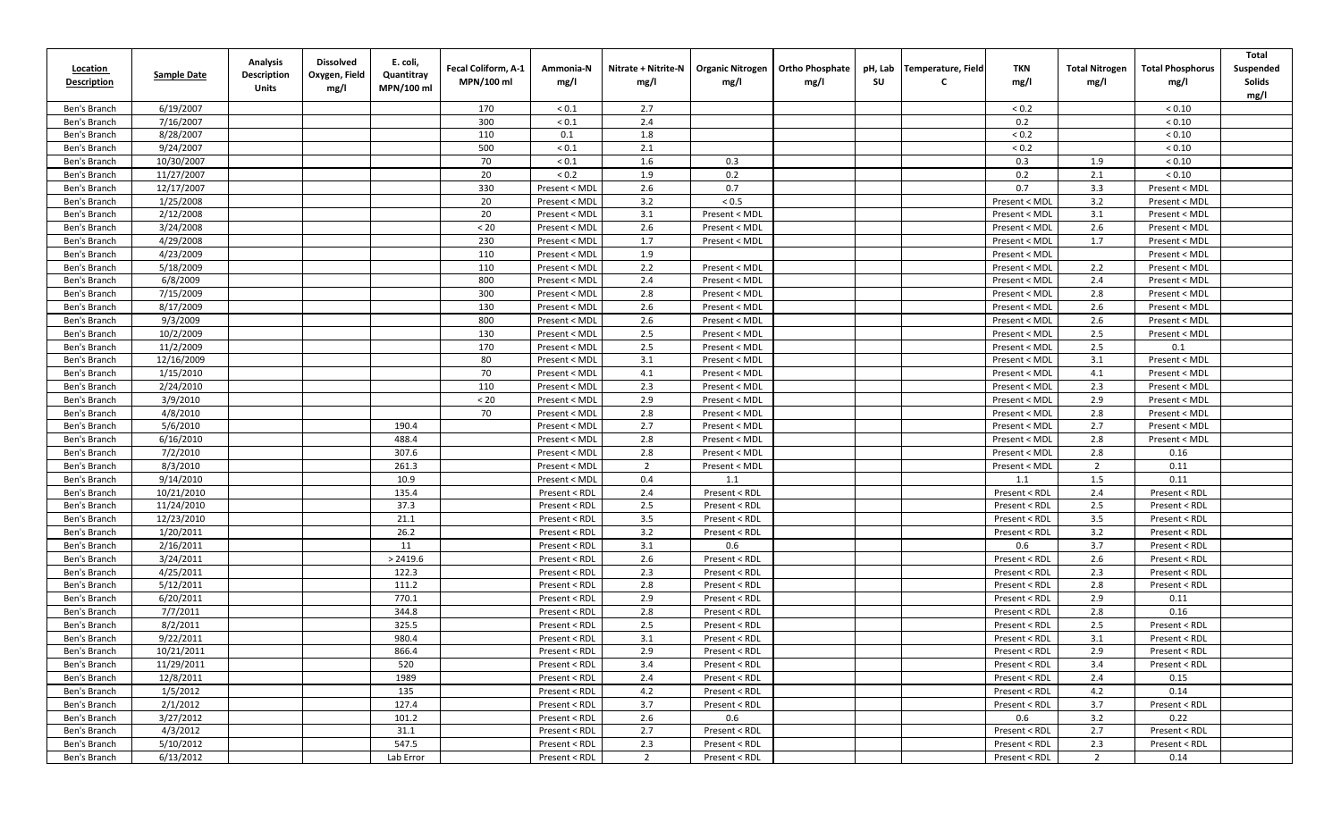| Location Description | Sample Date | Analysis Description Units | Dissolved Oxygen, Field mg/l | E. coli, Quantitray MPN/100 ml | Fecal Coliform, A-1 MPN/100 ml | Ammonia-N mg/l | Nitrate + Nitrite-N mg/l | Organic Nitrogen mg/l | Ortho Phosphate mg/l | pH, Lab SU | Temperature, Field C | TKN mg/l | Total Nitrogen mg/l | Total Phosphorus mg/l | Total Suspended Solids mg/l |
|---|---|---|---|---|---|---|---|---|---|---|---|---|---|---|---|
| Ben's Branch | 6/19/2007 | | | | 170 | < 0.1 | 2.7 | | | | | < 0.2 | | < 0.10 | |
| Ben's Branch | 7/16/2007 | | | | 300 | < 0.1 | 2.4 | | | | | 0.2 | | < 0.10 | |
| Ben's Branch | 8/28/2007 | | | | 110 | 0.1 | 1.8 | | | | | < 0.2 | | < 0.10 | |
| Ben's Branch | 9/24/2007 | | | | 500 | < 0.1 | 2.1 | | | | | < 0.2 | | < 0.10 | |
| Ben's Branch | 10/30/2007 | | | | 70 | < 0.1 | 1.6 | 0.3 | | | | 0.3 | 1.9 | < 0.10 | |
| Ben's Branch | 11/27/2007 | | | | 20 | < 0.2 | 1.9 | 0.2 | | | | 0.2 | 2.1 | < 0.10 | |
| Ben's Branch | 12/17/2007 | | | | 330 | Present < MDL | 2.6 | 0.7 | | | | 0.7 | 3.3 | Present < MDL | |
| Ben's Branch | 1/25/2008 | | | | 20 | Present < MDL | 3.2 | < 0.5 | | | | Present < MDL | 3.2 | Present < MDL | |
| Ben's Branch | 2/12/2008 | | | | 20 | Present < MDL | 3.1 | Present < MDL | | | | Present < MDL | 3.1 | Present < MDL | |
| Ben's Branch | 3/24/2008 | | | | < 20 | Present < MDL | 2.6 | Present < MDL | | | | Present < MDL | 2.6 | Present < MDL | |
| Ben's Branch | 4/29/2008 | | | | 230 | Present < MDL | 1.7 | Present < MDL | | | | Present < MDL | 1.7 | Present < MDL | |
| Ben's Branch | 4/23/2009 | | | | 110 | Present < MDL | 1.9 | | | | | Present < MDL | | Present < MDL | |
| Ben's Branch | 5/18/2009 | | | | 110 | Present < MDL | 2.2 | Present < MDL | | | | Present < MDL | 2.2 | Present < MDL | |
| Ben's Branch | 6/8/2009 | | | | 800 | Present < MDL | 2.4 | Present < MDL | | | | Present < MDL | 2.4 | Present < MDL | |
| Ben's Branch | 7/15/2009 | | | | 300 | Present < MDL | 2.8 | Present < MDL | | | | Present < MDL | 2.8 | Present < MDL | |
| Ben's Branch | 8/17/2009 | | | | 130 | Present < MDL | 2.6 | Present < MDL | | | | Present < MDL | 2.6 | Present < MDL | |
| Ben's Branch | 9/3/2009 | | | | 800 | Present < MDL | 2.6 | Present < MDL | | | | Present < MDL | 2.6 | Present < MDL | |
| Ben's Branch | 10/2/2009 | | | | 130 | Present < MDL | 2.5 | Present < MDL | | | | Present < MDL | 2.5 | Present < MDL | |
| Ben's Branch | 11/2/2009 | | | | 170 | Present < MDL | 2.5 | Present < MDL | | | | Present < MDL | 2.5 | 0.1 | |
| Ben's Branch | 12/16/2009 | | | | 80 | Present < MDL | 3.1 | Present < MDL | | | | Present < MDL | 3.1 | Present < MDL | |
| Ben's Branch | 1/15/2010 | | | | 70 | Present < MDL | 4.1 | Present < MDL | | | | Present < MDL | 4.1 | Present < MDL | |
| Ben's Branch | 2/24/2010 | | | | 110 | Present < MDL | 2.3 | Present < MDL | | | | Present < MDL | 2.3 | Present < MDL | |
| Ben's Branch | 3/9/2010 | | | | < 20 | Present < MDL | 2.9 | Present < MDL | | | | Present < MDL | 2.9 | Present < MDL | |
| Ben's Branch | 4/8/2010 | | | | 70 | Present < MDL | 2.8 | Present < MDL | | | | Present < MDL | 2.8 | Present < MDL | |
| Ben's Branch | 5/6/2010 | | | 190.4 | | Present < MDL | 2.7 | Present < MDL | | | | Present < MDL | 2.7 | Present < MDL | |
| Ben's Branch | 6/16/2010 | | | 488.4 | | Present < MDL | 2.8 | Present < MDL | | | | Present < MDL | 2.8 | Present < MDL | |
| Ben's Branch | 7/2/2010 | | | 307.6 | | Present < MDL | 2.8 | Present < MDL | | | | Present < MDL | 2.8 | 0.16 | |
| Ben's Branch | 8/3/2010 | | | 261.3 | | Present < MDL | 2 | Present < MDL | | | | Present < MDL | 2 | 0.11 | |
| Ben's Branch | 9/14/2010 | | | 10.9 | | Present < MDL | 0.4 | 1.1 | | | | 1.1 | 1.5 | 0.11 | |
| Ben's Branch | 10/21/2010 | | | 135.4 | | Present < RDL | 2.4 | Present < RDL | | | | Present < RDL | 2.4 | Present < RDL | |
| Ben's Branch | 11/24/2010 | | | 37.3 | | Present < RDL | 2.5 | Present < RDL | | | | Present < RDL | 2.5 | Present < RDL | |
| Ben's Branch | 12/23/2010 | | | 21.1 | | Present < RDL | 3.5 | Present < RDL | | | | Present < RDL | 3.5 | Present < RDL | |
| Ben's Branch | 1/20/2011 | | | 26.2 | | Present < RDL | 3.2 | Present < RDL | | | | Present < RDL | 3.2 | Present < RDL | |
| Ben's Branch | 2/16/2011 | | | 11 | | Present < RDL | 3.1 | 0.6 | | | | 0.6 | 3.7 | Present < RDL | |
| Ben's Branch | 3/24/2011 | | | > 2419.6 | | Present < RDL | 2.6 | Present < RDL | | | | Present < RDL | 2.6 | Present < RDL | |
| Ben's Branch | 4/25/2011 | | | 122.3 | | Present < RDL | 2.3 | Present < RDL | | | | Present < RDL | 2.3 | Present < RDL | |
| Ben's Branch | 5/12/2011 | | | 111.2 | | Present < RDL | 2.8 | Present < RDL | | | | Present < RDL | 2.8 | Present < RDL | |
| Ben's Branch | 6/20/2011 | | | 770.1 | | Present < RDL | 2.9 | Present < RDL | | | | Present < RDL | 2.9 | 0.11 | |
| Ben's Branch | 7/7/2011 | | | 344.8 | | Present < RDL | 2.8 | Present < RDL | | | | Present < RDL | 2.8 | 0.16 | |
| Ben's Branch | 8/2/2011 | | | 325.5 | | Present < RDL | 2.5 | Present < RDL | | | | Present < RDL | 2.5 | Present < RDL | |
| Ben's Branch | 9/22/2011 | | | 980.4 | | Present < RDL | 3.1 | Present < RDL | | | | Present < RDL | 3.1 | Present < RDL | |
| Ben's Branch | 10/21/2011 | | | 866.4 | | Present < RDL | 2.9 | Present < RDL | | | | Present < RDL | 2.9 | Present < RDL | |
| Ben's Branch | 11/29/2011 | | | 520 | | Present < RDL | 3.4 | Present < RDL | | | | Present < RDL | 3.4 | Present < RDL | |
| Ben's Branch | 12/8/2011 | | | 1989 | | Present < RDL | 2.4 | Present < RDL | | | | Present < RDL | 2.4 | 0.15 | |
| Ben's Branch | 1/5/2012 | | | 135 | | Present < RDL | 4.2 | Present < RDL | | | | Present < RDL | 4.2 | 0.14 | |
| Ben's Branch | 2/1/2012 | | | 127.4 | | Present < RDL | 3.7 | Present < RDL | | | | Present < RDL | 3.7 | Present < RDL | |
| Ben's Branch | 3/27/2012 | | | 101.2 | | Present < RDL | 2.6 | 0.6 | | | | 0.6 | 3.2 | 0.22 | |
| Ben's Branch | 4/3/2012 | | | 31.1 | | Present < RDL | 2.7 | Present < RDL | | | | Present < RDL | 2.7 | Present < RDL | |
| Ben's Branch | 5/10/2012 | | | 547.5 | | Present < RDL | 2.3 | Present < RDL | | | | Present < RDL | 2.3 | Present < RDL | |
| Ben's Branch | 6/13/2012 | | | Lab Error | | Present < RDL | 2 | Present < RDL | | | | Present < RDL | 2 | 0.14 | |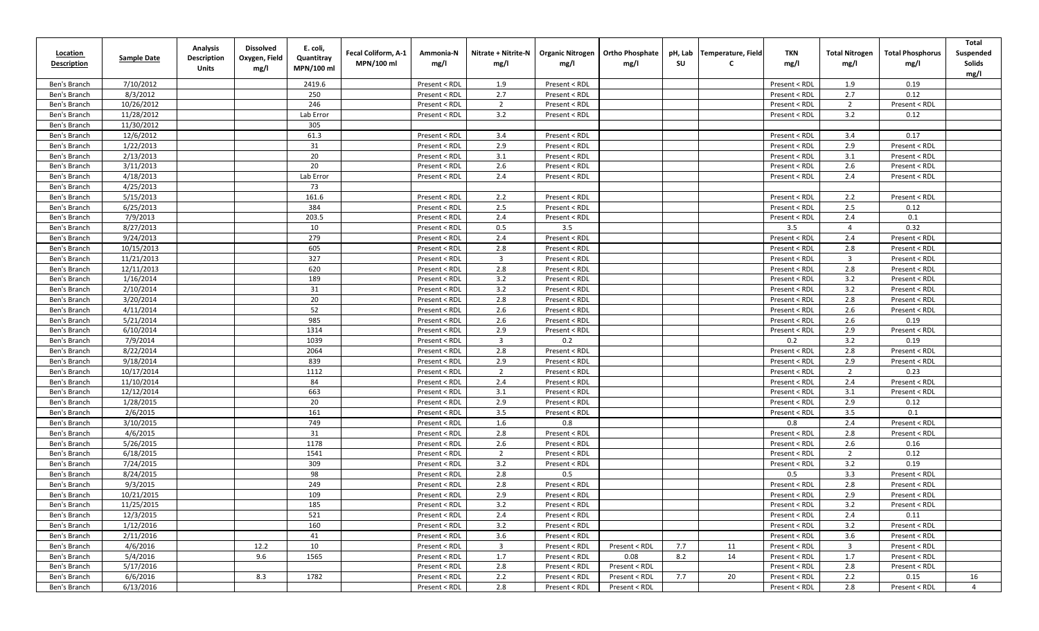| Location Description | Sample Date | Analysis Description Units | Dissolved Oxygen, Field mg/l | E. coli, Quantitray MPN/100 ml | Fecal Coliform, A-1 MPN/100 ml | Ammonia-N mg/l | Nitrate + Nitrite-N mg/l | Organic Nitrogen mg/l | Ortho Phosphate mg/l | pH, Lab SU | Temperature, Field C | TKN mg/l | Total Nitrogen mg/l | Total Phosphorus mg/l | Total Suspended Solids mg/l |
|---|---|---|---|---|---|---|---|---|---|---|---|---|---|---|---|
| Ben's Branch | 7/10/2012 | | | 2419.6 | | Present < RDL | 1.9 | Present < RDL | | | | Present < RDL | 1.9 | 0.19 | |
| Ben's Branch | 8/3/2012 | | | 250 | | Present < RDL | 2.7 | Present < RDL | | | | Present < RDL | 2.7 | 0.12 | |
| Ben's Branch | 10/26/2012 | | | 246 | | Present < RDL | 2 | Present < RDL | | | | Present < RDL | 2 | Present < RDL | |
| Ben's Branch | 11/28/2012 | | | Lab Error | | Present < RDL | 3.2 | Present < RDL | | | | Present < RDL | 3.2 | 0.12 | |
| Ben's Branch | 11/30/2012 | | | 305 | | | | | | | | | | | |
| Ben's Branch | 12/6/2012 | | | 61.3 | | Present < RDL | 3.4 | Present < RDL | | | | Present < RDL | 3.4 | 0.17 | |
| Ben's Branch | 1/22/2013 | | | 31 | | Present < RDL | 2.9 | Present < RDL | | | | Present < RDL | 2.9 | Present < RDL | |
| Ben's Branch | 2/13/2013 | | | 20 | | Present < RDL | 3.1 | Present < RDL | | | | Present < RDL | 3.1 | Present < RDL | |
| Ben's Branch | 3/11/2013 | | | 20 | | Present < RDL | 2.6 | Present < RDL | | | | Present < RDL | 2.6 | Present < RDL | |
| Ben's Branch | 4/18/2013 | | | Lab Error | | Present < RDL | 2.4 | Present < RDL | | | | Present < RDL | 2.4 | Present < RDL | |
| Ben's Branch | 4/25/2013 | | | 73 | | | | | | | | | | | |
| Ben's Branch | 5/15/2013 | | | 161.6 | | Present < RDL | 2.2 | Present < RDL | | | | Present < RDL | 2.2 | Present < RDL | |
| Ben's Branch | 6/25/2013 | | | 384 | | Present < RDL | 2.5 | Present < RDL | | | | Present < RDL | 2.5 | 0.12 | |
| Ben's Branch | 7/9/2013 | | | 203.5 | | Present < RDL | 2.4 | Present < RDL | | | | Present < RDL | 2.4 | 0.1 | |
| Ben's Branch | 8/27/2013 | | | 10 | | Present < RDL | 0.5 | 3.5 | | | | 3.5 | 4 | 0.32 | |
| Ben's Branch | 9/24/2013 | | | 279 | | Present < RDL | 2.4 | Present < RDL | | | | Present < RDL | 2.4 | Present < RDL | |
| Ben's Branch | 10/15/2013 | | | 605 | | Present < RDL | 2.8 | Present < RDL | | | | Present < RDL | 2.8 | Present < RDL | |
| Ben's Branch | 11/21/2013 | | | 327 | | Present < RDL | 3 | Present < RDL | | | | Present < RDL | 3 | Present < RDL | |
| Ben's Branch | 12/11/2013 | | | 620 | | Present < RDL | 2.8 | Present < RDL | | | | Present < RDL | 2.8 | Present < RDL | |
| Ben's Branch | 1/16/2014 | | | 189 | | Present < RDL | 3.2 | Present < RDL | | | | Present < RDL | 3.2 | Present < RDL | |
| Ben's Branch | 2/10/2014 | | | 31 | | Present < RDL | 3.2 | Present < RDL | | | | Present < RDL | 3.2 | Present < RDL | |
| Ben's Branch | 3/20/2014 | | | 20 | | Present < RDL | 2.8 | Present < RDL | | | | Present < RDL | 2.8 | Present < RDL | |
| Ben's Branch | 4/11/2014 | | | 52 | | Present < RDL | 2.6 | Present < RDL | | | | Present < RDL | 2.6 | Present < RDL | |
| Ben's Branch | 5/21/2014 | | | 985 | | Present < RDL | 2.6 | Present < RDL | | | | Present < RDL | 2.6 | 0.19 | |
| Ben's Branch | 6/10/2014 | | | 1314 | | Present < RDL | 2.9 | Present < RDL | | | | Present < RDL | 2.9 | Present < RDL | |
| Ben's Branch | 7/9/2014 | | | 1039 | | Present < RDL | 3 | 0.2 | | | | 0.2 | 3.2 | 0.19 | |
| Ben's Branch | 8/22/2014 | | | 2064 | | Present < RDL | 2.8 | Present < RDL | | | | Present < RDL | 2.8 | Present < RDL | |
| Ben's Branch | 9/18/2014 | | | 839 | | Present < RDL | 2.9 | Present < RDL | | | | Present < RDL | 2.9 | Present < RDL | |
| Ben's Branch | 10/17/2014 | | | 1112 | | Present < RDL | 2 | Present < RDL | | | | Present < RDL | 2 | 0.23 | |
| Ben's Branch | 11/10/2014 | | | 84 | | Present < RDL | 2.4 | Present < RDL | | | | Present < RDL | 2.4 | Present < RDL | |
| Ben's Branch | 12/12/2014 | | | 663 | | Present < RDL | 3.1 | Present < RDL | | | | Present < RDL | 3.1 | Present < RDL | |
| Ben's Branch | 1/28/2015 | | | 20 | | Present < RDL | 2.9 | Present < RDL | | | | Present < RDL | 2.9 | 0.12 | |
| Ben's Branch | 2/6/2015 | | | 161 | | Present < RDL | 3.5 | Present < RDL | | | | Present < RDL | 3.5 | 0.1 | |
| Ben's Branch | 3/10/2015 | | | 749 | | Present < RDL | 1.6 | 0.8 | | | | 0.8 | 2.4 | Present < RDL | |
| Ben's Branch | 4/6/2015 | | | 31 | | Present < RDL | 2.8 | Present < RDL | | | | Present < RDL | 2.8 | Present < RDL | |
| Ben's Branch | 5/26/2015 | | | 1178 | | Present < RDL | 2.6 | Present < RDL | | | | Present < RDL | 2.6 | 0.16 | |
| Ben's Branch | 6/18/2015 | | | 1541 | | Present < RDL | 2 | Present < RDL | | | | Present < RDL | 2 | 0.12 | |
| Ben's Branch | 7/24/2015 | | | 309 | | Present < RDL | 3.2 | Present < RDL | | | | Present < RDL | 3.2 | 0.19 | |
| Ben's Branch | 8/24/2015 | | | 98 | | Present < RDL | 2.8 | 0.5 | | | | 0.5 | 3.3 | Present < RDL | |
| Ben's Branch | 9/3/2015 | | | 249 | | Present < RDL | 2.8 | Present < RDL | | | | Present < RDL | 2.8 | Present < RDL | |
| Ben's Branch | 10/21/2015 | | | 109 | | Present < RDL | 2.9 | Present < RDL | | | | Present < RDL | 2.9 | Present < RDL | |
| Ben's Branch | 11/25/2015 | | | 185 | | Present < RDL | 3.2 | Present < RDL | | | | Present < RDL | 3.2 | Present < RDL | |
| Ben's Branch | 12/3/2015 | | | 521 | | Present < RDL | 2.4 | Present < RDL | | | | Present < RDL | 2.4 | 0.11 | |
| Ben's Branch | 1/12/2016 | | | 160 | | Present < RDL | 3.2 | Present < RDL | | | | Present < RDL | 3.2 | Present < RDL | |
| Ben's Branch | 2/11/2016 | | | 41 | | Present < RDL | 3.6 | Present < RDL | | | | Present < RDL | 3.6 | Present < RDL | |
| Ben's Branch | 4/6/2016 | | 12.2 | 10 | | Present < RDL | 3 | Present < RDL | Present < RDL | 7.7 | 11 | Present < RDL | 3 | Present < RDL | |
| Ben's Branch | 5/4/2016 | | 9.6 | 1565 | | Present < RDL | 1.7 | Present < RDL | 0.08 | 8.2 | 14 | Present < RDL | 1.7 | Present < RDL | |
| Ben's Branch | 5/17/2016 | | | | | Present < RDL | 2.8 | Present < RDL | Present < RDL | | | Present < RDL | 2.8 | Present < RDL | |
| Ben's Branch | 6/6/2016 | | 8.3 | 1782 | | Present < RDL | 2.2 | Present < RDL | Present < RDL | 7.7 | 20 | Present < RDL | 2.2 | 0.15 | 16 |
| Ben's Branch | 6/13/2016 | | | | | Present < RDL | 2.8 | Present < RDL | Present < RDL | | | Present < RDL | 2.8 | Present < RDL | 4 |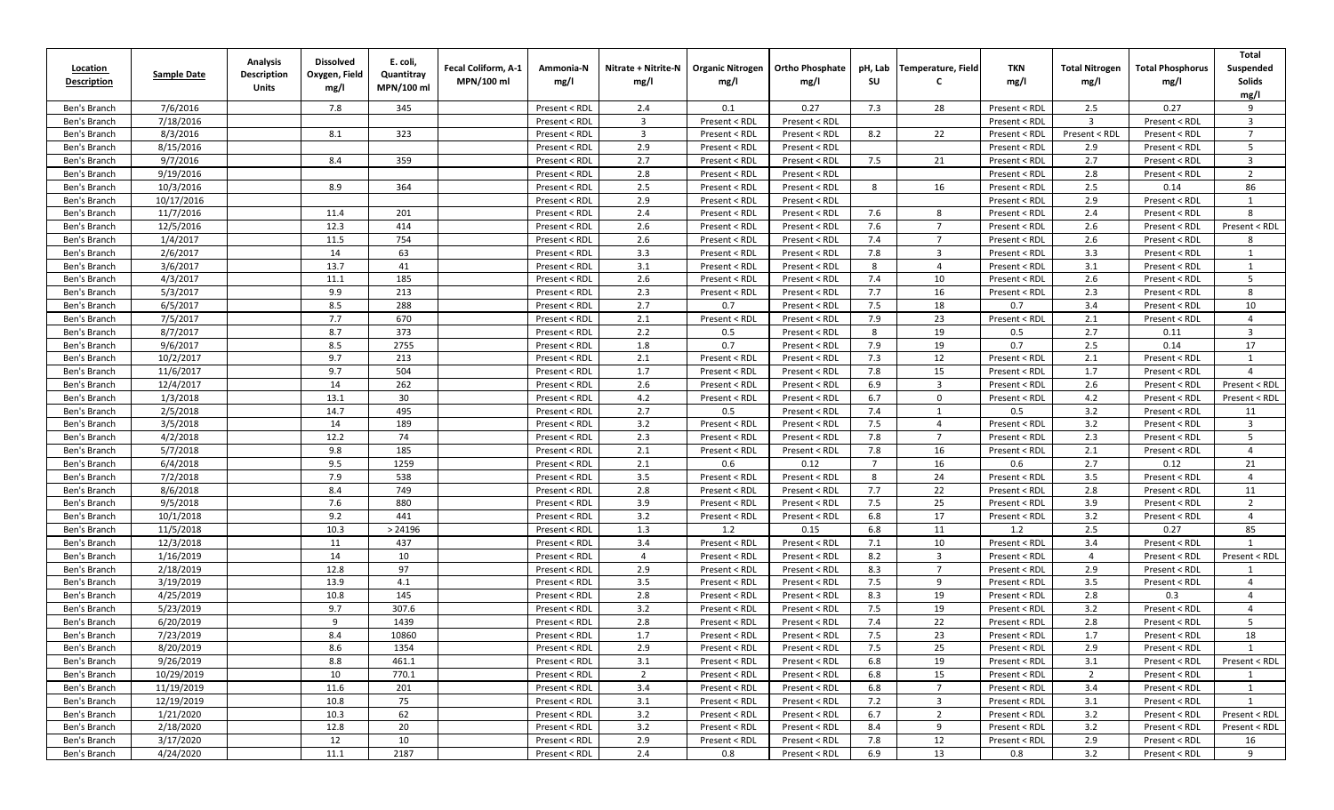| Location Description | Sample Date | Analysis Description Units | Dissolved Oxygen, Field mg/l | E. coli, Quantitray MPN/100 ml | Fecal Coliform, A-1 MPN/100 ml | Ammonia-N mg/l | Nitrate + Nitrite-N mg/l | Organic Nitrogen mg/l | Ortho Phosphate mg/l | pH, Lab SU | Temperature, Field C | TKN mg/l | Total Nitrogen mg/l | Total Phosphorus mg/l | Total Suspended Solids mg/l |
|---|---|---|---|---|---|---|---|---|---|---|---|---|---|---|---|
| Ben's Branch | 7/6/2016 | | 7.8 | 345 | | Present < RDL | 2.4 | 0.1 | 0.27 | 7.3 | 28 | Present < RDL | 2.5 | 0.27 | 9 |
| Ben's Branch | 7/18/2016 | | | | | Present < RDL | 3 | Present < RDL | Present < RDL | | | Present < RDL | 3 | Present < RDL | 3 |
| Ben's Branch | 8/3/2016 | | 8.1 | 323 | | Present < RDL | 3 | Present < RDL | Present < RDL | 8.2 | 22 | Present < RDL | Present < RDL | Present < RDL | 7 |
| Ben's Branch | 8/15/2016 | | | | | Present < RDL | 2.9 | Present < RDL | Present < RDL | | | Present < RDL | 2.9 | Present < RDL | 5 |
| Ben's Branch | 9/7/2016 | | 8.4 | 359 | | Present < RDL | 2.7 | Present < RDL | Present < RDL | 7.5 | 21 | Present < RDL | 2.7 | Present < RDL | 3 |
| Ben's Branch | 9/19/2016 | | | | | Present < RDL | 2.8 | Present < RDL | Present < RDL | | | Present < RDL | 2.8 | Present < RDL | 2 |
| Ben's Branch | 10/3/2016 | | 8.9 | 364 | | Present < RDL | 2.5 | Present < RDL | Present < RDL | 8 | 16 | Present < RDL | 2.5 | 0.14 | 86 |
| Ben's Branch | 10/17/2016 | | | | | Present < RDL | 2.9 | Present < RDL | Present < RDL | | | Present < RDL | 2.9 | Present < RDL | 1 |
| Ben's Branch | 11/7/2016 | | 11.4 | 201 | | Present < RDL | 2.4 | Present < RDL | Present < RDL | 7.6 | 8 | Present < RDL | 2.4 | Present < RDL | 8 |
| Ben's Branch | 12/5/2016 | | 12.3 | 414 | | Present < RDL | 2.6 | Present < RDL | Present < RDL | 7.6 | 7 | Present < RDL | 2.6 | Present < RDL | Present < RDL |
| Ben's Branch | 1/4/2017 | | 11.5 | 754 | | Present < RDL | 2.6 | Present < RDL | Present < RDL | 7.4 | 7 | Present < RDL | 2.6 | Present < RDL | 8 |
| Ben's Branch | 2/6/2017 | | 14 | 63 | | Present < RDL | 3.3 | Present < RDL | Present < RDL | 7.8 | 3 | Present < RDL | 3.3 | Present < RDL | 1 |
| Ben's Branch | 3/6/2017 | | 13.7 | 41 | | Present < RDL | 3.1 | Present < RDL | Present < RDL | 8 | 4 | Present < RDL | 3.1 | Present < RDL | 1 |
| Ben's Branch | 4/3/2017 | | 11.1 | 185 | | Present < RDL | 2.6 | Present < RDL | Present < RDL | 7.4 | 10 | Present < RDL | 2.6 | Present < RDL | 5 |
| Ben's Branch | 5/3/2017 | | 9.9 | 213 | | Present < RDL | 2.3 | Present < RDL | Present < RDL | 7.7 | 16 | Present < RDL | 2.3 | Present < RDL | 8 |
| Ben's Branch | 6/5/2017 | | 8.5 | 288 | | Present < RDL | 2.7 | 0.7 | Present < RDL | 7.5 | 18 | 0.7 | 3.4 | Present < RDL | 10 |
| Ben's Branch | 7/5/2017 | | 7.7 | 670 | | Present < RDL | 2.1 | Present < RDL | Present < RDL | 7.9 | 23 | Present < RDL | 2.1 | Present < RDL | 4 |
| Ben's Branch | 8/7/2017 | | 8.7 | 373 | | Present < RDL | 2.2 | 0.5 | Present < RDL | 8 | 19 | 0.5 | 2.7 | 0.11 | 3 |
| Ben's Branch | 9/6/2017 | | 8.5 | 2755 | | Present < RDL | 1.8 | 0.7 | Present < RDL | 7.9 | 19 | 0.7 | 2.5 | 0.14 | 17 |
| Ben's Branch | 10/2/2017 | | 9.7 | 213 | | Present < RDL | 2.1 | Present < RDL | Present < RDL | 7.3 | 12 | Present < RDL | 2.1 | Present < RDL | 1 |
| Ben's Branch | 11/6/2017 | | 9.7 | 504 | | Present < RDL | 1.7 | Present < RDL | Present < RDL | 7.8 | 15 | Present < RDL | 1.7 | Present < RDL | 4 |
| Ben's Branch | 12/4/2017 | | 14 | 262 | | Present < RDL | 2.6 | Present < RDL | Present < RDL | 6.9 | 3 | Present < RDL | 2.6 | Present < RDL | Present < RDL |
| Ben's Branch | 1/3/2018 | | 13.1 | 30 | | Present < RDL | 4.2 | Present < RDL | Present < RDL | 6.7 | 0 | Present < RDL | 4.2 | Present < RDL | Present < RDL |
| Ben's Branch | 2/5/2018 | | 14.7 | 495 | | Present < RDL | 2.7 | 0.5 | Present < RDL | 7.4 | 1 | 0.5 | 3.2 | Present < RDL | 11 |
| Ben's Branch | 3/5/2018 | | 14 | 189 | | Present < RDL | 3.2 | Present < RDL | Present < RDL | 7.5 | 4 | Present < RDL | 3.2 | Present < RDL | 3 |
| Ben's Branch | 4/2/2018 | | 12.2 | 74 | | Present < RDL | 2.3 | Present < RDL | Present < RDL | 7.8 | 7 | Present < RDL | 2.3 | Present < RDL | 5 |
| Ben's Branch | 5/7/2018 | | 9.8 | 185 | | Present < RDL | 2.1 | Present < RDL | Present < RDL | 7.8 | 16 | Present < RDL | 2.1 | Present < RDL | 4 |
| Ben's Branch | 6/4/2018 | | 9.5 | 1259 | | Present < RDL | 2.1 | 0.6 | 0.12 | 7 | 16 | 0.6 | 2.7 | 0.12 | 21 |
| Ben's Branch | 7/2/2018 | | 7.9 | 538 | | Present < RDL | 3.5 | Present < RDL | Present < RDL | 8 | 24 | Present < RDL | 3.5 | Present < RDL | 4 |
| Ben's Branch | 8/6/2018 | | 8.4 | 749 | | Present < RDL | 2.8 | Present < RDL | Present < RDL | 7.7 | 22 | Present < RDL | 2.8 | Present < RDL | 11 |
| Ben's Branch | 9/5/2018 | | 7.6 | 880 | | Present < RDL | 3.9 | Present < RDL | Present < RDL | 7.5 | 25 | Present < RDL | 3.9 | Present < RDL | 2 |
| Ben's Branch | 10/1/2018 | | 9.2 | 441 | | Present < RDL | 3.2 | Present < RDL | Present < RDL | 6.8 | 17 | Present < RDL | 3.2 | Present < RDL | 4 |
| Ben's Branch | 11/5/2018 | | 10.3 | > 24196 | | Present < RDL | 1.3 | 1.2 | 0.15 | 6.8 | 11 | 1.2 | 2.5 | 0.27 | 85 |
| Ben's Branch | 12/3/2018 | | 11 | 437 | | Present < RDL | 3.4 | Present < RDL | Present < RDL | 7.1 | 10 | Present < RDL | 3.4 | Present < RDL | 1 |
| Ben's Branch | 1/16/2019 | | 14 | 10 | | Present < RDL | 4 | Present < RDL | Present < RDL | 8.2 | 3 | Present < RDL | 4 | Present < RDL | Present < RDL |
| Ben's Branch | 2/18/2019 | | 12.8 | 97 | | Present < RDL | 2.9 | Present < RDL | Present < RDL | 8.3 | 7 | Present < RDL | 2.9 | Present < RDL | 1 |
| Ben's Branch | 3/19/2019 | | 13.9 | 4.1 | | Present < RDL | 3.5 | Present < RDL | Present < RDL | 7.5 | 9 | Present < RDL | 3.5 | Present < RDL | 4 |
| Ben's Branch | 4/25/2019 | | 10.8 | 145 | | Present < RDL | 2.8 | Present < RDL | Present < RDL | 8.3 | 19 | Present < RDL | 2.8 | 0.3 | 4 |
| Ben's Branch | 5/23/2019 | | 9.7 | 307.6 | | Present < RDL | 3.2 | Present < RDL | Present < RDL | 7.5 | 19 | Present < RDL | 3.2 | Present < RDL | 4 |
| Ben's Branch | 6/20/2019 | | 9 | 1439 | | Present < RDL | 2.8 | Present < RDL | Present < RDL | 7.4 | 22 | Present < RDL | 2.8 | Present < RDL | 5 |
| Ben's Branch | 7/23/2019 | | 8.4 | 10860 | | Present < RDL | 1.7 | Present < RDL | Present < RDL | 7.5 | 23 | Present < RDL | 1.7 | Present < RDL | 18 |
| Ben's Branch | 8/20/2019 | | 8.6 | 1354 | | Present < RDL | 2.9 | Present < RDL | Present < RDL | 7.5 | 25 | Present < RDL | 2.9 | Present < RDL | 1 |
| Ben's Branch | 9/26/2019 | | 8.8 | 461.1 | | Present < RDL | 3.1 | Present < RDL | Present < RDL | 6.8 | 19 | Present < RDL | 3.1 | Present < RDL | Present < RDL |
| Ben's Branch | 10/29/2019 | | 10 | 770.1 | | Present < RDL | 2 | Present < RDL | Present < RDL | 6.8 | 15 | Present < RDL | 2 | Present < RDL | 1 |
| Ben's Branch | 11/19/2019 | | 11.6 | 201 | | Present < RDL | 3.4 | Present < RDL | Present < RDL | 6.8 | 7 | Present < RDL | 3.4 | Present < RDL | 1 |
| Ben's Branch | 12/19/2019 | | 10.8 | 75 | | Present < RDL | 3.1 | Present < RDL | Present < RDL | 7.2 | 3 | Present < RDL | 3.1 | Present < RDL | 1 |
| Ben's Branch | 1/21/2020 | | 10.3 | 62 | | Present < RDL | 3.2 | Present < RDL | Present < RDL | 6.7 | 2 | Present < RDL | 3.2 | Present < RDL | Present < RDL |
| Ben's Branch | 2/18/2020 | | 12.8 | 20 | | Present < RDL | 3.2 | Present < RDL | Present < RDL | 8.4 | 9 | Present < RDL | 3.2 | Present < RDL | Present < RDL |
| Ben's Branch | 3/17/2020 | | 12 | 10 | | Present < RDL | 2.9 | Present < RDL | Present < RDL | 7.8 | 12 | Present < RDL | 2.9 | Present < RDL | 16 |
| Ben's Branch | 4/24/2020 | | 11.1 | 2187 | | Present < RDL | 2.4 | 0.8 | Present < RDL | 6.9 | 13 | 0.8 | 3.2 | Present < RDL | 9 |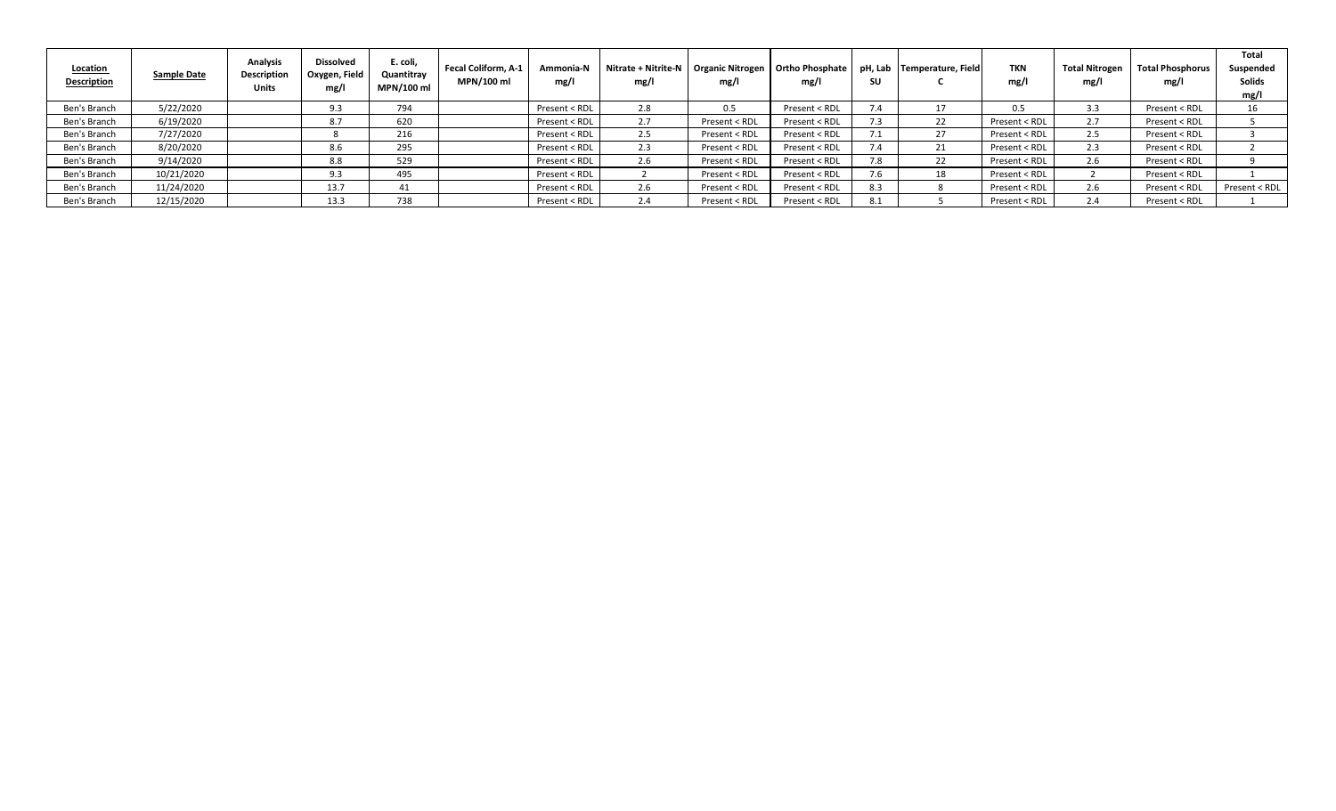| Location Description | Sample Date | Analysis Description Units | Dissolved Oxygen, Field mg/l | E. coli, Quantitray MPN/100 ml | Fecal Coliform, A-1 MPN/100 ml | Ammonia-N mg/l | Nitrate + Nitrite-N mg/l | Organic Nitrogen mg/l | Ortho Phosphate mg/l | pH, Lab SU | Temperature, Field C | TKN mg/l | Total Nitrogen mg/l | Total Phosphorus mg/l | Total Suspended Solids mg/l |
|---|---|---|---|---|---|---|---|---|---|---|---|---|---|---|---|
| Ben's Branch | 5/22/2020 | | 9.3 | 794 | | Present < RDL | 2.8 | 0.5 | Present < RDL | 7.4 | 17 | 0.5 | 3.3 | Present < RDL | 16 |
| Ben's Branch | 6/19/2020 | | 8.7 | 620 | | Present < RDL | 2.7 | Present < RDL | Present < RDL | 7.3 | 22 | Present < RDL | 2.7 | Present < RDL | 5 |
| Ben's Branch | 7/27/2020 | | 8 | 216 | | Present < RDL | 2.5 | Present < RDL | Present < RDL | 7.1 | 27 | Present < RDL | 2.5 | Present < RDL | 3 |
| Ben's Branch | 8/20/2020 | | 8.6 | 295 | | Present < RDL | 2.3 | Present < RDL | Present < RDL | 7.4 | 21 | Present < RDL | 2.3 | Present < RDL | 2 |
| Ben's Branch | 9/14/2020 | | 8.8 | 529 | | Present < RDL | 2.6 | Present < RDL | Present < RDL | 7.8 | 22 | Present < RDL | 2.6 | Present < RDL | 9 |
| Ben's Branch | 10/21/2020 | | 9.3 | 495 | | Present < RDL | 2 | Present < RDL | Present < RDL | 7.6 | 18 | Present < RDL | 2 | Present < RDL | 1 |
| Ben's Branch | 11/24/2020 | | 13.7 | 41 | | Present < RDL | 2.6 | Present < RDL | Present < RDL | 8.3 | 8 | Present < RDL | 2.6 | Present < RDL | Present < RDL |
| Ben's Branch | 12/15/2020 | | 13.3 | 738 | | Present < RDL | 2.4 | Present < RDL | Present < RDL | 8.1 | 5 | Present < RDL | 2.4 | Present < RDL | 1 |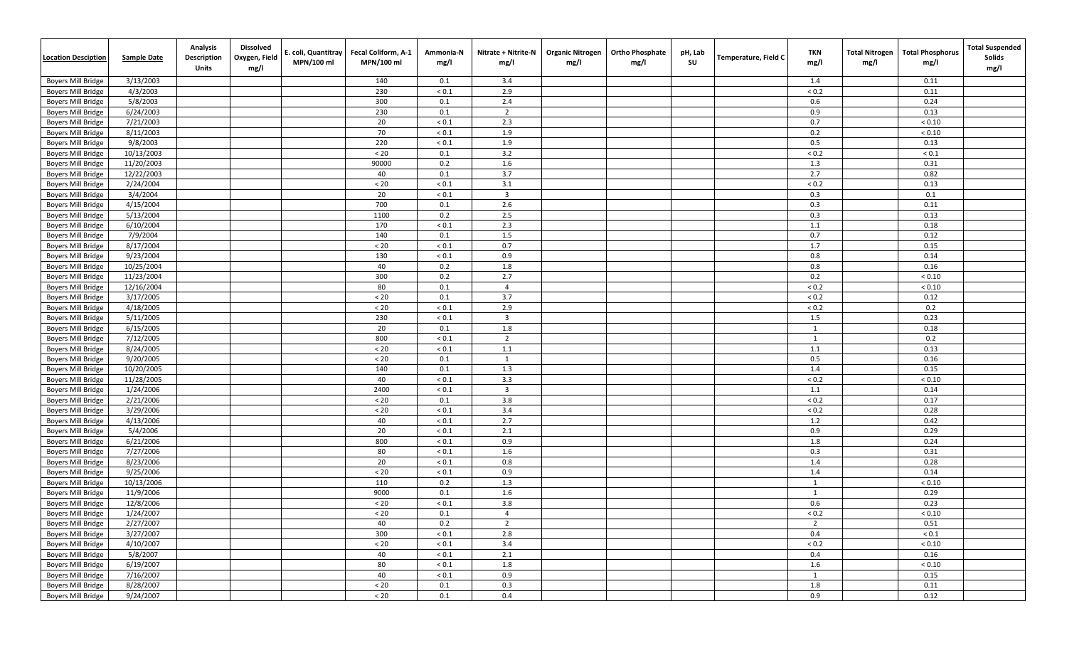| Location Desciption | Sample Date | Analysis Description Units | Dissolved Oxygen, Field mg/l | E. coli, Quantitray MPN/100 ml | Fecal Coliform, A-1 MPN/100 ml | Ammonia-N mg/l | Nitrate + Nitrite-N mg/l | Organic Nitrogen mg/l | Ortho Phosphate mg/l | pH, Lab SU | Temperature, Field C | TKN mg/l | Total Nitrogen mg/l | Total Phosphorus mg/l | Total Suspended Solids mg/l |
|---|---|---|---|---|---|---|---|---|---|---|---|---|---|---|---|
| Boyers Mill Bridge | 3/13/2003 | | | | 140 | 0.1 | 3.4 | | | | | 1.4 | | 0.11 | |
| Boyers Mill Bridge | 4/3/2003 | | | | 230 | < 0.1 | 2.9 | | | | | < 0.2 | | 0.11 | |
| Boyers Mill Bridge | 5/8/2003 | | | | 300 | 0.1 | 2.4 | | | | | 0.6 | | 0.24 | |
| Boyers Mill Bridge | 6/24/2003 | | | | 230 | 0.1 | 2 | | | | | 0.9 | | 0.13 | |
| Boyers Mill Bridge | 7/21/2003 | | | | 20 | < 0.1 | 2.3 | | | | | 0.7 | | < 0.10 | |
| Boyers Mill Bridge | 8/11/2003 | | | | 70 | < 0.1 | 1.9 | | | | | 0.2 | | < 0.10 | |
| Boyers Mill Bridge | 9/8/2003 | | | | 220 | < 0.1 | 1.9 | | | | | 0.5 | | 0.13 | |
| Boyers Mill Bridge | 10/13/2003 | | | | < 20 | 0.1 | 3.2 | | | | | < 0.2 | | < 0.1 | |
| Boyers Mill Bridge | 11/20/2003 | | | | 90000 | 0.2 | 1.6 | | | | | 1.3 | | 0.31 | |
| Boyers Mill Bridge | 12/22/2003 | | | | 40 | 0.1 | 3.7 | | | | | 2.7 | | 0.82 | |
| Boyers Mill Bridge | 2/24/2004 | | | | < 20 | < 0.1 | 3.1 | | | | | < 0.2 | | 0.13 | |
| Boyers Mill Bridge | 3/4/2004 | | | | 20 | < 0.1 | 3 | | | | | 0.3 | | 0.1 | |
| Boyers Mill Bridge | 4/15/2004 | | | | 700 | 0.1 | 2.6 | | | | | 0.3 | | 0.11 | |
| Boyers Mill Bridge | 5/13/2004 | | | | 1100 | 0.2 | 2.5 | | | | | 0.3 | | 0.13 | |
| Boyers Mill Bridge | 6/10/2004 | | | | 170 | < 0.1 | 2.3 | | | | | 1.1 | | 0.18 | |
| Boyers Mill Bridge | 7/9/2004 | | | | 140 | 0.1 | 1.5 | | | | | 0.7 | | 0.12 | |
| Boyers Mill Bridge | 8/17/2004 | | | | < 20 | < 0.1 | 0.7 | | | | | 1.7 | | 0.15 | |
| Boyers Mill Bridge | 9/23/2004 | | | | 130 | < 0.1 | 0.9 | | | | | 0.8 | | 0.14 | |
| Boyers Mill Bridge | 10/25/2004 | | | | 40 | 0.2 | 1.8 | | | | | 0.8 | | 0.16 | |
| Boyers Mill Bridge | 11/23/2004 | | | | 300 | 0.2 | 2.7 | | | | | 0.2 | | < 0.10 | |
| Boyers Mill Bridge | 12/16/2004 | | | | 80 | 0.1 | 4 | | | | | < 0.2 | | < 0.10 | |
| Boyers Mill Bridge | 3/17/2005 | | | | < 20 | 0.1 | 3.7 | | | | | < 0.2 | | 0.12 | |
| Boyers Mill Bridge | 4/18/2005 | | | | < 20 | < 0.1 | 2.9 | | | | | < 0.2 | | 0.2 | |
| Boyers Mill Bridge | 5/11/2005 | | | | 230 | < 0.1 | 3 | | | | | 1.5 | | 0.23 | |
| Boyers Mill Bridge | 6/15/2005 | | | | 20 | 0.1 | 1.8 | | | | | 1 | | 0.18 | |
| Boyers Mill Bridge | 7/12/2005 | | | | 800 | < 0.1 | 2 | | | | | 1 | | 0.2 | |
| Boyers Mill Bridge | 8/24/2005 | | | | < 20 | < 0.1 | 1.1 | | | | | 1.1 | | 0.13 | |
| Boyers Mill Bridge | 9/20/2005 | | | | < 20 | 0.1 | 1 | | | | | 0.5 | | 0.16 | |
| Boyers Mill Bridge | 10/20/2005 | | | | 140 | 0.1 | 1.3 | | | | | 1.4 | | 0.15 | |
| Boyers Mill Bridge | 11/28/2005 | | | | 40 | < 0.1 | 3.3 | | | | | < 0.2 | | < 0.10 | |
| Boyers Mill Bridge | 1/24/2006 | | | | 2400 | < 0.1 | 3 | | | | | 1.1 | | 0.14 | |
| Boyers Mill Bridge | 2/21/2006 | | | | < 20 | 0.1 | 3.8 | | | | | < 0.2 | | 0.17 | |
| Boyers Mill Bridge | 3/29/2006 | | | | < 20 | < 0.1 | 3.4 | | | | | < 0.2 | | 0.28 | |
| Boyers Mill Bridge | 4/13/2006 | | | | 40 | < 0.1 | 2.7 | | | | | 1.2 | | 0.42 | |
| Boyers Mill Bridge | 5/4/2006 | | | | 20 | < 0.1 | 2.1 | | | | | 0.9 | | 0.29 | |
| Boyers Mill Bridge | 6/21/2006 | | | | 800 | < 0.1 | 0.9 | | | | | 1.8 | | 0.24 | |
| Boyers Mill Bridge | 7/27/2006 | | | | 80 | < 0.1 | 1.6 | | | | | 0.3 | | 0.31 | |
| Boyers Mill Bridge | 8/23/2006 | | | | 20 | < 0.1 | 0.8 | | | | | 1.4 | | 0.28 | |
| Boyers Mill Bridge | 9/25/2006 | | | | < 20 | < 0.1 | 0.9 | | | | | 1.4 | | 0.14 | |
| Boyers Mill Bridge | 10/13/2006 | | | | 110 | 0.2 | 1.3 | | | | | 1 | | < 0.10 | |
| Boyers Mill Bridge | 11/9/2006 | | | | 9000 | 0.1 | 1.6 | | | | | 1 | | 0.29 | |
| Boyers Mill Bridge | 12/8/2006 | | | | < 20 | < 0.1 | 3.8 | | | | | 0.6 | | 0.23 | |
| Boyers Mill Bridge | 1/24/2007 | | | | < 20 | 0.1 | 4 | | | | | < 0.2 | | < 0.10 | |
| Boyers Mill Bridge | 2/27/2007 | | | | 40 | 0.2 | 2 | | | | | 2 | | 0.51 | |
| Boyers Mill Bridge | 3/27/2007 | | | | 300 | < 0.1 | 2.8 | | | | | 0.4 | | < 0.1 | |
| Boyers Mill Bridge | 4/10/2007 | | | | < 20 | < 0.1 | 3.4 | | | | | < 0.2 | | < 0.10 | |
| Boyers Mill Bridge | 5/8/2007 | | | | 40 | < 0.1 | 2.1 | | | | | 0.4 | | 0.16 | |
| Boyers Mill Bridge | 6/19/2007 | | | | 80 | < 0.1 | 1.8 | | | | | 1.6 | | < 0.10 | |
| Boyers Mill Bridge | 7/16/2007 | | | | 40 | < 0.1 | 0.9 | | | | | 1 | | 0.15 | |
| Boyers Mill Bridge | 8/28/2007 | | | | < 20 | 0.1 | 0.3 | | | | | 1.8 | | 0.11 | |
| Boyers Mill Bridge | 9/24/2007 | | | | < 20 | 0.1 | 0.4 | | | | | 0.9 | | 0.12 | |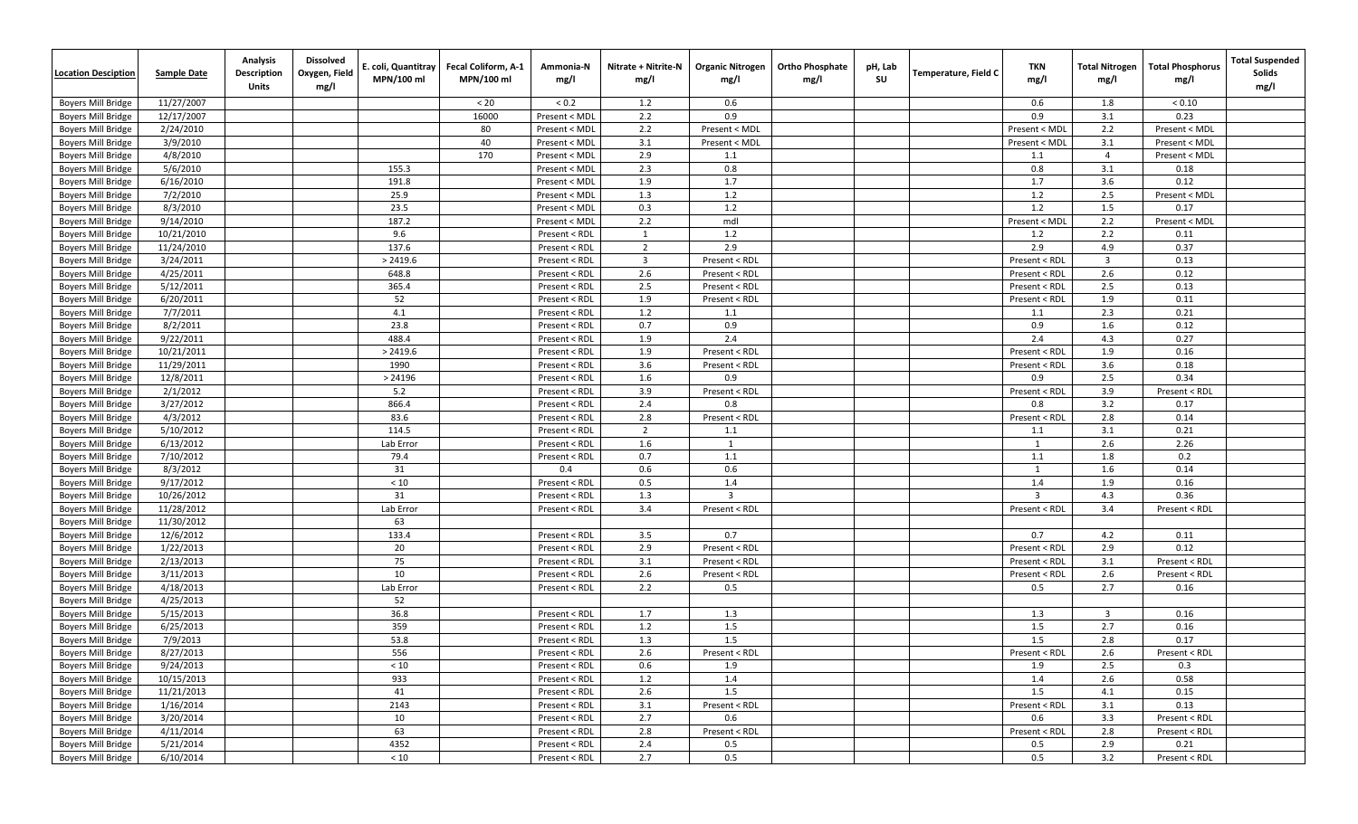| Location Desciption | Sample Date | Analysis Description Units | Dissolved Oxygen, Field mg/l | E. coli, Quantitray MPN/100 ml | Fecal Coliform, A-1 MPN/100 ml | Ammonia-N mg/l | Nitrate + Nitrite-N mg/l | Organic Nitrogen mg/l | Ortho Phosphate mg/l | pH, Lab SU | Temperature, Field C | TKN mg/l | Total Nitrogen mg/l | Total Phosphorus mg/l | Total Suspended Solids mg/l |
|---|---|---|---|---|---|---|---|---|---|---|---|---|---|---|---|
| Boyers Mill Bridge | 11/27/2007 | | | | < 20 | < 0.2 | 1.2 | 0.6 | | | | 0.6 | 1.8 | < 0.10 | |
| Boyers Mill Bridge | 12/17/2007 | | | | 16000 | Present < MDL | 2.2 | 0.9 | | | | 0.9 | 3.1 | 0.23 | |
| Boyers Mill Bridge | 2/24/2010 | | | | 80 | Present < MDL | 2.2 | Present < MDL | | | | Present < MDL | 2.2 | Present < MDL | |
| Boyers Mill Bridge | 3/9/2010 | | | | 40 | Present < MDL | 3.1 | Present < MDL | | | | Present < MDL | 3.1 | Present < MDL | |
| Boyers Mill Bridge | 4/8/2010 | | | | 170 | Present < MDL | 2.9 | 1.1 | | | | 1.1 | 4 | Present < MDL | |
| Boyers Mill Bridge | 5/6/2010 | | | 155.3 | | Present < MDL | 2.3 | 0.8 | | | | 0.8 | 3.1 | 0.18 | |
| Boyers Mill Bridge | 6/16/2010 | | | 191.8 | | Present < MDL | 1.9 | 1.7 | | | | 1.7 | 3.6 | 0.12 | |
| Boyers Mill Bridge | 7/2/2010 | | | 25.9 | | Present < MDL | 1.3 | 1.2 | | | | 1.2 | 2.5 | Present < MDL | |
| Boyers Mill Bridge | 8/3/2010 | | | 23.5 | | Present < MDL | 0.3 | 1.2 | | | | 1.2 | 1.5 | 0.17 | |
| Boyers Mill Bridge | 9/14/2010 | | | 187.2 | | Present < MDL | 2.2 | mdl | | | | Present < MDL | 2.2 | Present < MDL | |
| Boyers Mill Bridge | 10/21/2010 | | | 9.6 | | Present < RDL | 1 | 1.2 | | | | 1.2 | 2.2 | 0.11 | |
| Boyers Mill Bridge | 11/24/2010 | | | 137.6 | | Present < RDL | 2 | 2.9 | | | | 2.9 | 4.9 | 0.37 | |
| Boyers Mill Bridge | 3/24/2011 | | | > 2419.6 | | Present < RDL | 3 | Present < RDL | | | | Present < RDL | 3 | 0.13 | |
| Boyers Mill Bridge | 4/25/2011 | | | 648.8 | | Present < RDL | 2.6 | Present < RDL | | | | Present < RDL | 2.6 | 0.12 | |
| Boyers Mill Bridge | 5/12/2011 | | | 365.4 | | Present < RDL | 2.5 | Present < RDL | | | | Present < RDL | 2.5 | 0.13 | |
| Boyers Mill Bridge | 6/20/2011 | | | 52 | | Present < RDL | 1.9 | Present < RDL | | | | Present < RDL | 1.9 | 0.11 | |
| Boyers Mill Bridge | 7/7/2011 | | | 4.1 | | Present < RDL | 1.2 | 1.1 | | | | 1.1 | 2.3 | 0.21 | |
| Boyers Mill Bridge | 8/2/2011 | | | 23.8 | | Present < RDL | 0.7 | 0.9 | | | | 0.9 | 1.6 | 0.12 | |
| Boyers Mill Bridge | 9/22/2011 | | | 488.4 | | Present < RDL | 1.9 | 2.4 | | | | 2.4 | 4.3 | 0.27 | |
| Boyers Mill Bridge | 10/21/2011 | | | > 2419.6 | | Present < RDL | 1.9 | Present < RDL | | | | Present < RDL | 1.9 | 0.16 | |
| Boyers Mill Bridge | 11/29/2011 | | | 1990 | | Present < RDL | 3.6 | Present < RDL | | | | Present < RDL | 3.6 | 0.18 | |
| Boyers Mill Bridge | 12/8/2011 | | | > 24196 | | Present < RDL | 1.6 | 0.9 | | | | 0.9 | 2.5 | 0.34 | |
| Boyers Mill Bridge | 2/1/2012 | | | 5.2 | | Present < RDL | 3.9 | Present < RDL | | | | Present < RDL | 3.9 | Present < RDL | |
| Boyers Mill Bridge | 3/27/2012 | | | 866.4 | | Present < RDL | 2.4 | 0.8 | | | | 0.8 | 3.2 | 0.17 | |
| Boyers Mill Bridge | 4/3/2012 | | | 83.6 | | Present < RDL | 2.8 | Present < RDL | | | | Present < RDL | 2.8 | 0.14 | |
| Boyers Mill Bridge | 5/10/2012 | | | 114.5 | | Present < RDL | 2 | 1.1 | | | | 1.1 | 3.1 | 0.21 | |
| Boyers Mill Bridge | 6/13/2012 | | | Lab Error | | Present < RDL | 1.6 | 1 | | | | 1 | 2.6 | 2.26 | |
| Boyers Mill Bridge | 7/10/2012 | | | 79.4 | | Present < RDL | 0.7 | 1.1 | | | | 1.1 | 1.8 | 0.2 | |
| Boyers Mill Bridge | 8/3/2012 | | | 31 | | 0.4 | 0.6 | 0.6 | | | | 1 | 1.6 | 0.14 | |
| Boyers Mill Bridge | 9/17/2012 | | | < 10 | | Present < RDL | 0.5 | 1.4 | | | | 1.4 | 1.9 | 0.16 | |
| Boyers Mill Bridge | 10/26/2012 | | | 31 | | Present < RDL | 1.3 | 3 | | | | 3 | 4.3 | 0.36 | |
| Boyers Mill Bridge | 11/28/2012 | | | Lab Error | | Present < RDL | 3.4 | Present < RDL | | | | Present < RDL | 3.4 | Present < RDL | |
| Boyers Mill Bridge | 11/30/2012 | | | 63 | | | | | | | | | | | |
| Boyers Mill Bridge | 12/6/2012 | | | 133.4 | | Present < RDL | 3.5 | 0.7 | | | | 0.7 | 4.2 | 0.11 | |
| Boyers Mill Bridge | 1/22/2013 | | | 20 | | Present < RDL | 2.9 | Present < RDL | | | | Present < RDL | 2.9 | 0.12 | |
| Boyers Mill Bridge | 2/13/2013 | | | 75 | | Present < RDL | 3.1 | Present < RDL | | | | Present < RDL | 3.1 | Present < RDL | |
| Boyers Mill Bridge | 3/11/2013 | | | 10 | | Present < RDL | 2.6 | Present < RDL | | | | Present < RDL | 2.6 | Present < RDL | |
| Boyers Mill Bridge | 4/18/2013 | | | Lab Error | | Present < RDL | 2.2 | 0.5 | | | | 0.5 | 2.7 | 0.16 | |
| Boyers Mill Bridge | 4/25/2013 | | | 52 | | | | | | | | | | | |
| Boyers Mill Bridge | 5/15/2013 | | | 36.8 | | Present < RDL | 1.7 | 1.3 | | | | 1.3 | 3 | 0.16 | |
| Boyers Mill Bridge | 6/25/2013 | | | 359 | | Present < RDL | 1.2 | 1.5 | | | | 1.5 | 2.7 | 0.16 | |
| Boyers Mill Bridge | 7/9/2013 | | | 53.8 | | Present < RDL | 1.3 | 1.5 | | | | 1.5 | 2.8 | 0.17 | |
| Boyers Mill Bridge | 8/27/2013 | | | 556 | | Present < RDL | 2.6 | Present < RDL | | | | Present < RDL | 2.6 | Present < RDL | |
| Boyers Mill Bridge | 9/24/2013 | | | < 10 | | Present < RDL | 0.6 | 1.9 | | | | 1.9 | 2.5 | 0.3 | |
| Boyers Mill Bridge | 10/15/2013 | | | 933 | | Present < RDL | 1.2 | 1.4 | | | | 1.4 | 2.6 | 0.58 | |
| Boyers Mill Bridge | 11/21/2013 | | | 41 | | Present < RDL | 2.6 | 1.5 | | | | 1.5 | 4.1 | 0.15 | |
| Boyers Mill Bridge | 1/16/2014 | | | 2143 | | Present < RDL | 3.1 | Present < RDL | | | | Present < RDL | 3.1 | 0.13 | |
| Boyers Mill Bridge | 3/20/2014 | | | 10 | | Present < RDL | 2.7 | 0.6 | | | | 0.6 | 3.3 | Present < RDL | |
| Boyers Mill Bridge | 4/11/2014 | | | 63 | | Present < RDL | 2.8 | Present < RDL | | | | Present < RDL | 2.8 | Present < RDL | |
| Boyers Mill Bridge | 5/21/2014 | | | 4352 | | Present < RDL | 2.4 | 0.5 | | | | 0.5 | 2.9 | 0.21 | |
| Boyers Mill Bridge | 6/10/2014 | | | < 10 | | Present < RDL | 2.7 | 0.5 | | | | 0.5 | 3.2 | Present < RDL | |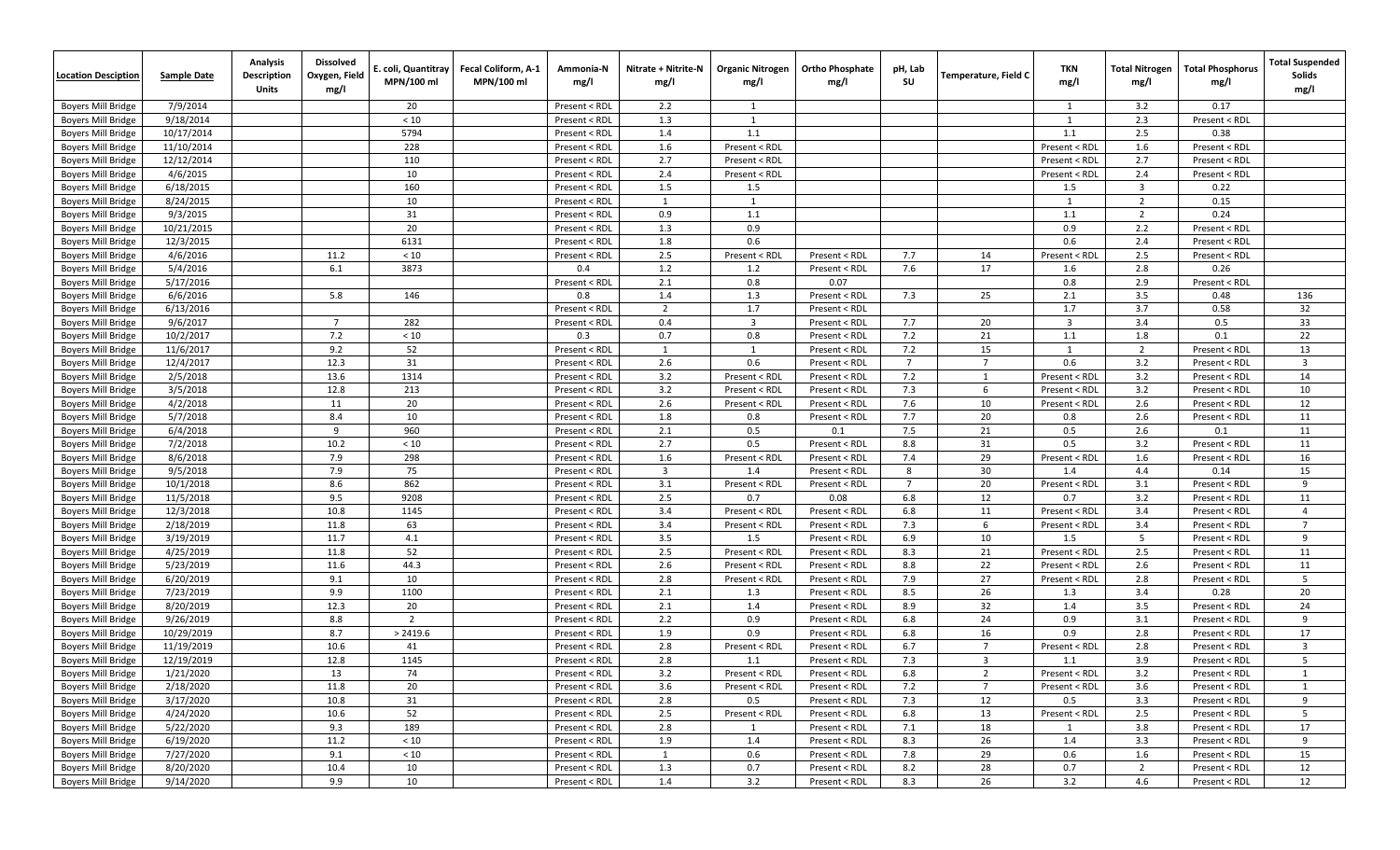| Location Desciption | Sample Date | Analysis Description Units | Dissolved Oxygen, Field mg/l | E. coli, Quantitray MPN/100 ml | Fecal Coliform, A-1 MPN/100 ml | Ammonia-N mg/l | Nitrate + Nitrite-N mg/l | Organic Nitrogen mg/l | Ortho Phosphate mg/l | pH, Lab SU | Temperature, Field C | TKN mg/l | Total Nitrogen mg/l | Total Phosphorus mg/l | Total Suspended Solids mg/l |
|---|---|---|---|---|---|---|---|---|---|---|---|---|---|---|---|
| Boyers Mill Bridge | 7/9/2014 | | | 20 | | Present < RDL | 2.2 | 1 | | | | 1 | 3.2 | 0.17 | |
| Boyers Mill Bridge | 9/18/2014 | | | < 10 | | Present < RDL | 1.3 | 1 | | | | 1 | 2.3 | Present < RDL | |
| Boyers Mill Bridge | 10/17/2014 | | | 5794 | | Present < RDL | 1.4 | 1.1 | | | | 1.1 | 2.5 | 0.38 | |
| Boyers Mill Bridge | 11/10/2014 | | | 228 | | Present < RDL | 1.6 | Present < RDL | | | | Present < RDL | 1.6 | Present < RDL | |
| Boyers Mill Bridge | 12/12/2014 | | | 110 | | Present < RDL | 2.7 | Present < RDL | | | | Present < RDL | 2.7 | Present < RDL | |
| Boyers Mill Bridge | 4/6/2015 | | | 10 | | Present < RDL | 2.4 | Present < RDL | | | | Present < RDL | 2.4 | Present < RDL | |
| Boyers Mill Bridge | 6/18/2015 | | | 160 | | Present < RDL | 1.5 | 1.5 | | | | 1.5 | 3 | 0.22 | |
| Boyers Mill Bridge | 8/24/2015 | | | 10 | | Present < RDL | 1 | 1 | | | | 1 | 2 | 0.15 | |
| Boyers Mill Bridge | 9/3/2015 | | | 31 | | Present < RDL | 0.9 | 1.1 | | | | 1.1 | 2 | 0.24 | |
| Boyers Mill Bridge | 10/21/2015 | | | 20 | | Present < RDL | 1.3 | 0.9 | | | | 0.9 | 2.2 | Present < RDL | |
| Boyers Mill Bridge | 12/3/2015 | | | 6131 | | Present < RDL | 1.8 | 0.6 | | | | 0.6 | 2.4 | Present < RDL | |
| Boyers Mill Bridge | 4/6/2016 | | 11.2 | < 10 | | Present < RDL | 2.5 | Present < RDL | Present < RDL | 7.7 | 14 | Present < RDL | 2.5 | Present < RDL | |
| Boyers Mill Bridge | 5/4/2016 | | 6.1 | 3873 | | 0.4 | 1.2 | 1.2 | Present < RDL | 7.6 | 17 | 1.6 | 2.8 | 0.26 | |
| Boyers Mill Bridge | 5/17/2016 | | | | | Present < RDL | 2.1 | 0.8 | 0.07 | | | 0.8 | 2.9 | Present < RDL | |
| Boyers Mill Bridge | 6/6/2016 | | 5.8 | 146 | | 0.8 | 1.4 | 1.3 | Present < RDL | 7.3 | 25 | 2.1 | 3.5 | 0.48 | 136 |
| Boyers Mill Bridge | 6/13/2016 | | | | | Present < RDL | 2 | 1.7 | Present < RDL | | | 1.7 | 3.7 | 0.58 | 32 |
| Boyers Mill Bridge | 9/6/2017 | | 7 | 282 | | Present < RDL | 0.4 | 3 | Present < RDL | 7.7 | 20 | 3 | 3.4 | 0.5 | 33 |
| Boyers Mill Bridge | 10/2/2017 | | 7.2 | < 10 | | 0.3 | 0.7 | 0.8 | Present < RDL | 7.2 | 21 | 1.1 | 1.8 | 0.1 | 22 |
| Boyers Mill Bridge | 11/6/2017 | | 9.2 | 52 | | Present < RDL | 1 | 1 | Present < RDL | 7.2 | 15 | 1 | 2 | Present < RDL | 13 |
| Boyers Mill Bridge | 12/4/2017 | | 12.3 | 31 | | Present < RDL | 2.6 | 0.6 | Present < RDL | 7 | 7 | 0.6 | 3.2 | Present < RDL | 3 |
| Boyers Mill Bridge | 2/5/2018 | | 13.6 | 1314 | | Present < RDL | 3.2 | Present < RDL | Present < RDL | 7.2 | 1 | Present < RDL | 3.2 | Present < RDL | 14 |
| Boyers Mill Bridge | 3/5/2018 | | 12.8 | 213 | | Present < RDL | 3.2 | Present < RDL | Present < RDL | 7.3 | 6 | Present < RDL | 3.2 | Present < RDL | 10 |
| Boyers Mill Bridge | 4/2/2018 | | 11 | 20 | | Present < RDL | 2.6 | Present < RDL | Present < RDL | 7.6 | 10 | Present < RDL | 2.6 | Present < RDL | 12 |
| Boyers Mill Bridge | 5/7/2018 | | 8.4 | 10 | | Present < RDL | 1.8 | 0.8 | Present < RDL | 7.7 | 20 | 0.8 | 2.6 | Present < RDL | 11 |
| Boyers Mill Bridge | 6/4/2018 | | 9 | 960 | | Present < RDL | 2.1 | 0.5 | 0.1 | 7.5 | 21 | 0.5 | 2.6 | 0.1 | 11 |
| Boyers Mill Bridge | 7/2/2018 | | 10.2 | < 10 | | Present < RDL | 2.7 | 0.5 | Present < RDL | 8.8 | 31 | 0.5 | 3.2 | Present < RDL | 11 |
| Boyers Mill Bridge | 8/6/2018 | | 7.9 | 298 | | Present < RDL | 1.6 | Present < RDL | Present < RDL | 7.4 | 29 | Present < RDL | 1.6 | Present < RDL | 16 |
| Boyers Mill Bridge | 9/5/2018 | | 7.9 | 75 | | Present < RDL | 3 | 1.4 | Present < RDL | 8 | 30 | 1.4 | 4.4 | 0.14 | 15 |
| Boyers Mill Bridge | 10/1/2018 | | 8.6 | 862 | | Present < RDL | 3.1 | Present < RDL | Present < RDL | 7 | 20 | Present < RDL | 3.1 | Present < RDL | 9 |
| Boyers Mill Bridge | 11/5/2018 | | 9.5 | 9208 | | Present < RDL | 2.5 | 0.7 | 0.08 | 6.8 | 12 | 0.7 | 3.2 | Present < RDL | 11 |
| Boyers Mill Bridge | 12/3/2018 | | 10.8 | 1145 | | Present < RDL | 3.4 | Present < RDL | Present < RDL | 6.8 | 11 | Present < RDL | 3.4 | Present < RDL | 4 |
| Boyers Mill Bridge | 2/18/2019 | | 11.8 | 63 | | Present < RDL | 3.4 | Present < RDL | Present < RDL | 7.3 | 6 | Present < RDL | 3.4 | Present < RDL | 7 |
| Boyers Mill Bridge | 3/19/2019 | | 11.7 | 4.1 | | Present < RDL | 3.5 | 1.5 | Present < RDL | 6.9 | 10 | 1.5 | 5 | Present < RDL | 9 |
| Boyers Mill Bridge | 4/25/2019 | | 11.8 | 52 | | Present < RDL | 2.5 | Present < RDL | Present < RDL | 8.3 | 21 | Present < RDL | 2.5 | Present < RDL | 11 |
| Boyers Mill Bridge | 5/23/2019 | | 11.6 | 44.3 | | Present < RDL | 2.6 | Present < RDL | Present < RDL | 8.8 | 22 | Present < RDL | 2.6 | Present < RDL | 11 |
| Boyers Mill Bridge | 6/20/2019 | | 9.1 | 10 | | Present < RDL | 2.8 | Present < RDL | Present < RDL | 7.9 | 27 | Present < RDL | 2.8 | Present < RDL | 5 |
| Boyers Mill Bridge | 7/23/2019 | | 9.9 | 1100 | | Present < RDL | 2.1 | 1.3 | Present < RDL | 8.5 | 26 | 1.3 | 3.4 | 0.28 | 20 |
| Boyers Mill Bridge | 8/20/2019 | | 12.3 | 20 | | Present < RDL | 2.1 | 1.4 | Present < RDL | 8.9 | 32 | 1.4 | 3.5 | Present < RDL | 24 |
| Boyers Mill Bridge | 9/26/2019 | | 8.8 | 2 | | Present < RDL | 2.2 | 0.9 | Present < RDL | 6.8 | 24 | 0.9 | 3.1 | Present < RDL | 9 |
| Boyers Mill Bridge | 10/29/2019 | | 8.7 | > 2419.6 | | Present < RDL | 1.9 | 0.9 | Present < RDL | 6.8 | 16 | 0.9 | 2.8 | Present < RDL | 17 |
| Boyers Mill Bridge | 11/19/2019 | | 10.6 | 41 | | Present < RDL | 2.8 | Present < RDL | Present < RDL | 6.7 | 7 | Present < RDL | 2.8 | Present < RDL | 3 |
| Boyers Mill Bridge | 12/19/2019 | | 12.8 | 1145 | | Present < RDL | 2.8 | 1.1 | Present < RDL | 7.3 | 3 | 1.1 | 3.9 | Present < RDL | 5 |
| Boyers Mill Bridge | 1/21/2020 | | 13 | 74 | | Present < RDL | 3.2 | Present < RDL | Present < RDL | 6.8 | 2 | Present < RDL | 3.2 | Present < RDL | 1 |
| Boyers Mill Bridge | 2/18/2020 | | 11.8 | 20 | | Present < RDL | 3.6 | Present < RDL | Present < RDL | 7.2 | 7 | Present < RDL | 3.6 | Present < RDL | 1 |
| Boyers Mill Bridge | 3/17/2020 | | 10.8 | 31 | | Present < RDL | 2.8 | 0.5 | Present < RDL | 7.3 | 12 | 0.5 | 3.3 | Present < RDL | 9 |
| Boyers Mill Bridge | 4/24/2020 | | 10.6 | 52 | | Present < RDL | 2.5 | Present < RDL | Present < RDL | 6.8 | 13 | Present < RDL | 2.5 | Present < RDL | 5 |
| Boyers Mill Bridge | 5/22/2020 | | 9.3 | 189 | | Present < RDL | 2.8 | 1 | Present < RDL | 7.1 | 18 | 1 | 3.8 | Present < RDL | 17 |
| Boyers Mill Bridge | 6/19/2020 | | 11.2 | < 10 | | Present < RDL | 1.9 | 1.4 | Present < RDL | 8.3 | 26 | 1.4 | 3.3 | Present < RDL | 9 |
| Boyers Mill Bridge | 7/27/2020 | | 9.1 | < 10 | | Present < RDL | 1 | 0.6 | Present < RDL | 7.8 | 29 | 0.6 | 1.6 | Present < RDL | 15 |
| Boyers Mill Bridge | 8/20/2020 | | 10.4 | 10 | | Present < RDL | 1.3 | 0.7 | Present < RDL | 8.2 | 28 | 0.7 | 2 | Present < RDL | 12 |
| Boyers Mill Bridge | 9/14/2020 | | 9.9 | 10 | | Present < RDL | 1.4 | 3.2 | Present < RDL | 8.3 | 26 | 3.2 | 4.6 | Present < RDL | 12 |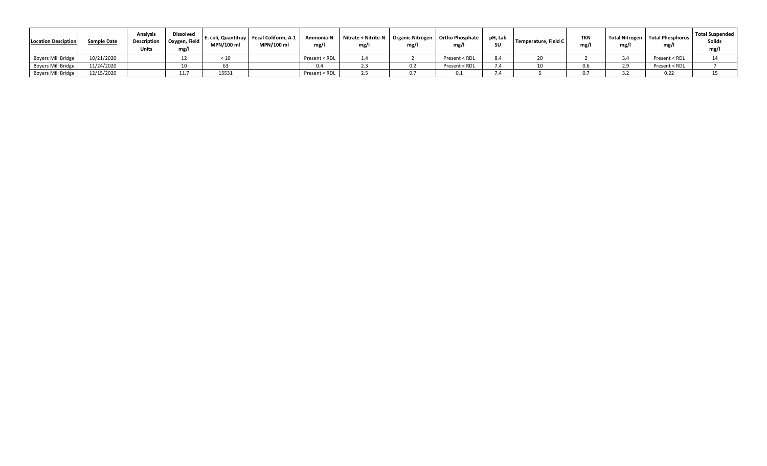| Location Desciption | Sample Date | Analysis Description Units | Dissolved Oxygen, Field mg/l | E. coli, Quantitray MPN/100 ml | Fecal Coliform, A-1 MPN/100 ml | Ammonia-N mg/l | Nitrate + Nitrite-N mg/l | Organic Nitrogen mg/l | Ortho Phosphate mg/l | pH, Lab SU | Temperature, Field C | TKN mg/l | Total Nitrogen mg/l | Total Phosphorus mg/l | Total Suspended Solids mg/l |
|---|---|---|---|---|---|---|---|---|---|---|---|---|---|---|---|
| Boyers Mill Bridge | 10/21/2020 | | 12 | < 10 | | Present < RDL | 1.4 | 2 | Present < RDL | 8.4 | 20 | 2 | 3.4 | Present < RDL | 14 |
| Boyers Mill Bridge | 11/24/2020 | | 10 | 63 | | 0.4 | 2.3 | 0.2 | Present < RDL | 7.4 | 10 | 0.6 | 2.9 | Present < RDL | 7 |
| Boyers Mill Bridge | 12/15/2020 | | 11.7 | 15531 | | Present < RDL | 2.5 | 0.7 | 0.1 | 7.4 | 5 | 0.7 | 3.2 | 0.22 | 15 |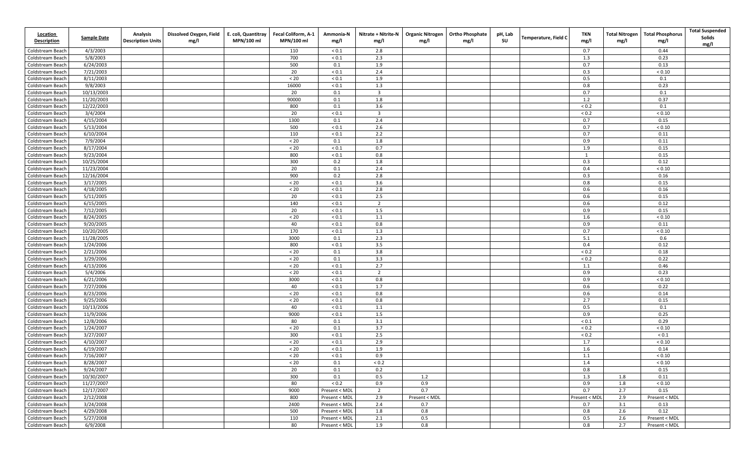| Location Description | Sample Date | Analysis Description Units | Dissolved Oxygen, Field mg/l | E. coli, Quantitray MPN/100 ml | Fecal Coliform, A-1 MPN/100 ml | Ammonia-N mg/l | Nitrate + Nitrite-N mg/l | Organic Nitrogen mg/l | Ortho Phosphate mg/l | pH, Lab SU | Temperature, Field C | TKN mg/l | Total Nitrogen mg/l | Total Phosphorus mg/l | Total Suspended Solids mg/l |
|---|---|---|---|---|---|---|---|---|---|---|---|---|---|---|---|
| Coldstream Beach | 4/3/2003 | | | | 110 | < 0.1 | 2.8 | | | | | 0.7 | | 0.44 | |
| Coldstream Beach | 5/8/2003 | | | | 700 | < 0.1 | 2.3 | | | | | 1.3 | | 0.23 | |
| Coldstream Beach | 6/24/2003 | | | | 500 | 0.1 | 1.9 | | | | | 0.7 | | 0.13 | |
| Coldstream Beach | 7/21/2003 | | | | 20 | < 0.1 | 2.4 | | | | | 0.3 | | < 0.10 | |
| Coldstream Beach | 8/11/2003 | | | | < 20 | < 0.1 | 1.9 | | | | | 0.5 | | 0.1 | |
| Coldstream Beach | 9/8/2003 | | | | 16000 | < 0.1 | 1.3 | | | | | 0.8 | | 0.23 | |
| Coldstream Beach | 10/13/2003 | | | | 20 | 0.1 | 3 | | | | | 0.7 | | 0.1 | |
| Coldstream Beach | 11/20/2003 | | | | 90000 | 0.1 | 1.8 | | | | | 1.2 | | 0.37 | |
| Coldstream Beach | 12/22/2003 | | | | 800 | 0.1 | 3.6 | | | | | < 0.2 | | 0.1 | |
| Coldstream Beach | 3/4/2004 | | | | 20 | < 0.1 | 3 | | | | | < 0.2 | | < 0.10 | |
| Coldstream Beach | 4/15/2004 | | | | 1300 | 0.1 | 2.4 | | | | | 0.7 | | 0.15 | |
| Coldstream Beach | 5/13/2004 | | | | 500 | < 0.1 | 2.6 | | | | | 0.7 | | < 0.10 | |
| Coldstream Beach | 6/10/2004 | | | | 110 | < 0.1 | 2.2 | | | | | 0.7 | | 0.11 | |
| Coldstream Beach | 7/9/2004 | | | | < 20 | 0.1 | 1.8 | | | | | 0.9 | | 0.11 | |
| Coldstream Beach | 8/17/2004 | | | | < 20 | < 0.1 | 0.7 | | | | | 1.9 | | 0.15 | |
| Coldstream Beach | 9/23/2004 | | | | 800 | < 0.1 | 0.8 | | | | | 1 | | 0.15 | |
| Coldstream Beach | 10/25/2004 | | | | 300 | 0.2 | 1.8 | | | | | 0.3 | | 0.12 | |
| Coldstream Beach | 11/23/2004 | | | | 20 | 0.1 | 2.4 | | | | | 0.4 | | < 0.10 | |
| Coldstream Beach | 12/16/2004 | | | | 900 | 0.2 | 2.8 | | | | | 0.3 | | 0.16 | |
| Coldstream Beach | 3/17/2005 | | | | < 20 | < 0.1 | 3.6 | | | | | 0.8 | | 0.15 | |
| Coldstream Beach | 4/18/2005 | | | | < 20 | < 0.1 | 2.8 | | | | | 0.6 | | 0.16 | |
| Coldstream Beach | 5/11/2005 | | | | 20 | < 0.1 | 2.5 | | | | | 0.6 | | 0.15 | |
| Coldstream Beach | 6/15/2005 | | | | 140 | < 0.1 | 2 | | | | | 0.6 | | 0.12 | |
| Coldstream Beach | 7/12/2005 | | | | 20 | < 0.1 | 1.5 | | | | | 0.9 | | 0.15 | |
| Coldstream Beach | 8/24/2005 | | | | < 20 | < 0.1 | 1.1 | | | | | 1.6 | | < 0.10 | |
| Coldstream Beach | 9/20/2005 | | | | 40 | < 0.1 | 0.8 | | | | | 0.9 | | 0.11 | |
| Coldstream Beach | 10/20/2005 | | | | 170 | < 0.1 | 1.3 | | | | | 0.7 | | < 0.10 | |
| Coldstream Beach | 11/28/2005 | | | | 3000 | 0.1 | 2.3 | | | | | 5.1 | | 0.6 | |
| Coldstream Beach | 1/24/2006 | | | | 800 | < 0.1 | 3.5 | | | | | 0.4 | | 0.12 | |
| Coldstream Beach | 2/21/2006 | | | | < 20 | 0.1 | 3.8 | | | | | < 0.2 | | 0.18 | |
| Coldstream Beach | 3/29/2006 | | | | < 20 | 0.1 | 3.3 | | | | | < 0.2 | | 0.22 | |
| Coldstream Beach | 4/13/2006 | | | | < 20 | < 0.1 | 2.7 | | | | | 1.1 | | 0.46 | |
| Coldstream Beach | 5/4/2006 | | | | < 20 | < 0.1 | 2 | | | | | 0.9 | | 0.23 | |
| Coldstream Beach | 6/21/2006 | | | | 3000 | < 0.1 | 0.8 | | | | | 0.9 | | < 0.10 | |
| Coldstream Beach | 7/27/2006 | | | | 40 | < 0.1 | 1.7 | | | | | 0.6 | | 0.22 | |
| Coldstream Beach | 8/23/2006 | | | | < 20 | < 0.1 | 0.8 | | | | | 0.6 | | 0.14 | |
| Coldstream Beach | 9/25/2006 | | | | < 20 | < 0.1 | 0.8 | | | | | 2.7 | | 0.15 | |
| Coldstream Beach | 10/13/2006 | | | | 40 | < 0.1 | 1.1 | | | | | 0.5 | | 0.1 | |
| Coldstream Beach | 11/9/2006 | | | | 9000 | < 0.1 | 1.5 | | | | | 0.9 | | 0.25 | |
| Coldstream Beach | 12/8/2006 | | | | 80 | 0.1 | 3.1 | | | | | < 0.1 | | 0.29 | |
| Coldstream Beach | 1/24/2007 | | | | < 20 | 0.1 | 3.7 | | | | | < 0.2 | | < 0.10 | |
| Coldstream Beach | 3/27/2007 | | | | 300 | < 0.1 | 2.5 | | | | | < 0.2 | | < 0.1 | |
| Coldstream Beach | 4/10/2007 | | | | < 20 | < 0.1 | 2.9 | | | | | 1.7 | | < 0.10 | |
| Coldstream Beach | 6/19/2007 | | | | < 20 | < 0.1 | 1.9 | | | | | 1.6 | | 0.14 | |
| Coldstream Beach | 7/16/2007 | | | | < 20 | < 0.1 | 0.9 | | | | | 1.1 | | < 0.10 | |
| Coldstream Beach | 8/28/2007 | | | | < 20 | 0.1 | < 0.2 | | | | | 1.4 | | < 0.10 | |
| Coldstream Beach | 9/24/2007 | | | | 20 | 0.1 | 0.2 | | | | | 0.8 | | 0.15 | |
| Coldstream Beach | 10/30/2007 | | | | 300 | 0.1 | 0.5 | 1.2 | | | | 1.3 | 1.8 | 0.11 | |
| Coldstream Beach | 11/27/2007 | | | | 80 | < 0.2 | 0.9 | 0.9 | | | | 0.9 | 1.8 | < 0.10 | |
| Coldstream Beach | 12/17/2007 | | | | 9000 | Present < MDL | 2 | 0.7 | | | | 0.7 | 2.7 | 0.15 | |
| Coldstream Beach | 2/12/2008 | | | | 800 | Present < MDL | 2.9 | Present < MDL | | | | Present < MDL | 2.9 | Present < MDL | |
| Coldstream Beach | 3/24/2008 | | | | 2400 | Present < MDL | 2.4 | 0.7 | | | | 0.7 | 3.1 | 0.13 | |
| Coldstream Beach | 4/29/2008 | | | | 500 | Present < MDL | 1.8 | 0.8 | | | | 0.8 | 2.6 | 0.12 | |
| Coldstream Beach | 5/27/2008 | | | | 110 | Present < MDL | 2.1 | 0.5 | | | | 0.5 | 2.6 | Present < MDL | |
| Coldstream Beach | 6/9/2008 | | | | 80 | Present < MDL | 1.9 | 0.8 | | | | 0.8 | 2.7 | Present < MDL | |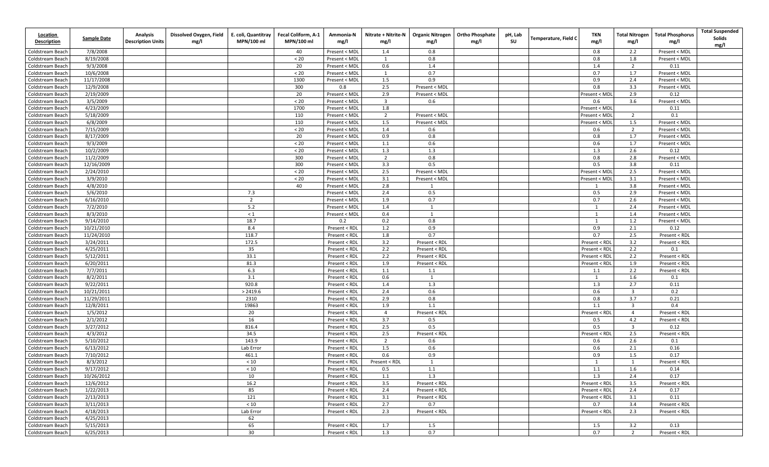| Location Description | Sample Date | Analysis Description Units | Dissolved Oxygen, Field mg/l | E. coli, Quantitray MPN/100 ml | Fecal Coliform, A-1 MPN/100 ml | Ammonia-N mg/l | Nitrate + Nitrite-N mg/l | Organic Nitrogen mg/l | Ortho Phosphate mg/l | pH, Lab SU | Temperature, Field C | TKN mg/l | Total Nitrogen mg/l | Total Phosphorus mg/l | Total Suspended Solids mg/l |
|---|---|---|---|---|---|---|---|---|---|---|---|---|---|---|---|
| Coldstream Beach | 7/8/2008 | | | | 40 | Present < MDL | 1.4 | 0.8 | | | | 0.8 | 2.2 | Present < MDL | |
| Coldstream Beach | 8/19/2008 | | | | < 20 | Present < MDL | 1 | 0.8 | | | | 0.8 | 1.8 | Present < MDL | |
| Coldstream Beach | 9/3/2008 | | | | 20 | Present < MDL | 0.6 | 1.4 | | | | 1.4 | 2 | 0.11 | |
| Coldstream Beach | 10/6/2008 | | | | < 20 | Present < MDL | 1 | 0.7 | | | | 0.7 | 1.7 | Present < MDL | |
| Coldstream Beach | 11/17/2008 | | | | 1300 | Present < MDL | 1.5 | 0.9 | | | | 0.9 | 2.4 | Present < MDL | |
| Coldstream Beach | 12/9/2008 | | | | 300 | 0.8 | 2.5 | Present < MDL | | | | 0.8 | 3.3 | Present < MDL | |
| Coldstream Beach | 2/19/2009 | | | | 20 | Present < MDL | 2.9 | Present < MDL | | | | Present < MDL | 2.9 | 0.12 | |
| Coldstream Beach | 3/5/2009 | | | | < 20 | Present < MDL | 3 | 0.6 | | | | 0.6 | 3.6 | Present < MDL | |
| Coldstream Beach | 4/23/2009 | | | | 1700 | Present < MDL | 1.8 | | | | | Present < MDL | | 0.11 | |
| Coldstream Beach | 5/18/2009 | | | | 110 | Present < MDL | 2 | Present < MDL | | | | Present < MDL | 2 | 0.1 | |
| Coldstream Beach | 6/8/2009 | | | | 110 | Present < MDL | 1.5 | Present < MDL | | | | Present < MDL | 1.5 | Present < MDL | |
| Coldstream Beach | 7/15/2009 | | | | < 20 | Present < MDL | 1.4 | 0.6 | | | | 0.6 | 2 | Present < MDL | |
| Coldstream Beach | 8/17/2009 | | | | 20 | Present < MDL | 0.9 | 0.8 | | | | 0.8 | 1.7 | Present < MDL | |
| Coldstream Beach | 9/3/2009 | | | | < 20 | Present < MDL | 1.1 | 0.6 | | | | 0.6 | 1.7 | Present < MDL | |
| Coldstream Beach | 10/2/2009 | | | | < 20 | Present < MDL | 1.3 | 1.3 | | | | 1.3 | 2.6 | 0.12 | |
| Coldstream Beach | 11/2/2009 | | | | 300 | Present < MDL | 2 | 0.8 | | | | 0.8 | 2.8 | Present < MDL | |
| Coldstream Beach | 12/16/2009 | | | | 300 | Present < MDL | 3.3 | 0.5 | | | | 0.5 | 3.8 | Present < MDL | |
| Coldstream Beach | 2/24/2010 | | | | < 20 | Present < MDL | 2.5 | Present < MDL | | | | Present < MDL | 2.5 | Present < MDL | |
| Coldstream Beach | 3/9/2010 | | | | < 20 | Present < MDL | 3.1 | Present < MDL | | | | Present < MDL | 3.1 | Present < MDL | |
| Coldstream Beach | 4/8/2010 | | | | 40 | Present < MDL | 2.8 | 1 | | | | 1 | 3.8 | Present < MDL | |
| Coldstream Beach | 5/6/2010 | | | 7.3 | | Present < MDL | 2.4 | 0.5 | | | | 0.5 | 2.9 | Present < MDL | |
| Coldstream Beach | 6/16/2010 | | | 2 | | Present < MDL | 1.9 | 0.7 | | | | 0.7 | 2.6 | Present < MDL | |
| Coldstream Beach | 7/2/2010 | | | 5.2 | | Present < MDL | 1.4 | 1 | | | | 1 | 2.4 | Present < MDL | |
| Coldstream Beach | 8/3/2010 | | | < 1 | | Present < MDL | 0.4 | 1 | | | | 1 | 1.4 | Present < MDL | |
| Coldstream Beach | 9/14/2010 | | | 18.7 | | 0.2 | 0.2 | 0.8 | | | | 1 | 1.2 | Present < MDL | |
| Coldstream Beach | 10/21/2010 | | | 8.4 | | Present < RDL | 1.2 | 0.9 | | | | 0.9 | 2.1 | 0.12 | |
| Coldstream Beach | 11/24/2010 | | | 118.7 | | Present < RDL | 1.8 | 0.7 | | | | 0.7 | 2.5 | Present < RDL | |
| Coldstream Beach | 3/24/2011 | | | 172.5 | | Present < RDL | 3.2 | Present < RDL | | | | Present < RDL | 3.2 | Present < RDL | |
| Coldstream Beach | 4/25/2011 | | | 35 | | Present < RDL | 2.2 | Present < RDL | | | | Present < RDL | 2.2 | 0.1 | |
| Coldstream Beach | 5/12/2011 | | | 33.1 | | Present < RDL | 2.2 | Present < RDL | | | | Present < RDL | 2.2 | Present < RDL | |
| Coldstream Beach | 6/20/2011 | | | 81.3 | | Present < RDL | 1.9 | Present < RDL | | | | Present < RDL | 1.9 | Present < RDL | |
| Coldstream Beach | 7/7/2011 | | | 6.3 | | Present < RDL | 1.1 | 1.1 | | | | 1.1 | 2.2 | Present < RDL | |
| Coldstream Beach | 8/2/2011 | | | 3.1 | | Present < RDL | 0.6 | 1 | | | | 1 | 1.6 | 0.1 | |
| Coldstream Beach | 9/22/2011 | | | 920.8 | | Present < RDL | 1.4 | 1.3 | | | | 1.3 | 2.7 | 0.11 | |
| Coldstream Beach | 10/21/2011 | | | > 2419.6 | | Present < RDL | 2.4 | 0.6 | | | | 0.6 | 3 | 0.2 | |
| Coldstream Beach | 11/29/2011 | | | 2310 | | Present < RDL | 2.9 | 0.8 | | | | 0.8 | 3.7 | 0.21 | |
| Coldstream Beach | 12/8/2011 | | | 19863 | | Present < RDL | 1.9 | 1.1 | | | | 1.1 | 3 | 0.4 | |
| Coldstream Beach | 1/5/2012 | | | 20 | | Present < RDL | 4 | Present < RDL | | | | Present < RDL | 4 | Present < RDL | |
| Coldstream Beach | 2/1/2012 | | | 16 | | Present < RDL | 3.7 | 0.5 | | | | 0.5 | 4.2 | Present < RDL | |
| Coldstream Beach | 3/27/2012 | | | 816.4 | | Present < RDL | 2.5 | 0.5 | | | | 0.5 | 3 | 0.12 | |
| Coldstream Beach | 4/3/2012 | | | 34.5 | | Present < RDL | 2.5 | Present < RDL | | | | Present < RDL | 2.5 | Present < RDL | |
| Coldstream Beach | 5/10/2012 | | | 143.9 | | Present < RDL | 2 | 0.6 | | | | 0.6 | 2.6 | 0.1 | |
| Coldstream Beach | 6/13/2012 | | | Lab Error | | Present < RDL | 1.5 | 0.6 | | | | 0.6 | 2.1 | 0.16 | |
| Coldstream Beach | 7/10/2012 | | | 461.1 | | Present < RDL | 0.6 | 0.9 | | | | 0.9 | 1.5 | 0.17 | |
| Coldstream Beach | 8/3/2012 | | | < 10 | | Present < RDL | Present < RDL | 1 | | | | 1 | 1 | Present < RDL | |
| Coldstream Beach | 9/17/2012 | | | < 10 | | Present < RDL | 0.5 | 1.1 | | | | 1.1 | 1.6 | 0.14 | |
| Coldstream Beach | 10/26/2012 | | | 10 | | Present < RDL | 1.1 | 1.3 | | | | 1.3 | 2.4 | 0.17 | |
| Coldstream Beach | 12/6/2012 | | | 16.2 | | Present < RDL | 3.5 | Present < RDL | | | | Present < RDL | 3.5 | Present < RDL | |
| Coldstream Beach | 1/22/2013 | | | 85 | | Present < RDL | 2.4 | Present < RDL | | | | Present < RDL | 2.4 | 0.17 | |
| Coldstream Beach | 2/13/2013 | | | 121 | | Present < RDL | 3.1 | Present < RDL | | | | Present < RDL | 3.1 | 0.11 | |
| Coldstream Beach | 3/11/2013 | | | < 10 | | Present < RDL | 2.7 | 0.7 | | | | 0.7 | 3.4 | Present < RDL | |
| Coldstream Beach | 4/18/2013 | | | Lab Error | | Present < RDL | 2.3 | Present < RDL | | | | Present < RDL | 2.3 | Present < RDL | |
| Coldstream Beach | 4/25/2013 | | | 62 | | | | | | | | | | | |
| Coldstream Beach | 5/15/2013 | | | 65 | | Present < RDL | 1.7 | 1.5 | | | | 1.5 | 3.2 | 0.13 | |
| Coldstream Beach | 6/25/2013 | | | 30 | | Present < RDL | 1.3 | 0.7 | | | | 0.7 | 2 | Present < RDL | |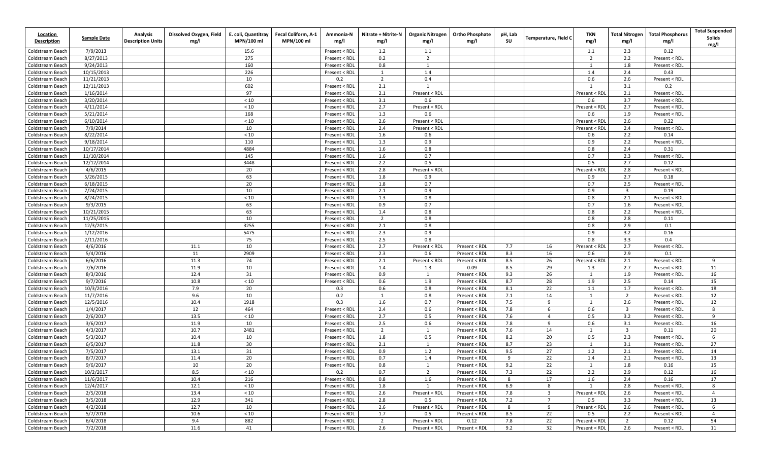| Location Description | Sample Date | Analysis Description Units | Dissolved Oxygen, Field mg/l | E. coli, Quantitray MPN/100 ml | Fecal Coliform, A-1 MPN/100 ml | Ammonia-N mg/l | Nitrate + Nitrite-N mg/l | Organic Nitrogen mg/l | Ortho Phosphate mg/l | pH, Lab SU | Temperature, Field C | TKN mg/l | Total Nitrogen mg/l | Total Phosphorus mg/l | Total Suspended Solids mg/l |
|---|---|---|---|---|---|---|---|---|---|---|---|---|---|---|---|
| Coldstream Beach | 7/9/2013 | | | 15.6 | | Present < RDL | 1.2 | 1.1 | | | | 1.1 | 2.3 | 0.12 | |
| Coldstream Beach | 8/27/2013 | | | 275 | | Present < RDL | 0.2 | 2 | | | | 2 | 2.2 | Present < RDL | |
| Coldstream Beach | 9/24/2013 | | | 160 | | Present < RDL | 0.8 | 1 | | | | 1 | 1.8 | Present < RDL | |
| Coldstream Beach | 10/15/2013 | | | 226 | | Present < RDL | 1 | 1.4 | | | | 1.4 | 2.4 | 0.43 | |
| Coldstream Beach | 11/21/2013 | | | 10 | | 0.2 | 2 | 0.4 | | | | 0.6 | 2.6 | Present < RDL | |
| Coldstream Beach | 12/11/2013 | | | 602 | | Present < RDL | 2.1 | 1 | | | | 1 | 3.1 | 0.2 | |
| Coldstream Beach | 1/16/2014 | | | 97 | | Present < RDL | 2.1 | Present < RDL | | | | Present < RDL | 2.1 | Present < RDL | |
| Coldstream Beach | 3/20/2014 | | | < 10 | | Present < RDL | 3.1 | 0.6 | | | | 0.6 | 3.7 | Present < RDL | |
| Coldstream Beach | 4/11/2014 | | | < 10 | | Present < RDL | 2.7 | Present < RDL | | | | Present < RDL | 2.7 | Present < RDL | |
| Coldstream Beach | 5/21/2014 | | | 168 | | Present < RDL | 1.3 | 0.6 | | | | 0.6 | 1.9 | Present < RDL | |
| Coldstream Beach | 6/10/2014 | | | < 10 | | Present < RDL | 2.6 | Present < RDL | | | | Present < RDL | 2.6 | 0.22 | |
| Coldstream Beach | 7/9/2014 | | | 10 | | Present < RDL | 2.4 | Present < RDL | | | | Present < RDL | 2.4 | Present < RDL | |
| Coldstream Beach | 8/22/2014 | | | < 10 | | Present < RDL | 1.6 | 0.6 | | | | 0.6 | 2.2 | 0.14 | |
| Coldstream Beach | 9/18/2014 | | | 110 | | Present < RDL | 1.3 | 0.9 | | | | 0.9 | 2.2 | Present < RDL | |
| Coldstream Beach | 10/17/2014 | | | 4884 | | Present < RDL | 1.6 | 0.8 | | | | 0.8 | 2.4 | 0.31 | |
| Coldstream Beach | 11/10/2014 | | | 145 | | Present < RDL | 1.6 | 0.7 | | | | 0.7 | 2.3 | Present < RDL | |
| Coldstream Beach | 12/12/2014 | | | 3448 | | Present < RDL | 2.2 | 0.5 | | | | 0.5 | 2.7 | 0.12 | |
| Coldstream Beach | 4/6/2015 | | | 20 | | Present < RDL | 2.8 | Present < RDL | | | | Present < RDL | 2.8 | Present < RDL | |
| Coldstream Beach | 5/26/2015 | | | 63 | | Present < RDL | 1.8 | 0.9 | | | | 0.9 | 2.7 | 0.18 | |
| Coldstream Beach | 6/18/2015 | | | 20 | | Present < RDL | 1.8 | 0.7 | | | | 0.7 | 2.5 | Present < RDL | |
| Coldstream Beach | 7/24/2015 | | | 10 | | Present < RDL | 2.1 | 0.9 | | | | 0.9 | 3 | 0.19 | |
| Coldstream Beach | 8/24/2015 | | | < 10 | | Present < RDL | 1.3 | 0.8 | | | | 0.8 | 2.1 | Present < RDL | |
| Coldstream Beach | 9/3/2015 | | | 63 | | Present < RDL | 0.9 | 0.7 | | | | 0.7 | 1.6 | Present < RDL | |
| Coldstream Beach | 10/21/2015 | | | 63 | | Present < RDL | 1.4 | 0.8 | | | | 0.8 | 2.2 | Present < RDL | |
| Coldstream Beach | 11/25/2015 | | | 10 | | Present < RDL | 2 | 0.8 | | | | 0.8 | 2.8 | 0.11 | |
| Coldstream Beach | 12/3/2015 | | | 3255 | | Present < RDL | 2.1 | 0.8 | | | | 0.8 | 2.9 | 0.1 | |
| Coldstream Beach | 1/12/2016 | | | 5475 | | Present < RDL | 2.3 | 0.9 | | | | 0.9 | 3.2 | 0.16 | |
| Coldstream Beach | 2/11/2016 | | | 75 | | Present < RDL | 2.5 | 0.8 | | | | 0.8 | 3.3 | 0.4 | |
| Coldstream Beach | 4/6/2016 | | 11.1 | 10 | | Present < RDL | 2.7 | Present < RDL | Present < RDL | 7.7 | 16 | Present < RDL | 2.7 | Present < RDL | |
| Coldstream Beach | 5/4/2016 | | 11 | 2909 | | Present < RDL | 2.3 | 0.6 | Present < RDL | 8.3 | 16 | 0.6 | 2.9 | 0.1 | |
| Coldstream Beach | 6/6/2016 | | 11.3 | 74 | | Present < RDL | 2.1 | Present < RDL | Present < RDL | 8.5 | 26 | Present < RDL | 2.1 | Present < RDL | 9 |
| Coldstream Beach | 7/6/2016 | | 11.9 | 10 | | Present < RDL | 1.4 | 1.3 | 0.09 | 8.5 | 29 | 1.3 | 2.7 | Present < RDL | 11 |
| Coldstream Beach | 8/3/2016 | | 12.4 | 31 | | Present < RDL | 0.9 | 1 | Present < RDL | 9.3 | 26 | 1 | 1.9 | Present < RDL | 16 |
| Coldstream Beach | 9/7/2016 | | 10.8 | < 10 | | Present < RDL | 0.6 | 1.9 | Present < RDL | 8.7 | 28 | 1.9 | 2.5 | 0.14 | 15 |
| Coldstream Beach | 10/3/2016 | | 7.9 | 20 | | 0.3 | 0.6 | 0.8 | Present < RDL | 8.1 | 22 | 1.1 | 1.7 | Present < RDL | 18 |
| Coldstream Beach | 11/7/2016 | | 9.6 | 10 | | 0.2 | 1 | 0.8 | Present < RDL | 7.1 | 14 | 1 | 2 | Present < RDL | 12 |
| Coldstream Beach | 12/5/2016 | | 10.4 | 1918 | | 0.3 | 1.6 | 0.7 | Present < RDL | 7.5 | 9 | 1 | 2.6 | Present < RDL | 12 |
| Coldstream Beach | 1/4/2017 | | 12 | 464 | | Present < RDL | 2.4 | 0.6 | Present < RDL | 7.8 | 6 | 0.6 | 3 | Present < RDL | 8 |
| Coldstream Beach | 2/6/2017 | | 13.5 | < 10 | | Present < RDL | 2.7 | 0.5 | Present < RDL | 7.6 | 4 | 0.5 | 3.2 | Present < RDL | 9 |
| Coldstream Beach | 3/6/2017 | | 11.9 | 10 | | Present < RDL | 2.5 | 0.6 | Present < RDL | 7.8 | 9 | 0.6 | 3.1 | Present < RDL | 16 |
| Coldstream Beach | 4/3/2017 | | 10.7 | 2481 | | Present < RDL | 2 | 1 | Present < RDL | 7.6 | 14 | 1 | 3 | 0.11 | 20 |
| Coldstream Beach | 5/3/2017 | | 10.4 | 10 | | Present < RDL | 1.8 | 0.5 | Present < RDL | 8.2 | 20 | 0.5 | 2.3 | Present < RDL | 6 |
| Coldstream Beach | 6/5/2017 | | 11.8 | 30 | | Present < RDL | 2.1 | 1 | Present < RDL | 8.7 | 23 | 1 | 3.1 | Present < RDL | 27 |
| Coldstream Beach | 7/5/2017 | | 13.1 | 31 | | Present < RDL | 0.9 | 1.2 | Present < RDL | 9.5 | 27 | 1.2 | 2.1 | Present < RDL | 14 |
| Coldstream Beach | 8/7/2017 | | 11.4 | 20 | | Present < RDL | 0.7 | 1.4 | Present < RDL | 9 | 22 | 1.4 | 2.1 | Present < RDL | 13 |
| Coldstream Beach | 9/6/2017 | | 10 | 20 | | Present < RDL | 0.8 | 1 | Present < RDL | 9.2 | 22 | 1 | 1.8 | 0.16 | 15 |
| Coldstream Beach | 10/2/2017 | | 8.5 | < 10 | | 0.2 | 0.7 | 2 | Present < RDL | 7.3 | 22 | 2.2 | 2.9 | 0.12 | 16 |
| Coldstream Beach | 11/6/2017 | | 10.4 | 216 | | Present < RDL | 0.8 | 1.6 | Present < RDL | 8 | 17 | 1.6 | 2.4 | 0.16 | 17 |
| Coldstream Beach | 12/4/2017 | | 12.1 | < 10 | | Present < RDL | 1.8 | 1 | Present < RDL | 6.9 | 8 | 1 | 2.8 | Present < RDL | 8 |
| Coldstream Beach | 2/5/2018 | | 13.4 | < 10 | | Present < RDL | 2.6 | Present < RDL | Present < RDL | 7.8 | 3 | Present < RDL | 2.6 | Present < RDL | 4 |
| Coldstream Beach | 3/5/2018 | | 12.9 | 341 | | Present < RDL | 2.8 | 0.5 | Present < RDL | 7.2 | 7 | 0.5 | 3.3 | Present < RDL | 13 |
| Coldstream Beach | 4/2/2018 | | 12.7 | 10 | | Present < RDL | 2.6 | Present < RDL | Present < RDL | 8 | 9 | Present < RDL | 2.6 | Present < RDL | 6 |
| Coldstream Beach | 5/7/2018 | | 10.6 | < 10 | | Present < RDL | 1.7 | 0.5 | Present < RDL | 8.5 | 22 | 0.5 | 2.2 | Present < RDL | 4 |
| Coldstream Beach | 6/4/2018 | | 9.4 | 882 | | Present < RDL | 2 | Present < RDL | 0.12 | 7.8 | 22 | Present < RDL | 2 | 0.12 | 54 |
| Coldstream Beach | 7/2/2018 | | 11.6 | 41 | | Present < RDL | 2.6 | Present < RDL | Present < RDL | 9.2 | 32 | Present < RDL | 2.6 | Present < RDL | 11 |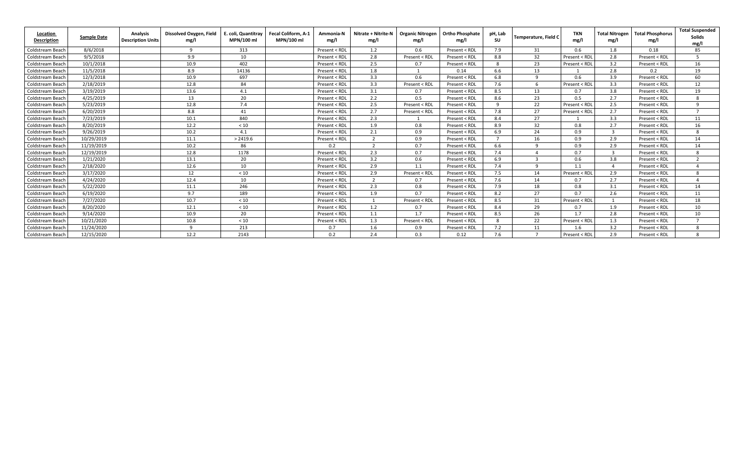| Location Description | Sample Date | Analysis Description Units | Dissolved Oxygen, Field mg/l | E. coli, Quantitray MPN/100 ml | Fecal Coliform, A-1 MPN/100 ml | Ammonia-N mg/l | Nitrate + Nitrite-N mg/l | Organic Nitrogen mg/l | Ortho Phosphate mg/l | pH, Lab SU | Temperature, Field C | TKN mg/l | Total Nitrogen mg/l | Total Phosphorus mg/l | Total Suspended Solids mg/l |
|---|---|---|---|---|---|---|---|---|---|---|---|---|---|---|---|
| Coldstream Beach | 8/6/2018 | | 9 | 313 | | Present < RDL | 1.2 | 0.6 | Present < RDL | 7.9 | 31 | 0.6 | 1.8 | 0.18 | 85 |
| Coldstream Beach | 9/5/2018 | | 9.9 | 10 | | Present < RDL | 2.8 | Present < RDL | Present < RDL | 8.8 | 32 | Present < RDL | 2.8 | Present < RDL | 5 |
| Coldstream Beach | 10/1/2018 | | 10.9 | 402 | | Present < RDL | 2.5 | 0.7 | Present < RDL | 8 | 23 | Present < RDL | 3.2 | Present < RDL | 16 |
| Coldstream Beach | 11/5/2018 | | 8.9 | 14136 | | Present < RDL | 1.8 | 1 | 0.14 | 6.6 | 13 | 1 | 2.8 | 0.2 | 19 |
| Coldstream Beach | 12/3/2018 | | 10.9 | 697 | | Present < RDL | 3.3 | 0.6 | Present < RDL | 6.8 | 9 | 0.6 | 3.9 | Present < RDL | 60 |
| Coldstream Beach | 2/18/2019 | | 12.8 | 84 | | Present < RDL | 3.3 | Present < RDL | Present < RDL | 7.6 | 6 | Present < RDL | 3.3 | Present < RDL | 12 |
| Coldstream Beach | 3/19/2019 | | 13.6 | 4.1 | | Present < RDL | 3.1 | 0.7 | Present < RDL | 8.5 | 13 | 0.7 | 3.8 | Present < RDL | 19 |
| Coldstream Beach | 4/25/2019 | | 13 | 20 | | Present < RDL | 2.2 | 0.5 | Present < RDL | 8.6 | 23 | 0.5 | 2.7 | Present < RDL | 8 |
| Coldstream Beach | 5/23/2019 | | 12.8 | 7.4 | | Present < RDL | 2.5 | Present < RDL | Present < RDL | 9 | 22 | Present < RDL | 2.5 | Present < RDL | 9 |
| Coldstream Beach | 6/20/2019 | | 8.8 | 41 | | Present < RDL | 2.7 | Present < RDL | Present < RDL | 7.8 | 27 | Present < RDL | 2.7 | Present < RDL | 7 |
| Coldstream Beach | 7/23/2019 | | 10.1 | 840 | | Present < RDL | 2.3 | 1 | Present < RDL | 8.4 | 27 | 1 | 3.3 | Present < RDL | 11 |
| Coldstream Beach | 8/20/2019 | | 12.2 | < 10 | | Present < RDL | 1.9 | 0.8 | Present < RDL | 8.9 | 32 | 0.8 | 2.7 | Present < RDL | 16 |
| Coldstream Beach | 9/26/2019 | | 10.2 | 4.1 | | Present < RDL | 2.1 | 0.9 | Present < RDL | 6.9 | 24 | 0.9 | 3 | Present < RDL | 8 |
| Coldstream Beach | 10/29/2019 | | 11.1 | > 2419.6 | | Present < RDL | 2 | 0.9 | Present < RDL | 7 | 16 | 0.9 | 2.9 | Present < RDL | 14 |
| Coldstream Beach | 11/19/2019 | | 10.2 | 86 | | 0.2 | 2 | 0.7 | Present < RDL | 6.6 | 9 | 0.9 | 2.9 | Present < RDL | 14 |
| Coldstream Beach | 12/19/2019 | | 12.8 | 1178 | | Present < RDL | 2.3 | 0.7 | Present < RDL | 7.4 | 4 | 0.7 | 3 | Present < RDL | 8 |
| Coldstream Beach | 1/21/2020 | | 13.1 | 20 | | Present < RDL | 3.2 | 0.6 | Present < RDL | 6.9 | 3 | 0.6 | 3.8 | Present < RDL | 2 |
| Coldstream Beach | 2/18/2020 | | 12.6 | 10 | | Present < RDL | 2.9 | 1.1 | Present < RDL | 7.4 | 9 | 1.1 | 4 | Present < RDL | 4 |
| Coldstream Beach | 3/17/2020 | | 12 | < 10 | | Present < RDL | 2.9 | Present < RDL | Present < RDL | 7.5 | 14 | Present < RDL | 2.9 | Present < RDL | 8 |
| Coldstream Beach | 4/24/2020 | | 12.4 | 10 | | Present < RDL | 2 | 0.7 | Present < RDL | 7.6 | 14 | 0.7 | 2.7 | Present < RDL | 4 |
| Coldstream Beach | 5/22/2020 | | 11.1 | 246 | | Present < RDL | 2.3 | 0.8 | Present < RDL | 7.9 | 18 | 0.8 | 3.1 | Present < RDL | 14 |
| Coldstream Beach | 6/19/2020 | | 9.7 | 189 | | Present < RDL | 1.9 | 0.7 | Present < RDL | 8.2 | 27 | 0.7 | 2.6 | Present < RDL | 11 |
| Coldstream Beach | 7/27/2020 | | 10.7 | < 10 | | Present < RDL | 1 | Present < RDL | Present < RDL | 8.5 | 31 | Present < RDL | 1 | Present < RDL | 18 |
| Coldstream Beach | 8/20/2020 | | 12.1 | < 10 | | Present < RDL | 1.2 | 0.7 | Present < RDL | 8.4 | 29 | 0.7 | 1.9 | Present < RDL | 10 |
| Coldstream Beach | 9/14/2020 | | 10.9 | 20 | | Present < RDL | 1.1 | 1.7 | Present < RDL | 8.5 | 26 | 1.7 | 2.8 | Present < RDL | 10 |
| Coldstream Beach | 10/21/2020 | | 10.8 | < 10 | | Present < RDL | 1.3 | Present < RDL | Present < RDL | 8 | 22 | Present < RDL | 1.3 | Present < RDL | 7 |
| Coldstream Beach | 11/24/2020 | | 9 | 213 | | 0.7 | 1.6 | 0.9 | Present < RDL | 7.2 | 11 | 1.6 | 3.2 | Present < RDL | 8 |
| Coldstream Beach | 12/15/2020 | | 12.2 | 2143 | | 0.2 | 2.4 | 0.3 | 0.12 | 7.6 | 7 | Present < RDL | 2.9 | Present < RDL | 8 |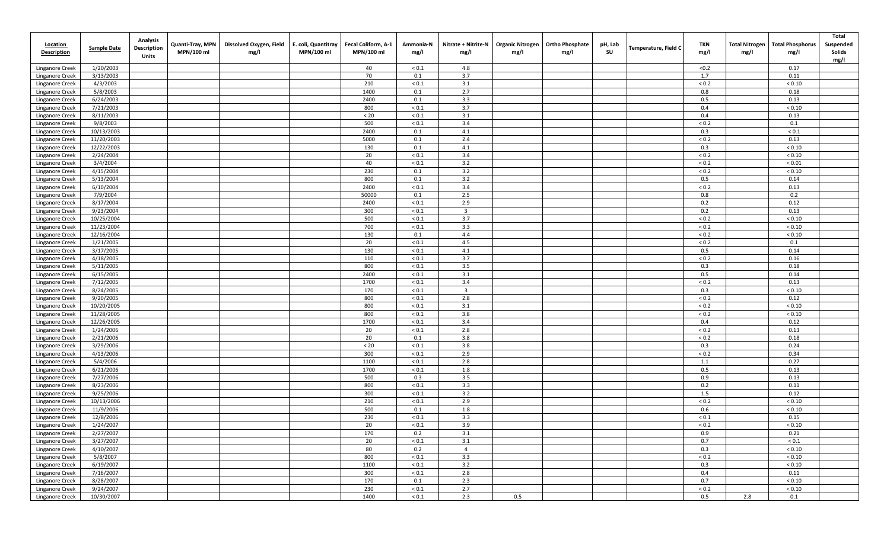| Location Description | Sample Date | Analysis Description Units | Quanti-Tray, MPN MPN/100 ml | Dissolved Oxygen, Field mg/l | E. coli, Quantitray MPN/100 ml | Fecal Coliform, A-1 MPN/100 ml | Ammonia-N mg/l | Nitrate + Nitrite-N mg/l | Organic Nitrogen mg/l | Ortho Phosphate mg/l | pH, Lab SU | Temperature, Field C | TKN mg/l | Total Nitrogen mg/l | Total Phosphorus mg/l | Total Suspended Solids mg/l |
|---|---|---|---|---|---|---|---|---|---|---|---|---|---|---|---|---|
| Linganore Creek | 1/20/2003 | | | | | 40 | < 0.1 | 4.8 | | | | | <0.2 | | 0.17 | |
| Linganore Creek | 3/13/2003 | | | | | 70 | 0.1 | 3.7 | | | | | 1.7 | | 0.11 | |
| Linganore Creek | 4/3/2003 | | | | | 210 | < 0.1 | 3.1 | | | | | < 0.2 | | < 0.10 | |
| Linganore Creek | 5/8/2003 | | | | | 1400 | 0.1 | 2.7 | | | | | 0.8 | | 0.18 | |
| Linganore Creek | 6/24/2003 | | | | | 2400 | 0.1 | 3.3 | | | | | 0.5 | | 0.13 | |
| Linganore Creek | 7/21/2003 | | | | | 800 | < 0.1 | 3.7 | | | | | 0.4 | | < 0.10 | |
| Linganore Creek | 8/11/2003 | | | | | < 20 | < 0.1 | 3.1 | | | | | 0.4 | | 0.13 | |
| Linganore Creek | 9/8/2003 | | | | | 500 | < 0.1 | 3.4 | | | | | < 0.2 | | 0.1 | |
| Linganore Creek | 10/13/2003 | | | | | 2400 | 0.1 | 4.1 | | | | | 0.3 | | < 0.1 | |
| Linganore Creek | 11/20/2003 | | | | | 5000 | 0.1 | 2.4 | | | | | < 0.2 | | 0.13 | |
| Linganore Creek | 12/22/2003 | | | | | 130 | 0.1 | 4.1 | | | | | 0.3 | | < 0.10 | |
| Linganore Creek | 2/24/2004 | | | | | 20 | < 0.1 | 3.4 | | | | | < 0.2 | | < 0.10 | |
| Linganore Creek | 3/4/2004 | | | | | 40 | < 0.1 | 3.2 | | | | | < 0.2 | | < 0.01 | |
| Linganore Creek | 4/15/2004 | | | | | 230 | 0.1 | 3.2 | | | | | < 0.2 | | < 0.10 | |
| Linganore Creek | 5/13/2004 | | | | | 800 | 0.1 | 3.2 | | | | | 0.5 | | 0.14 | |
| Linganore Creek | 6/10/2004 | | | | | 2400 | < 0.1 | 3.4 | | | | | < 0.2 | | 0.13 | |
| Linganore Creek | 7/9/2004 | | | | | 50000 | 0.1 | 2.5 | | | | | 0.8 | | 0.2 | |
| Linganore Creek | 8/17/2004 | | | | | 2400 | < 0.1 | 2.9 | | | | | 0.2 | | 0.12 | |
| Linganore Creek | 9/23/2004 | | | | | 300 | < 0.1 | 3 | | | | | 0.2 | | 0.13 | |
| Linganore Creek | 10/25/2004 | | | | | 500 | < 0.1 | 3.7 | | | | | < 0.2 | | < 0.10 | |
| Linganore Creek | 11/23/2004 | | | | | 700 | < 0.1 | 3.3 | | | | | < 0.2 | | < 0.10 | |
| Linganore Creek | 12/16/2004 | | | | | 130 | 0.1 | 4.4 | | | | | < 0.2 | | < 0.10 | |
| Linganore Creek | 1/21/2005 | | | | | 20 | < 0.1 | 4.5 | | | | | < 0.2 | | 0.1 | |
| Linganore Creek | 3/17/2005 | | | | | 130 | < 0.1 | 4.1 | | | | | 0.5 | | 0.14 | |
| Linganore Creek | 4/18/2005 | | | | | 110 | < 0.1 | 3.7 | | | | | < 0.2 | | 0.16 | |
| Linganore Creek | 5/11/2005 | | | | | 800 | < 0.1 | 3.5 | | | | | 0.3 | | 0.18 | |
| Linganore Creek | 6/15/2005 | | | | | 2400 | < 0.1 | 3.1 | | | | | 0.5 | | 0.14 | |
| Linganore Creek | 7/12/2005 | | | | | 1700 | < 0.1 | 3.4 | | | | | < 0.2 | | 0.13 | |
| Linganore Creek | 8/24/2005 | | | | | 170 | < 0.1 | 3 | | | | | 0.3 | | < 0.10 | |
| Linganore Creek | 9/20/2005 | | | | | 800 | < 0.1 | 2.8 | | | | | < 0.2 | | 0.12 | |
| Linganore Creek | 10/20/2005 | | | | | 800 | < 0.1 | 3.1 | | | | | < 0.2 | | < 0.10 | |
| Linganore Creek | 11/28/2005 | | | | | 800 | < 0.1 | 3.8 | | | | | < 0.2 | | < 0.10 | |
| Linganore Creek | 12/26/2005 | | | | | 1700 | < 0.1 | 3.4 | | | | | 0.4 | | 0.12 | |
| Linganore Creek | 1/24/2006 | | | | | 20 | < 0.1 | 2.8 | | | | | < 0.2 | | 0.13 | |
| Linganore Creek | 2/21/2006 | | | | | 20 | 0.1 | 3.8 | | | | | < 0.2 | | 0.18 | |
| Linganore Creek | 3/29/2006 | | | | | < 20 | < 0.1 | 3.8 | | | | | 0.3 | | 0.24 | |
| Linganore Creek | 4/13/2006 | | | | | 300 | < 0.1 | 2.9 | | | | | < 0.2 | | 0.34 | |
| Linganore Creek | 5/4/2006 | | | | | 1100 | < 0.1 | 2.8 | | | | | 1.1 | | 0.27 | |
| Linganore Creek | 6/21/2006 | | | | | 1700 | < 0.1 | 1.8 | | | | | 0.5 | | 0.13 | |
| Linganore Creek | 7/27/2006 | | | | | 500 | 0.3 | 3.5 | | | | | 0.9 | | 0.13 | |
| Linganore Creek | 8/23/2006 | | | | | 800 | < 0.1 | 3.3 | | | | | 0.2 | | 0.11 | |
| Linganore Creek | 9/25/2006 | | | | | 300 | < 0.1 | 3.2 | | | | | 1.5 | | 0.12 | |
| Linganore Creek | 10/13/2006 | | | | | 210 | < 0.1 | 2.9 | | | | | < 0.2 | | < 0.10 | |
| Linganore Creek | 11/9/2006 | | | | | 500 | 0.1 | 1.8 | | | | | 0.6 | | < 0.10 | |
| Linganore Creek | 12/8/2006 | | | | | 230 | < 0.1 | 3.3 | | | | | < 0.1 | | 0.15 | |
| Linganore Creek | 1/24/2007 | | | | | 20 | < 0.1 | 3.9 | | | | | < 0.2 | | < 0.10 | |
| Linganore Creek | 2/27/2007 | | | | | 170 | 0.2 | 3.1 | | | | | 0.9 | | 0.21 | |
| Linganore Creek | 3/27/2007 | | | | | 20 | < 0.1 | 3.1 | | | | | 0.7 | | < 0.1 | |
| Linganore Creek | 4/10/2007 | | | | | 80 | 0.2 | 4 | | | | | 0.3 | | < 0.10 | |
| Linganore Creek | 5/8/2007 | | | | | 800 | < 0.1 | 3.3 | | | | | < 0.2 | | < 0.10 | |
| Linganore Creek | 6/19/2007 | | | | | 1100 | < 0.1 | 3.2 | | | | | 0.3 | | < 0.10 | |
| Linganore Creek | 7/16/2007 | | | | | 300 | < 0.1 | 2.8 | | | | | 0.4 | | 0.11 | |
| Linganore Creek | 8/28/2007 | | | | | 170 | 0.1 | 2.3 | | | | | 0.7 | | < 0.10 | |
| Linganore Creek | 9/24/2007 | | | | | 230 | < 0.1 | 2.7 | | | | | < 0.2 | | < 0.10 | |
| Linganore Creek | 10/30/2007 | | | | | 1400 | < 0.1 | 2.3 | 0.5 | | | | 0.5 | 2.8 | 0.1 | |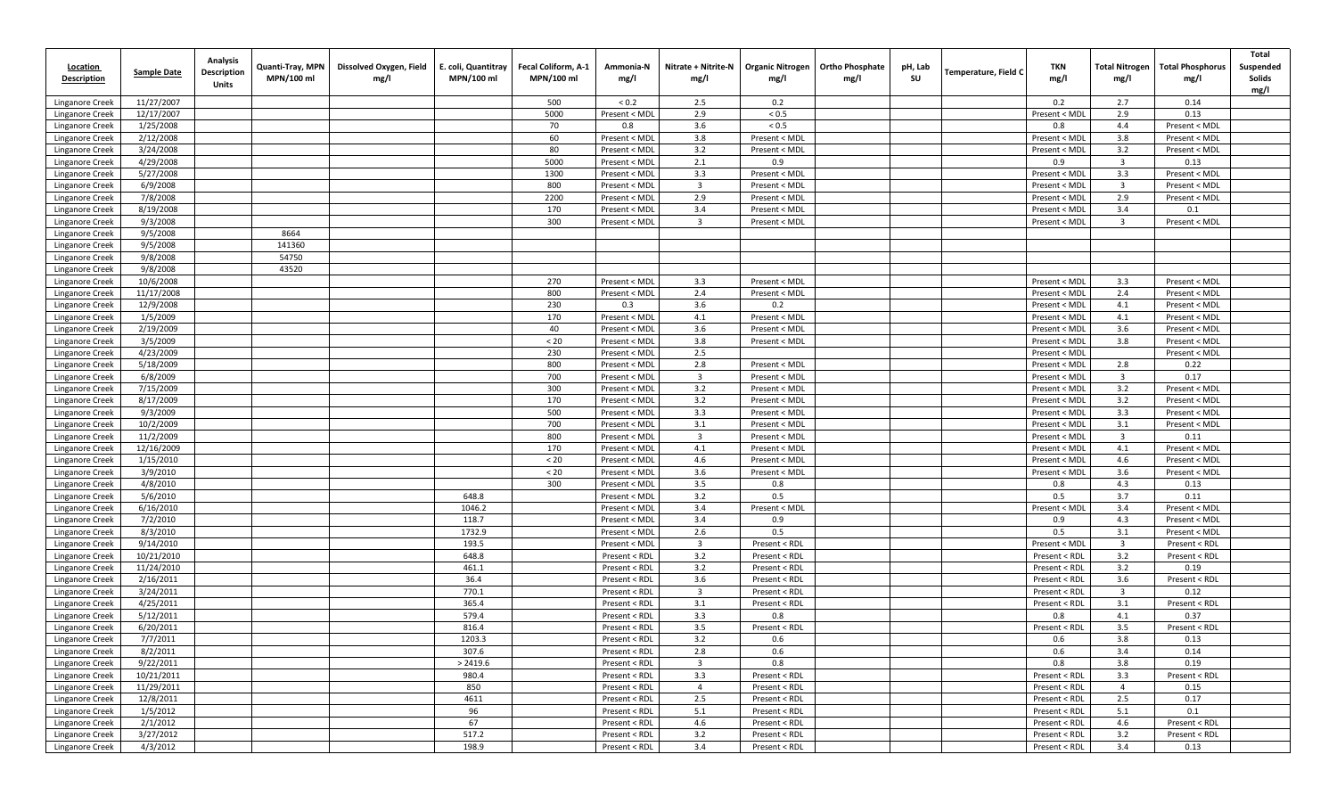| Location Description | Sample Date | Analysis Description Units | Quanti-Tray, MPN MPN/100 ml | Dissolved Oxygen, Field mg/l | E. coli, Quantitray MPN/100 ml | Fecal Coliform, A-1 MPN/100 ml | Ammonia-N mg/l | Nitrate + Nitrite-N mg/l | Organic Nitrogen mg/l | Ortho Phosphate mg/l | pH, Lab SU | Temperature, Field C | TKN mg/l | Total Nitrogen mg/l | Total Phosphorus mg/l | Total Suspended Solids mg/l |
|---|---|---|---|---|---|---|---|---|---|---|---|---|---|---|---|---|
| Linganore Creek | 11/27/2007 | | | | | 500 | < 0.2 | 2.5 | 0.2 | | | | 0.2 | 2.7 | 0.14 | |
| Linganore Creek | 12/17/2007 | | | | | 5000 | Present < MDL | 2.9 | < 0.5 | | | | Present < MDL | 2.9 | 0.13 | |
| Linganore Creek | 1/25/2008 | | | | | 70 | 0.8 | 3.6 | < 0.5 | | | | 0.8 | 4.4 | Present < MDL | |
| Linganore Creek | 2/12/2008 | | | | | 60 | Present < MDL | 3.8 | Present < MDL | | | | Present < MDL | 3.8 | Present < MDL | |
| Linganore Creek | 3/24/2008 | | | | | 80 | Present < MDL | 3.2 | Present < MDL | | | | Present < MDL | 3.2 | Present < MDL | |
| Linganore Creek | 4/29/2008 | | | | | 5000 | Present < MDL | 2.1 | 0.9 | | | | 0.9 | 3 | 0.13 | |
| Linganore Creek | 5/27/2008 | | | | | 1300 | Present < MDL | 3.3 | Present < MDL | | | | Present < MDL | 3.3 | Present < MDL | |
| Linganore Creek | 6/9/2008 | | | | | 800 | Present < MDL | 3 | Present < MDL | | | | Present < MDL | 3 | Present < MDL | |
| Linganore Creek | 7/8/2008 | | | | | 2200 | Present < MDL | 2.9 | Present < MDL | | | | Present < MDL | 2.9 | Present < MDL | |
| Linganore Creek | 8/19/2008 | | | | | 170 | Present < MDL | 3.4 | Present < MDL | | | | Present < MDL | 3.4 | 0.1 | |
| Linganore Creek | 9/3/2008 | | | | | 300 | Present < MDL | 3 | Present < MDL | | | | Present < MDL | 3 | Present < MDL | |
| Linganore Creek | 9/5/2008 | | 8664 | | | | | | | | | | | | | |
| Linganore Creek | 9/5/2008 | | 141360 | | | | | | | | | | | | | |
| Linganore Creek | 9/8/2008 | | 54750 | | | | | | | | | | | | | |
| Linganore Creek | 9/8/2008 | | 43520 | | | | | | | | | | | | | |
| Linganore Creek | 10/6/2008 | | | | | 270 | Present < MDL | 3.3 | Present < MDL | | | | Present < MDL | 3.3 | Present < MDL | |
| Linganore Creek | 11/17/2008 | | | | | 800 | Present < MDL | 2.4 | Present < MDL | | | | Present < MDL | 2.4 | Present < MDL | |
| Linganore Creek | 12/9/2008 | | | | | 230 | 0.3 | 3.6 | 0.2 | | | | Present < MDL | 4.1 | Present < MDL | |
| Linganore Creek | 1/5/2009 | | | | | 170 | Present < MDL | 4.1 | Present < MDL | | | | Present < MDL | 4.1 | Present < MDL | |
| Linganore Creek | 2/19/2009 | | | | | 40 | Present < MDL | 3.6 | Present < MDL | | | | Present < MDL | 3.6 | Present < MDL | |
| Linganore Creek | 3/5/2009 | | | | | < 20 | Present < MDL | 3.8 | Present < MDL | | | | Present < MDL | 3.8 | Present < MDL | |
| Linganore Creek | 4/23/2009 | | | | | 230 | Present < MDL | 2.5 | | | | | Present < MDL | | Present < MDL | |
| Linganore Creek | 5/18/2009 | | | | | 800 | Present < MDL | 2.8 | Present < MDL | | | | Present < MDL | 2.8 | 0.22 | |
| Linganore Creek | 6/8/2009 | | | | | 700 | Present < MDL | 3 | Present < MDL | | | | Present < MDL | 3 | 0.17 | |
| Linganore Creek | 7/15/2009 | | | | | 300 | Present < MDL | 3.2 | Present < MDL | | | | Present < MDL | 3.2 | Present < MDL | |
| Linganore Creek | 8/17/2009 | | | | | 170 | Present < MDL | 3.2 | Present < MDL | | | | Present < MDL | 3.2 | Present < MDL | |
| Linganore Creek | 9/3/2009 | | | | | 500 | Present < MDL | 3.3 | Present < MDL | | | | Present < MDL | 3.3 | Present < MDL | |
| Linganore Creek | 10/2/2009 | | | | | 700 | Present < MDL | 3.1 | Present < MDL | | | | Present < MDL | 3.1 | Present < MDL | |
| Linganore Creek | 11/2/2009 | | | | | 800 | Present < MDL | 3 | Present < MDL | | | | Present < MDL | 3 | 0.11 | |
| Linganore Creek | 12/16/2009 | | | | | 170 | Present < MDL | 4.1 | Present < MDL | | | | Present < MDL | 4.1 | Present < MDL | |
| Linganore Creek | 1/15/2010 | | | | | < 20 | Present < MDL | 4.6 | Present < MDL | | | | Present < MDL | 4.6 | Present < MDL | |
| Linganore Creek | 3/9/2010 | | | | | < 20 | Present < MDL | 3.6 | Present < MDL | | | | Present < MDL | 3.6 | Present < MDL | |
| Linganore Creek | 4/8/2010 | | | | | 300 | Present < MDL | 3.5 | 0.8 | | | | 0.8 | 4.3 | 0.13 | |
| Linganore Creek | 5/6/2010 | | | | 648.8 | | Present < MDL | 3.2 | 0.5 | | | | 0.5 | 3.7 | 0.11 | |
| Linganore Creek | 6/16/2010 | | | | 1046.2 | | Present < MDL | 3.4 | Present < MDL | | | | Present < MDL | 3.4 | Present < MDL | |
| Linganore Creek | 7/2/2010 | | | | 118.7 | | Present < MDL | 3.4 | 0.9 | | | | 0.9 | 4.3 | Present < MDL | |
| Linganore Creek | 8/3/2010 | | | | 1732.9 | | Present < MDL | 2.6 | 0.5 | | | | 0.5 | 3.1 | Present < MDL | |
| Linganore Creek | 9/14/2010 | | | | 193.5 | | Present < MDL | 3 | Present < RDL | | | | Present < MDL | 3 | Present < RDL | |
| Linganore Creek | 10/21/2010 | | | | 648.8 | | Present < RDL | 3.2 | Present < RDL | | | | Present < RDL | 3.2 | Present < RDL | |
| Linganore Creek | 11/24/2010 | | | | 461.1 | | Present < RDL | 3.2 | Present < RDL | | | | Present < RDL | 3.2 | 0.19 | |
| Linganore Creek | 2/16/2011 | | | | 36.4 | | Present < RDL | 3.6 | Present < RDL | | | | Present < RDL | 3.6 | Present < RDL | |
| Linganore Creek | 3/24/2011 | | | | 770.1 | | Present < RDL | 3 | Present < RDL | | | | Present < RDL | 3 | 0.12 | |
| Linganore Creek | 4/25/2011 | | | | 365.4 | | Present < RDL | 3.1 | Present < RDL | | | | Present < RDL | 3.1 | Present < RDL | |
| Linganore Creek | 5/12/2011 | | | | 579.4 | | Present < RDL | 3.3 | 0.8 | | | | 0.8 | 4.1 | 0.37 | |
| Linganore Creek | 6/20/2011 | | | | 816.4 | | Present < RDL | 3.5 | Present < RDL | | | | Present < RDL | 3.5 | Present < RDL | |
| Linganore Creek | 7/7/2011 | | | | 1203.3 | | Present < RDL | 3.2 | 0.6 | | | | 0.6 | 3.8 | 0.13 | |
| Linganore Creek | 8/2/2011 | | | | 307.6 | | Present < RDL | 2.8 | 0.6 | | | | 0.6 | 3.4 | 0.14 | |
| Linganore Creek | 9/22/2011 | | | | > 2419.6 | | Present < RDL | 3 | 0.8 | | | | 0.8 | 3.8 | 0.19 | |
| Linganore Creek | 10/21/2011 | | | | 980.4 | | Present < RDL | 3.3 | Present < RDL | | | | Present < RDL | 3.3 | Present < RDL | |
| Linganore Creek | 11/29/2011 | | | | 850 | | Present < RDL | 4 | Present < RDL | | | | Present < RDL | 4 | 0.15 | |
| Linganore Creek | 12/8/2011 | | | | 4611 | | Present < RDL | 2.5 | Present < RDL | | | | Present < RDL | 2.5 | 0.17 | |
| Linganore Creek | 1/5/2012 | | | | 96 | | Present < RDL | 5.1 | Present < RDL | | | | Present < RDL | 5.1 | 0.1 | |
| Linganore Creek | 2/1/2012 | | | | 67 | | Present < RDL | 4.6 | Present < RDL | | | | Present < RDL | 4.6 | Present < RDL | |
| Linganore Creek | 3/27/2012 | | | | 517.2 | | Present < RDL | 3.2 | Present < RDL | | | | Present < RDL | 3.2 | Present < RDL | |
| Linganore Creek | 4/3/2012 | | | | 198.9 | | Present < RDL | 3.4 | Present < RDL | | | | Present < RDL | 3.4 | 0.13 | |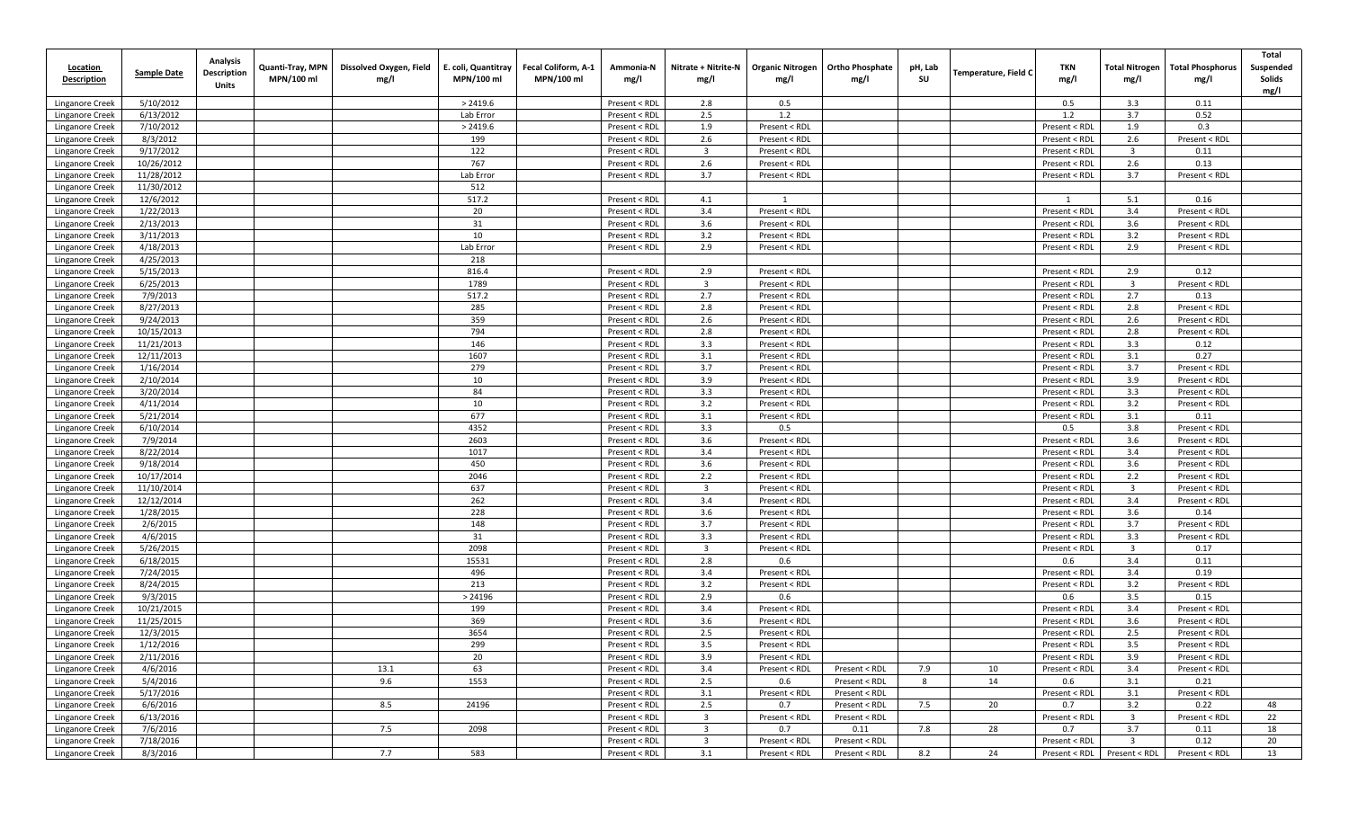| Location Description | Sample Date | Analysis Description Units | Quanti-Tray, MPN MPN/100 ml | Dissolved Oxygen, Field mg/l | E. coli, Quantitray MPN/100 ml | Fecal Coliform, A-1 MPN/100 ml | Ammonia-N mg/l | Nitrate + Nitrite-N mg/l | Organic Nitrogen mg/l | Ortho Phosphate mg/l | pH, Lab SU | Temperature, Field C | TKN mg/l | Total Nitrogen mg/l | Total Phosphorus mg/l | Total Suspended Solids mg/l |
|---|---|---|---|---|---|---|---|---|---|---|---|---|---|---|---|---|
| Linganore Creek | 5/10/2012 | | | | > 2419.6 | | Present < RDL | 2.8 | 0.5 | | | | 0.5 | 3.3 | 0.11 | |
| Linganore Creek | 6/13/2012 | | | | Lab Error | | Present < RDL | 2.5 | 1.2 | | | | 1.2 | 3.7 | 0.52 | |
| Linganore Creek | 7/10/2012 | | | | > 2419.6 | | Present < RDL | 1.9 | Present < RDL | | | | Present < RDL | 1.9 | 0.3 | |
| Linganore Creek | 8/3/2012 | | | | 199 | | Present < RDL | 2.6 | Present < RDL | | | | Present < RDL | 2.6 | Present < RDL | |
| Linganore Creek | 9/17/2012 | | | | 122 | | Present < RDL | 3 | Present < RDL | | | | Present < RDL | 3 | 0.11 | |
| Linganore Creek | 10/26/2012 | | | | 767 | | Present < RDL | 2.6 | Present < RDL | | | | Present < RDL | 2.6 | 0.13 | |
| Linganore Creek | 11/28/2012 | | | | Lab Error | | Present < RDL | 3.7 | Present < RDL | | | | Present < RDL | 3.7 | Present < RDL | |
| Linganore Creek | 11/30/2012 | | | | 512 | | | | | | | | | | | |
| Linganore Creek | 12/6/2012 | | | | 517.2 | | Present < RDL | 4.1 | 1 | | | | 1 | 5.1 | 0.16 | |
| Linganore Creek | 1/22/2013 | | | | 20 | | Present < RDL | 3.4 | Present < RDL | | | | Present < RDL | 3.4 | Present < RDL | |
| Linganore Creek | 2/13/2013 | | | | 31 | | Present < RDL | 3.6 | Present < RDL | | | | Present < RDL | 3.6 | Present < RDL | |
| Linganore Creek | 3/11/2013 | | | | 10 | | Present < RDL | 3.2 | Present < RDL | | | | Present < RDL | 3.2 | Present < RDL | |
| Linganore Creek | 4/18/2013 | | | | Lab Error | | Present < RDL | 2.9 | Present < RDL | | | | Present < RDL | 2.9 | Present < RDL | |
| Linganore Creek | 4/25/2013 | | | | 218 | | | | | | | | | | | |
| Linganore Creek | 5/15/2013 | | | | 816.4 | | Present < RDL | 2.9 | Present < RDL | | | | Present < RDL | 2.9 | 0.12 | |
| Linganore Creek | 6/25/2013 | | | | 1789 | | Present < RDL | 3 | Present < RDL | | | | Present < RDL | 3 | Present < RDL | |
| Linganore Creek | 7/9/2013 | | | | 517.2 | | Present < RDL | 2.7 | Present < RDL | | | | Present < RDL | 2.7 | 0.13 | |
| Linganore Creek | 8/27/2013 | | | | 285 | | Present < RDL | 2.8 | Present < RDL | | | | Present < RDL | 2.8 | Present < RDL | |
| Linganore Creek | 9/24/2013 | | | | 359 | | Present < RDL | 2.6 | Present < RDL | | | | Present < RDL | 2.6 | Present < RDL | |
| Linganore Creek | 10/15/2013 | | | | 794 | | Present < RDL | 2.8 | Present < RDL | | | | Present < RDL | 2.8 | Present < RDL | |
| Linganore Creek | 11/21/2013 | | | | 146 | | Present < RDL | 3.3 | Present < RDL | | | | Present < RDL | 3.3 | 0.12 | |
| Linganore Creek | 12/11/2013 | | | | 1607 | | Present < RDL | 3.1 | Present < RDL | | | | Present < RDL | 3.1 | 0.27 | |
| Linganore Creek | 1/16/2014 | | | | 279 | | Present < RDL | 3.7 | Present < RDL | | | | Present < RDL | 3.7 | Present < RDL | |
| Linganore Creek | 2/10/2014 | | | | 10 | | Present < RDL | 3.9 | Present < RDL | | | | Present < RDL | 3.9 | Present < RDL | |
| Linganore Creek | 3/20/2014 | | | | 84 | | Present < RDL | 3.3 | Present < RDL | | | | Present < RDL | 3.3 | Present < RDL | |
| Linganore Creek | 4/11/2014 | | | | 10 | | Present < RDL | 3.2 | Present < RDL | | | | Present < RDL | 3.2 | Present < RDL | |
| Linganore Creek | 5/21/2014 | | | | 677 | | Present < RDL | 3.1 | Present < RDL | | | | Present < RDL | 3.1 | 0.11 | |
| Linganore Creek | 6/10/2014 | | | | 4352 | | Present < RDL | 3.3 | 0.5 | | | | 0.5 | 3.8 | Present < RDL | |
| Linganore Creek | 7/9/2014 | | | | 2603 | | Present < RDL | 3.6 | Present < RDL | | | | Present < RDL | 3.6 | Present < RDL | |
| Linganore Creek | 8/22/2014 | | | | 1017 | | Present < RDL | 3.4 | Present < RDL | | | | Present < RDL | 3.4 | Present < RDL | |
| Linganore Creek | 9/18/2014 | | | | 450 | | Present < RDL | 3.6 | Present < RDL | | | | Present < RDL | 3.6 | Present < RDL | |
| Linganore Creek | 10/17/2014 | | | | 2046 | | Present < RDL | 2.2 | Present < RDL | | | | Present < RDL | 2.2 | Present < RDL | |
| Linganore Creek | 11/10/2014 | | | | 637 | | Present < RDL | 3 | Present < RDL | | | | Present < RDL | 3 | Present < RDL | |
| Linganore Creek | 12/12/2014 | | | | 262 | | Present < RDL | 3.4 | Present < RDL | | | | Present < RDL | 3.4 | Present < RDL | |
| Linganore Creek | 1/28/2015 | | | | 228 | | Present < RDL | 3.6 | Present < RDL | | | | Present < RDL | 3.6 | 0.14 | |
| Linganore Creek | 2/6/2015 | | | | 148 | | Present < RDL | 3.7 | Present < RDL | | | | Present < RDL | 3.7 | Present < RDL | |
| Linganore Creek | 4/6/2015 | | | | 31 | | Present < RDL | 3.3 | Present < RDL | | | | Present < RDL | 3.3 | Present < RDL | |
| Linganore Creek | 5/26/2015 | | | | 2098 | | Present < RDL | 3 | Present < RDL | | | | Present < RDL | 3 | 0.17 | |
| Linganore Creek | 6/18/2015 | | | | 15531 | | Present < RDL | 2.8 | 0.6 | | | | 0.6 | 3.4 | 0.11 | |
| Linganore Creek | 7/24/2015 | | | | 496 | | Present < RDL | 3.4 | Present < RDL | | | | Present < RDL | 3.4 | 0.19 | |
| Linganore Creek | 8/24/2015 | | | | 213 | | Present < RDL | 3.2 | Present < RDL | | | | Present < RDL | 3.2 | Present < RDL | |
| Linganore Creek | 9/3/2015 | | | | > 24196 | | Present < RDL | 2.9 | 0.6 | | | | 0.6 | 3.5 | 0.15 | |
| Linganore Creek | 10/21/2015 | | | | 199 | | Present < RDL | 3.4 | Present < RDL | | | | Present < RDL | 3.4 | Present < RDL | |
| Linganore Creek | 11/25/2015 | | | | 369 | | Present < RDL | 3.6 | Present < RDL | | | | Present < RDL | 3.6 | Present < RDL | |
| Linganore Creek | 12/3/2015 | | | | 3654 | | Present < RDL | 2.5 | Present < RDL | | | | Present < RDL | 2.5 | Present < RDL | |
| Linganore Creek | 1/12/2016 | | | | 299 | | Present < RDL | 3.5 | Present < RDL | | | | Present < RDL | 3.5 | Present < RDL | |
| Linganore Creek | 2/11/2016 | | | | 20 | | Present < RDL | 3.9 | Present < RDL | | | | Present < RDL | 3.9 | Present < RDL | |
| Linganore Creek | 4/6/2016 | | | 13.1 | 63 | | Present < RDL | 3.4 | Present < RDL | Present < RDL | 7.9 | 10 | Present < RDL | 3.4 | Present < RDL | |
| Linganore Creek | 5/4/2016 | | | 9.6 | 1553 | | Present < RDL | 2.5 | 0.6 | Present < RDL | 8 | 14 | 0.6 | 3.1 | 0.21 | |
| Linganore Creek | 5/17/2016 | | | | | | Present < RDL | 3.1 | Present < RDL | Present < RDL | | | Present < RDL | 3.1 | Present < RDL | |
| Linganore Creek | 6/6/2016 | | | 8.5 | 24196 | | Present < RDL | 2.5 | 0.7 | Present < RDL | 7.5 | 20 | 0.7 | 3.2 | 0.22 | 48 |
| Linganore Creek | 6/13/2016 | | | | | | Present < RDL | 3 | Present < RDL | Present < RDL | | | Present < RDL | 3 | Present < RDL | 22 |
| Linganore Creek | 7/6/2016 | | | 7.5 | 2098 | | Present < RDL | 3 | 0.7 | 0.11 | 7.8 | 28 | 0.7 | 3.7 | 0.11 | 18 |
| Linganore Creek | 7/18/2016 | | | | | | Present < RDL | 3 | Present < RDL | Present < RDL | | | Present < RDL | 3 | 0.12 | 20 |
| Linganore Creek | 8/3/2016 | | | 7.7 | 583 | | Present < RDL | 3.1 | Present < RDL | Present < RDL | 8.2 | 24 | Present < RDL | Present < RDL | Present < RDL | 13 |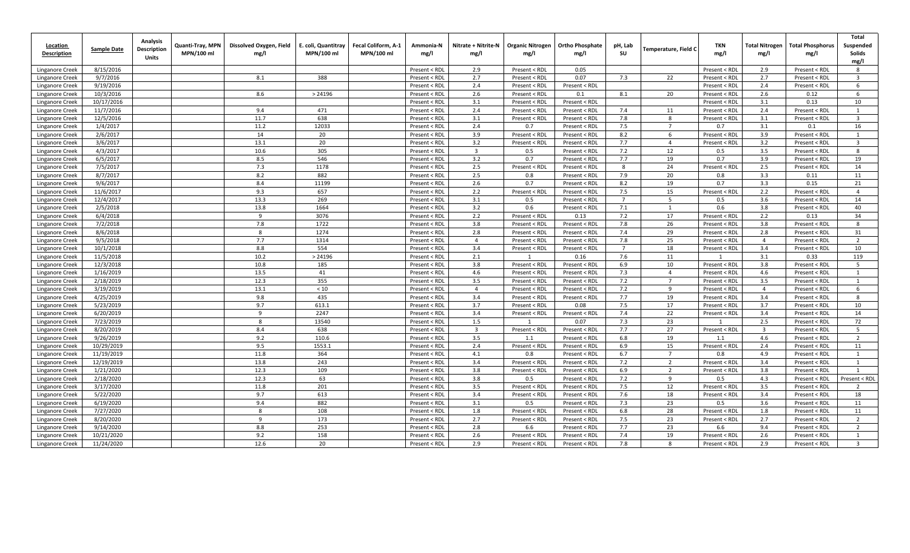| Location Description | Sample Date | Analysis Description Units | Quanti-Tray, MPN MPN/100 ml | Dissolved Oxygen, Field mg/l | E. coli, Quantitray MPN/100 ml | Fecal Coliform, A-1 MPN/100 ml | Ammonia-N mg/l | Nitrate + Nitrite-N mg/l | Organic Nitrogen mg/l | Ortho Phosphate mg/l | pH, Lab SU | Temperature, Field C | TKN mg/l | Total Nitrogen mg/l | Total Phosphorus mg/l | Total Suspended Solids mg/l |
|---|---|---|---|---|---|---|---|---|---|---|---|---|---|---|---|---|
| Linganore Creek | 8/15/2016 | | | | | | Present < RDL | 2.9 | Present < RDL | 0.05 | | | Present < RDL | 2.9 | Present < RDL | 8 |
| Linganore Creek | 9/7/2016 | | | 8.1 | 388 | | Present < RDL | 2.7 | Present < RDL | 0.07 | 7.3 | 22 | Present < RDL | 2.7 | Present < RDL | 3 |
| Linganore Creek | 9/19/2016 | | | | | | Present < RDL | 2.4 | Present < RDL | Present < RDL | | | Present < RDL | 2.4 | Present < RDL | 6 |
| Linganore Creek | 10/3/2016 | | | 8.6 | > 24196 | | Present < RDL | 2.6 | Present < RDL | 0.1 | 8.1 | 20 | Present < RDL | 2.6 | 0.12 | 6 |
| Linganore Creek | 10/17/2016 | | | | | | Present < RDL | 3.1 | Present < RDL | Present < RDL | | | Present < RDL | 3.1 | 0.13 | 10 |
| Linganore Creek | 11/7/2016 | | | 9.4 | 471 | | Present < RDL | 2.4 | Present < RDL | Present < RDL | 7.4 | 11 | Present < RDL | 2.4 | Present < RDL | 1 |
| Linganore Creek | 12/5/2016 | | | 11.7 | 638 | | Present < RDL | 3.1 | Present < RDL | Present < RDL | 7.8 | 8 | Present < RDL | 3.1 | Present < RDL | 3 |
| Linganore Creek | 1/4/2017 | | | 11.2 | 12033 | | Present < RDL | 2.4 | 0.7 | Present < RDL | 7.5 | 7 | 0.7 | 3.1 | 0.1 | 16 |
| Linganore Creek | 2/6/2017 | | | 14 | 20 | | Present < RDL | 3.9 | Present < RDL | Present < RDL | 8.2 | 6 | Present < RDL | 3.9 | Present < RDL | 1 |
| Linganore Creek | 3/6/2017 | | | 13.1 | 20 | | Present < RDL | 3.2 | Present < RDL | Present < RDL | 7.7 | 4 | Present < RDL | 3.2 | Present < RDL | 3 |
| Linganore Creek | 4/3/2017 | | | 10.6 | 305 | | Present < RDL | 3 | 0.5 | Present < RDL | 7.2 | 12 | 0.5 | 3.5 | Present < RDL | 8 |
| Linganore Creek | 6/5/2017 | | | 8.5 | 546 | | Present < RDL | 3.2 | 0.7 | Present < RDL | 7.7 | 19 | 0.7 | 3.9 | Present < RDL | 19 |
| Linganore Creek | 7/5/2017 | | | 7.3 | 1178 | | Present < RDL | 2.5 | Present < RDL | Present < RDL | 8 | 24 | Present < RDL | 2.5 | Present < RDL | 14 |
| Linganore Creek | 8/7/2017 | | | 8.2 | 882 | | Present < RDL | 2.5 | 0.8 | Present < RDL | 7.9 | 20 | 0.8 | 3.3 | 0.11 | 11 |
| Linganore Creek | 9/6/2017 | | | 8.4 | 11199 | | Present < RDL | 2.6 | 0.7 | Present < RDL | 8.2 | 19 | 0.7 | 3.3 | 0.15 | 21 |
| Linganore Creek | 11/6/2017 | | | 9.3 | 657 | | Present < RDL | 2.2 | Present < RDL | Present < RDL | 7.5 | 15 | Present < RDL | 2.2 | Present < RDL | 4 |
| Linganore Creek | 12/4/2017 | | | 13.3 | 269 | | Present < RDL | 3.1 | 0.5 | Present < RDL | 7 | 5 | 0.5 | 3.6 | Present < RDL | 14 |
| Linganore Creek | 2/5/2018 | | | 13.8 | 1664 | | Present < RDL | 3.2 | 0.6 | Present < RDL | 7.1 | 1 | 0.6 | 3.8 | Present < RDL | 40 |
| Linganore Creek | 6/4/2018 | | | 9 | 3076 | | Present < RDL | 2.2 | Present < RDL | 0.13 | 7.2 | 17 | Present < RDL | 2.2 | 0.13 | 34 |
| Linganore Creek | 7/2/2018 | | | 7.8 | 1722 | | Present < RDL | 3.8 | Present < RDL | Present < RDL | 7.8 | 26 | Present < RDL | 3.8 | Present < RDL | 8 |
| Linganore Creek | 8/6/2018 | | | 8 | 1274 | | Present < RDL | 2.8 | Present < RDL | Present < RDL | 7.4 | 29 | Present < RDL | 2.8 | Present < RDL | 31 |
| Linganore Creek | 9/5/2018 | | | 7.7 | 1314 | | Present < RDL | 4 | Present < RDL | Present < RDL | 7.8 | 25 | Present < RDL | 4 | Present < RDL | 2 |
| Linganore Creek | 10/1/2018 | | | 8.8 | 554 | | Present < RDL | 3.4 | Present < RDL | Present < RDL | 7 | 18 | Present < RDL | 3.4 | Present < RDL | 10 |
| Linganore Creek | 11/5/2018 | | | 10.2 | > 24196 | | Present < RDL | 2.1 | 1 | 0.16 | 7.6 | 11 | 1 | 3.1 | 0.33 | 119 |
| Linganore Creek | 12/3/2018 | | | 10.8 | 185 | | Present < RDL | 3.8 | Present < RDL | Present < RDL | 6.9 | 10 | Present < RDL | 3.8 | Present < RDL | 5 |
| Linganore Creek | 1/16/2019 | | | 13.5 | 41 | | Present < RDL | 4.6 | Present < RDL | Present < RDL | 7.3 | 4 | Present < RDL | 4.6 | Present < RDL | 1 |
| Linganore Creek | 2/18/2019 | | | 12.3 | 355 | | Present < RDL | 3.5 | Present < RDL | Present < RDL | 7.2 | 7 | Present < RDL | 3.5 | Present < RDL | 1 |
| Linganore Creek | 3/19/2019 | | | 13.1 | < 10 | | Present < RDL | 4 | Present < RDL | Present < RDL | 7.2 | 9 | Present < RDL | 4 | Present < RDL | 6 |
| Linganore Creek | 4/25/2019 | | | 9.8 | 435 | | Present < RDL | 3.4 | Present < RDL | Present < RDL | 7.7 | 19 | Present < RDL | 3.4 | Present < RDL | 8 |
| Linganore Creek | 5/23/2019 | | | 9.7 | 613.1 | | Present < RDL | 3.7 | Present < RDL | 0.08 | 7.5 | 17 | Present < RDL | 3.7 | Present < RDL | 10 |
| Linganore Creek | 6/20/2019 | | | 9 | 2247 | | Present < RDL | 3.4 | Present < RDL | Present < RDL | 7.4 | 22 | Present < RDL | 3.4 | Present < RDL | 14 |
| Linganore Creek | 7/23/2019 | | | 8 | 13540 | | Present < RDL | 1.5 | 1 | 0.07 | 7.3 | 23 | 1 | 2.5 | Present < RDL | 72 |
| Linganore Creek | 8/20/2019 | | | 8.4 | 638 | | Present < RDL | 3 | Present < RDL | Present < RDL | 7.7 | 27 | Present < RDL | 3 | Present < RDL | 5 |
| Linganore Creek | 9/26/2019 | | | 9.2 | 110.6 | | Present < RDL | 3.5 | 1.1 | Present < RDL | 6.8 | 19 | 1.1 | 4.6 | Present < RDL | 2 |
| Linganore Creek | 10/29/2019 | | | 9.5 | 1553.1 | | Present < RDL | 2.4 | Present < RDL | Present < RDL | 6.9 | 15 | Present < RDL | 2.4 | Present < RDL | 11 |
| Linganore Creek | 11/19/2019 | | | 11.8 | 364 | | Present < RDL | 4.1 | 0.8 | Present < RDL | 6.7 | 7 | 0.8 | 4.9 | Present < RDL | 1 |
| Linganore Creek | 12/19/2019 | | | 13.8 | 243 | | Present < RDL | 3.4 | Present < RDL | Present < RDL | 7.2 | 2 | Present < RDL | 3.4 | Present < RDL | 1 |
| Linganore Creek | 1/21/2020 | | | 12.3 | 109 | | Present < RDL | 3.8 | Present < RDL | Present < RDL | 6.9 | 2 | Present < RDL | 3.8 | Present < RDL | 1 |
| Linganore Creek | 2/18/2020 | | | 12.3 | 63 | | Present < RDL | 3.8 | 0.5 | Present < RDL | 7.2 | 9 | 0.5 | 4.3 | Present < RDL | Present < RDL |
| Linganore Creek | 3/17/2020 | | | 11.8 | 201 | | Present < RDL | 3.5 | Present < RDL | Present < RDL | 7.5 | 12 | Present < RDL | 3.5 | Present < RDL | 2 |
| Linganore Creek | 5/22/2020 | | | 9.7 | 613 | | Present < RDL | 3.4 | Present < RDL | Present < RDL | 7.6 | 18 | Present < RDL | 3.4 | Present < RDL | 18 |
| Linganore Creek | 6/19/2020 | | | 9.4 | 882 | | Present < RDL | 3.1 | 0.5 | Present < RDL | 7.3 | 23 | 0.5 | 3.6 | Present < RDL | 11 |
| Linganore Creek | 7/27/2020 | | | 8 | 108 | | Present < RDL | 1.8 | Present < RDL | Present < RDL | 6.8 | 28 | Present < RDL | 1.8 | Present < RDL | 11 |
| Linganore Creek | 8/20/2020 | | | 9 | 173 | | Present < RDL | 2.7 | Present < RDL | Present < RDL | 7.5 | 23 | Present < RDL | 2.7 | Present < RDL | 2 |
| Linganore Creek | 9/14/2020 | | | 8.8 | 253 | | Present < RDL | 2.8 | 6.6 | Present < RDL | 7.7 | 23 | 6.6 | 9.4 | Present < RDL | 2 |
| Linganore Creek | 10/21/2020 | | | 9.2 | 158 | | Present < RDL | 2.6 | Present < RDL | Present < RDL | 7.4 | 19 | Present < RDL | 2.6 | Present < RDL | 1 |
| Linganore Creek | 11/24/2020 | | | 12.6 | 20 | | Present < RDL | 2.9 | Present < RDL | Present < RDL | 7.8 | 8 | Present < RDL | 2.9 | Present < RDL | 3 |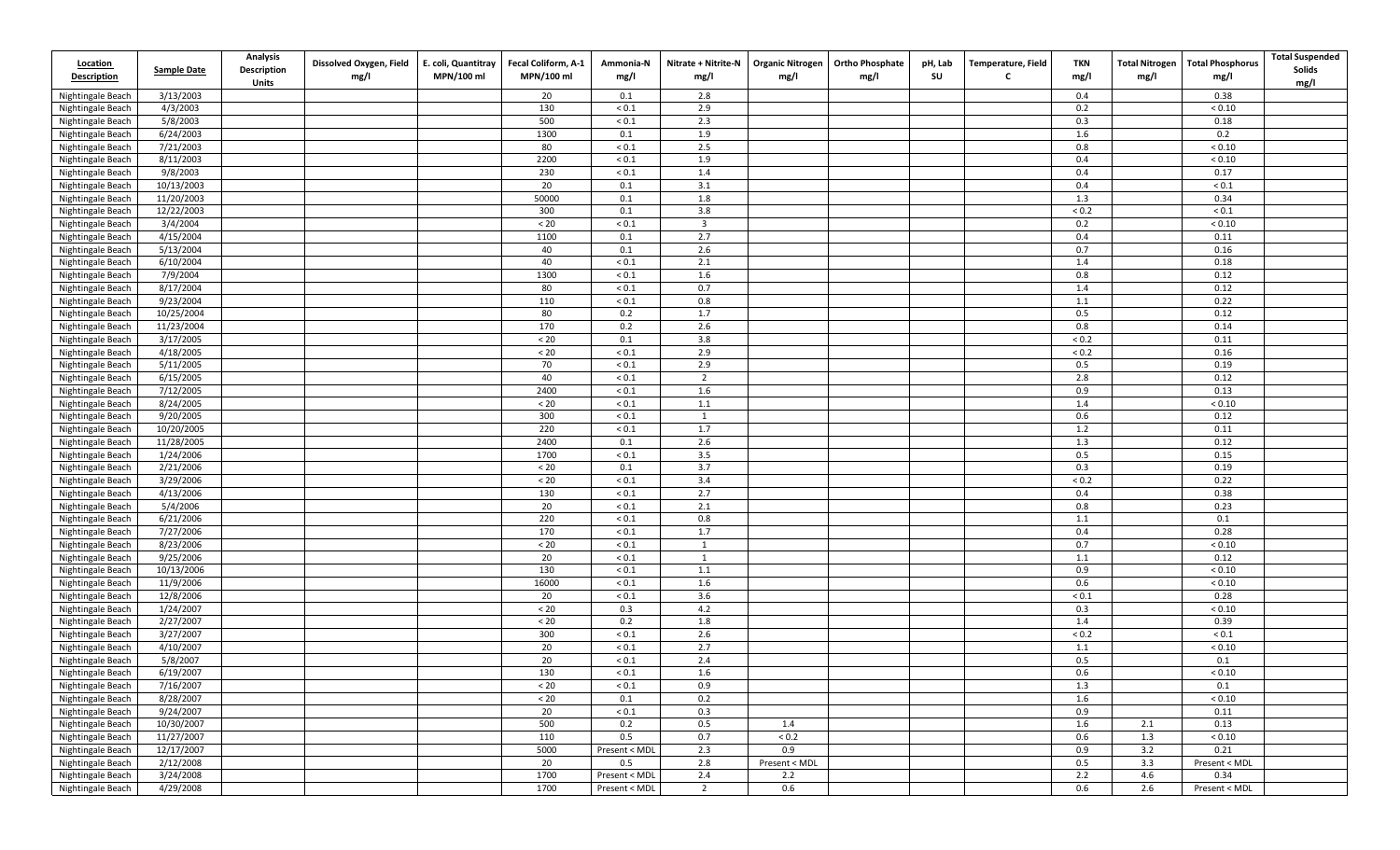| Location Description | Sample Date | Analysis Description Units | Dissolved Oxygen, Field mg/l | E. coli, Quantitray MPN/100 ml | Fecal Coliform, A-1 MPN/100 ml | Ammonia-N mg/l | Nitrate + Nitrite-N mg/l | Organic Nitrogen mg/l | Ortho Phosphate mg/l | pH, Lab SU | Temperature, Field C | TKN mg/l | Total Nitrogen mg/l | Total Phosphorus mg/l | Total Suspended Solids mg/l |
|---|---|---|---|---|---|---|---|---|---|---|---|---|---|---|---|
| Nightingale Beach | 3/13/2003 | | | | 20 | 0.1 | 2.8 | | | | | 0.4 | | 0.38 | |
| Nightingale Beach | 4/3/2003 | | | | 130 | < 0.1 | 2.9 | | | | | 0.2 | | < 0.10 | |
| Nightingale Beach | 5/8/2003 | | | | 500 | < 0.1 | 2.3 | | | | | 0.3 | | 0.18 | |
| Nightingale Beach | 6/24/2003 | | | | 1300 | 0.1 | 1.9 | | | | | 1.6 | | 0.2 | |
| Nightingale Beach | 7/21/2003 | | | | 80 | < 0.1 | 2.5 | | | | | 0.8 | | < 0.10 | |
| Nightingale Beach | 8/11/2003 | | | | 2200 | < 0.1 | 1.9 | | | | | 0.4 | | < 0.10 | |
| Nightingale Beach | 9/8/2003 | | | | 230 | < 0.1 | 1.4 | | | | | 0.4 | | 0.17 | |
| Nightingale Beach | 10/13/2003 | | | | 20 | 0.1 | 3.1 | | | | | 0.4 | | < 0.1 | |
| Nightingale Beach | 11/20/2003 | | | | 50000 | 0.1 | 1.8 | | | | | 1.3 | | 0.34 | |
| Nightingale Beach | 12/22/2003 | | | | 300 | 0.1 | 3.8 | | | | | < 0.2 | | < 0.1 | |
| Nightingale Beach | 3/4/2004 | | | | < 20 | < 0.1 | 3 | | | | | 0.2 | | < 0.10 | |
| Nightingale Beach | 4/15/2004 | | | | 1100 | 0.1 | 2.7 | | | | | 0.4 | | 0.11 | |
| Nightingale Beach | 5/13/2004 | | | | 40 | 0.1 | 2.6 | | | | | 0.7 | | 0.16 | |
| Nightingale Beach | 6/10/2004 | | | | 40 | < 0.1 | 2.1 | | | | | 1.4 | | 0.18 | |
| Nightingale Beach | 7/9/2004 | | | | 1300 | < 0.1 | 1.6 | | | | | 0.8 | | 0.12 | |
| Nightingale Beach | 8/17/2004 | | | | 80 | < 0.1 | 0.7 | | | | | 1.4 | | 0.12 | |
| Nightingale Beach | 9/23/2004 | | | | 110 | < 0.1 | 0.8 | | | | | 1.1 | | 0.22 | |
| Nightingale Beach | 10/25/2004 | | | | 80 | 0.2 | 1.7 | | | | | 0.5 | | 0.12 | |
| Nightingale Beach | 11/23/2004 | | | | 170 | 0.2 | 2.6 | | | | | 0.8 | | 0.14 | |
| Nightingale Beach | 3/17/2005 | | | | < 20 | 0.1 | 3.8 | | | | | < 0.2 | | 0.11 | |
| Nightingale Beach | 4/18/2005 | | | | < 20 | < 0.1 | 2.9 | | | | | < 0.2 | | 0.16 | |
| Nightingale Beach | 5/11/2005 | | | | 70 | < 0.1 | 2.9 | | | | | 0.5 | | 0.19 | |
| Nightingale Beach | 6/15/2005 | | | | 40 | < 0.1 | 2 | | | | | 2.8 | | 0.12 | |
| Nightingale Beach | 7/12/2005 | | | | 2400 | < 0.1 | 1.6 | | | | | 0.9 | | 0.13 | |
| Nightingale Beach | 8/24/2005 | | | | < 20 | < 0.1 | 1.1 | | | | | 1.4 | | < 0.10 | |
| Nightingale Beach | 9/20/2005 | | | | 300 | < 0.1 | 1 | | | | | 0.6 | | 0.12 | |
| Nightingale Beach | 10/20/2005 | | | | 220 | < 0.1 | 1.7 | | | | | 1.2 | | 0.11 | |
| Nightingale Beach | 11/28/2005 | | | | 2400 | 0.1 | 2.6 | | | | | 1.3 | | 0.12 | |
| Nightingale Beach | 1/24/2006 | | | | 1700 | < 0.1 | 3.5 | | | | | 0.5 | | 0.15 | |
| Nightingale Beach | 2/21/2006 | | | | < 20 | 0.1 | 3.7 | | | | | 0.3 | | 0.19 | |
| Nightingale Beach | 3/29/2006 | | | | < 20 | < 0.1 | 3.4 | | | | | < 0.2 | | 0.22 | |
| Nightingale Beach | 4/13/2006 | | | | 130 | < 0.1 | 2.7 | | | | | 0.4 | | 0.38 | |
| Nightingale Beach | 5/4/2006 | | | | 20 | < 0.1 | 2.1 | | | | | 0.8 | | 0.23 | |
| Nightingale Beach | 6/21/2006 | | | | 220 | < 0.1 | 0.8 | | | | | 1.1 | | 0.1 | |
| Nightingale Beach | 7/27/2006 | | | | 170 | < 0.1 | 1.7 | | | | | 0.4 | | 0.28 | |
| Nightingale Beach | 8/23/2006 | | | | < 20 | < 0.1 | 1 | | | | | 0.7 | | < 0.10 | |
| Nightingale Beach | 9/25/2006 | | | | 20 | < 0.1 | 1 | | | | | 1.1 | | 0.12 | |
| Nightingale Beach | 10/13/2006 | | | | 130 | < 0.1 | 1.1 | | | | | 0.9 | | < 0.10 | |
| Nightingale Beach | 11/9/2006 | | | | 16000 | < 0.1 | 1.6 | | | | | 0.6 | | < 0.10 | |
| Nightingale Beach | 12/8/2006 | | | | 20 | < 0.1 | 3.6 | | | | | < 0.1 | | 0.28 | |
| Nightingale Beach | 1/24/2007 | | | | < 20 | 0.3 | 4.2 | | | | | 0.3 | | < 0.10 | |
| Nightingale Beach | 2/27/2007 | | | | < 20 | 0.2 | 1.8 | | | | | 1.4 | | 0.39 | |
| Nightingale Beach | 3/27/2007 | | | | 300 | < 0.1 | 2.6 | | | | | < 0.2 | | < 0.1 | |
| Nightingale Beach | 4/10/2007 | | | | 20 | < 0.1 | 2.7 | | | | | 1.1 | | < 0.10 | |
| Nightingale Beach | 5/8/2007 | | | | 20 | < 0.1 | 2.4 | | | | | 0.5 | | 0.1 | |
| Nightingale Beach | 6/19/2007 | | | | 130 | < 0.1 | 1.6 | | | | | 0.6 | | < 0.10 | |
| Nightingale Beach | 7/16/2007 | | | | < 20 | < 0.1 | 0.9 | | | | | 1.3 | | 0.1 | |
| Nightingale Beach | 8/28/2007 | | | | < 20 | 0.1 | 0.2 | | | | | 1.6 | | < 0.10 | |
| Nightingale Beach | 9/24/2007 | | | | 20 | < 0.1 | 0.3 | | | | | 0.9 | | 0.11 | |
| Nightingale Beach | 10/30/2007 | | | | 500 | 0.2 | 0.5 | 1.4 | | | | 1.6 | 2.1 | 0.13 | |
| Nightingale Beach | 11/27/2007 | | | | 110 | 0.5 | 0.7 | < 0.2 | | | | 0.6 | 1.3 | < 0.10 | |
| Nightingale Beach | 12/17/2007 | | | | 5000 | Present < MDL | 2.3 | 0.9 | | | | 0.9 | 3.2 | 0.21 | |
| Nightingale Beach | 2/12/2008 | | | | 20 | 0.5 | 2.8 | Present < MDL | | | | 0.5 | 3.3 | Present < MDL | |
| Nightingale Beach | 3/24/2008 | | | | 1700 | Present < MDL | 2.4 | 2.2 | | | | 2.2 | 4.6 | 0.34 | |
| Nightingale Beach | 4/29/2008 | | | | 1700 | Present < MDL | 2 | 0.6 | | | | 0.6 | 2.6 | Present < MDL | |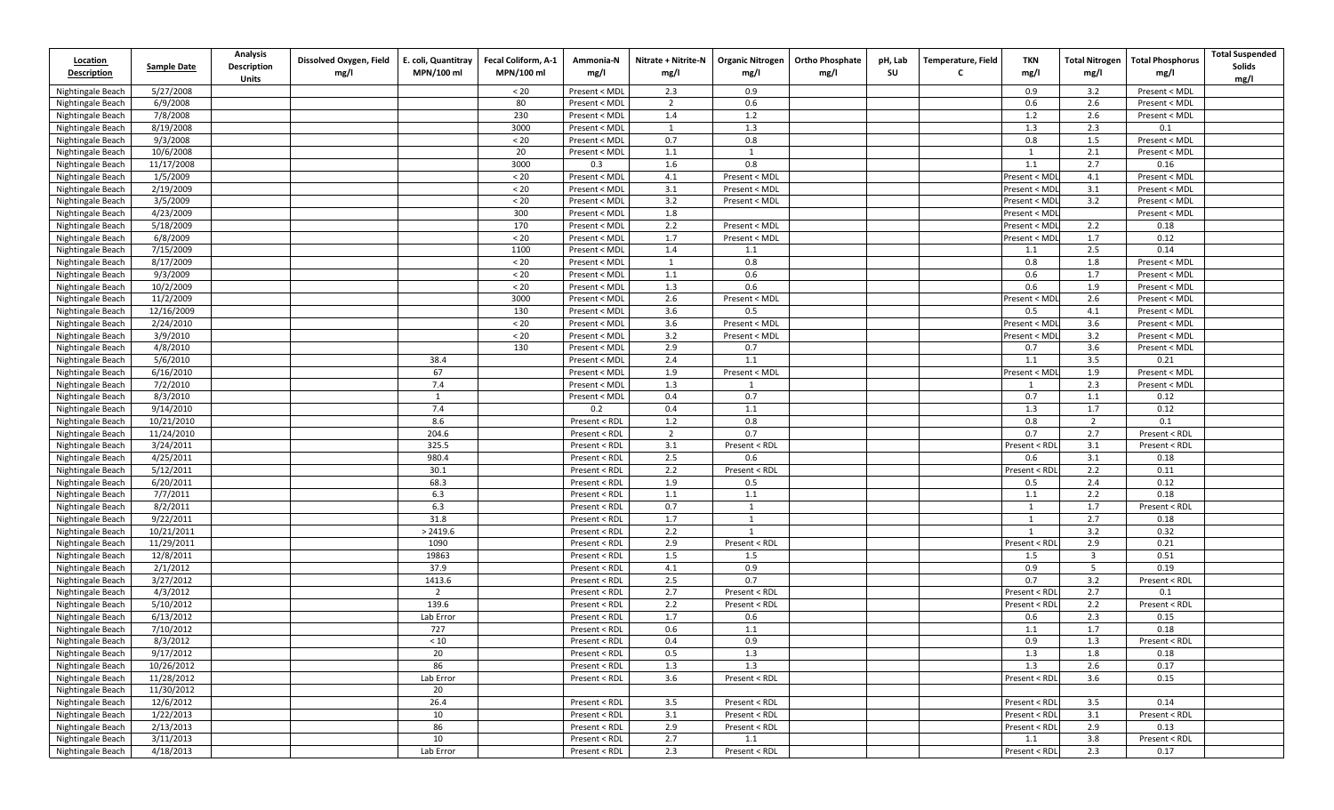| Location Description | Sample Date | Analysis Description Units | Dissolved Oxygen, Field mg/l | E. coli, Quantitray MPN/100 ml | Fecal Coliform, A-1 MPN/100 ml | Ammonia-N mg/l | Nitrate + Nitrite-N mg/l | Organic Nitrogen mg/l | Ortho Phosphate mg/l | pH, Lab SU | Temperature, Field C | TKN mg/l | Total Nitrogen mg/l | Total Phosphorus mg/l | Total Suspended Solids mg/l |
|---|---|---|---|---|---|---|---|---|---|---|---|---|---|---|---|
| Nightingale Beach | 5/27/2008 | | | | < 20 | Present < MDL | 2.3 | 0.9 | | | | 0.9 | 3.2 | Present < MDL | |
| Nightingale Beach | 6/9/2008 | | | | 80 | Present < MDL | 2 | 0.6 | | | | 0.6 | 2.6 | Present < MDL | |
| Nightingale Beach | 7/8/2008 | | | | 230 | Present < MDL | 1.4 | 1.2 | | | | 1.2 | 2.6 | Present < MDL | |
| Nightingale Beach | 8/19/2008 | | | | 3000 | Present < MDL | 1 | 1.3 | | | | 1.3 | 2.3 | 0.1 | |
| Nightingale Beach | 9/3/2008 | | | | < 20 | Present < MDL | 0.7 | 0.8 | | | | 0.8 | 1.5 | Present < MDL | |
| Nightingale Beach | 10/6/2008 | | | | 20 | Present < MDL | 1.1 | 1 | | | | 1 | 2.1 | Present < MDL | |
| Nightingale Beach | 11/17/2008 | | | | 3000 | 0.3 | 1.6 | 0.8 | | | | 1.1 | 2.7 | 0.16 | |
| Nightingale Beach | 1/5/2009 | | | | < 20 | Present < MDL | 4.1 | Present < MDL | | | | Present < MDL | 4.1 | Present < MDL | |
| Nightingale Beach | 2/19/2009 | | | | < 20 | Present < MDL | 3.1 | Present < MDL | | | | Present < MDL | 3.1 | Present < MDL | |
| Nightingale Beach | 3/5/2009 | | | | < 20 | Present < MDL | 3.2 | Present < MDL | | | | Present < MDL | 3.2 | Present < MDL | |
| Nightingale Beach | 4/23/2009 | | | | 300 | Present < MDL | 1.8 | | | | | Present < MDL | | Present < MDL | |
| Nightingale Beach | 5/18/2009 | | | | 170 | Present < MDL | 2.2 | Present < MDL | | | | Present < MDL | 2.2 | 0.18 | |
| Nightingale Beach | 6/8/2009 | | | | < 20 | Present < MDL | 1.7 | Present < MDL | | | | Present < MDL | 1.7 | 0.12 | |
| Nightingale Beach | 7/15/2009 | | | | 1100 | Present < MDL | 1.4 | 1.1 | | | | 1.1 | 2.5 | 0.14 | |
| Nightingale Beach | 8/17/2009 | | | | < 20 | Present < MDL | 1 | 0.8 | | | | 0.8 | 1.8 | Present < MDL | |
| Nightingale Beach | 9/3/2009 | | | | < 20 | Present < MDL | 1.1 | 0.6 | | | | 0.6 | 1.7 | Present < MDL | |
| Nightingale Beach | 10/2/2009 | | | | < 20 | Present < MDL | 1.3 | 0.6 | | | | 0.6 | 1.9 | Present < MDL | |
| Nightingale Beach | 11/2/2009 | | | | 3000 | Present < MDL | 2.6 | Present < MDL | | | | Present < MDL | 2.6 | Present < MDL | |
| Nightingale Beach | 12/16/2009 | | | | 130 | Present < MDL | 3.6 | 0.5 | | | | 0.5 | 4.1 | Present < MDL | |
| Nightingale Beach | 2/24/2010 | | | | < 20 | Present < MDL | 3.6 | Present < MDL | | | | Present < MDL | 3.6 | Present < MDL | |
| Nightingale Beach | 3/9/2010 | | | | < 20 | Present < MDL | 3.2 | Present < MDL | | | | Present < MDL | 3.2 | Present < MDL | |
| Nightingale Beach | 4/8/2010 | | | | 130 | Present < MDL | 2.9 | 0.7 | | | | 0.7 | 3.6 | Present < MDL | |
| Nightingale Beach | 5/6/2010 | | | 38.4 | | Present < MDL | 2.4 | 1.1 | | | | 1.1 | 3.5 | 0.21 | |
| Nightingale Beach | 6/16/2010 | | | 67 | | Present < MDL | 1.9 | Present < MDL | | | | Present < MDL | 1.9 | Present < MDL | |
| Nightingale Beach | 7/2/2010 | | | 7.4 | | Present < MDL | 1.3 | 1 | | | | 1 | 2.3 | Present < MDL | |
| Nightingale Beach | 8/3/2010 | | | 1 | | Present < MDL | 0.4 | 0.7 | | | | 0.7 | 1.1 | 0.12 | |
| Nightingale Beach | 9/14/2010 | | | 7.4 | | 0.2 | 0.4 | 1.1 | | | | 1.3 | 1.7 | 0.12 | |
| Nightingale Beach | 10/21/2010 | | | 8.6 | | Present < RDL | 1.2 | 0.8 | | | | 0.8 | 2 | 0.1 | |
| Nightingale Beach | 11/24/2010 | | | 204.6 | | Present < RDL | 2 | 0.7 | | | | 0.7 | 2.7 | Present < RDL | |
| Nightingale Beach | 3/24/2011 | | | 325.5 | | Present < RDL | 3.1 | Present < RDL | | | | Present < RDL | 3.1 | Present < RDL | |
| Nightingale Beach | 4/25/2011 | | | 980.4 | | Present < RDL | 2.5 | 0.6 | | | | 0.6 | 3.1 | 0.18 | |
| Nightingale Beach | 5/12/2011 | | | 30.1 | | Present < RDL | 2.2 | Present < RDL | | | | Present < RDL | 2.2 | 0.11 | |
| Nightingale Beach | 6/20/2011 | | | 68.3 | | Present < RDL | 1.9 | 0.5 | | | | 0.5 | 2.4 | 0.12 | |
| Nightingale Beach | 7/7/2011 | | | 6.3 | | Present < RDL | 1.1 | 1.1 | | | | 1.1 | 2.2 | 0.18 | |
| Nightingale Beach | 8/2/2011 | | | 6.3 | | Present < RDL | 0.7 | 1 | | | | 1 | 1.7 | Present < RDL | |
| Nightingale Beach | 9/22/2011 | | | 31.8 | | Present < RDL | 1.7 | 1 | | | | 1 | 2.7 | 0.18 | |
| Nightingale Beach | 10/21/2011 | | | > 2419.6 | | Present < RDL | 2.2 | 1 | | | | 1 | 3.2 | 0.32 | |
| Nightingale Beach | 11/29/2011 | | | 1090 | | Present < RDL | 2.9 | Present < RDL | | | | Present < RDL | 2.9 | 0.21 | |
| Nightingale Beach | 12/8/2011 | | | 19863 | | Present < RDL | 1.5 | 1.5 | | | | 1.5 | 3 | 0.51 | |
| Nightingale Beach | 2/1/2012 | | | 37.9 | | Present < RDL | 4.1 | 0.9 | | | | 0.9 | 5 | 0.19 | |
| Nightingale Beach | 3/27/2012 | | | 1413.6 | | Present < RDL | 2.5 | 0.7 | | | | 0.7 | 3.2 | Present < RDL | |
| Nightingale Beach | 4/3/2012 | | | 2 | | Present < RDL | 2.7 | Present < RDL | | | | Present < RDL | 2.7 | 0.1 | |
| Nightingale Beach | 5/10/2012 | | | 139.6 | | Present < RDL | 2.2 | Present < RDL | | | | Present < RDL | 2.2 | Present < RDL | |
| Nightingale Beach | 6/13/2012 | | | Lab Error | | Present < RDL | 1.7 | 0.6 | | | | 0.6 | 2.3 | 0.15 | |
| Nightingale Beach | 7/10/2012 | | | 727 | | Present < RDL | 0.6 | 1.1 | | | | 1.1 | 1.7 | 0.18 | |
| Nightingale Beach | 8/3/2012 | | | < 10 | | Present < RDL | 0.4 | 0.9 | | | | 0.9 | 1.3 | Present < RDL | |
| Nightingale Beach | 9/17/2012 | | | 20 | | Present < RDL | 0.5 | 1.3 | | | | 1.3 | 1.8 | 0.18 | |
| Nightingale Beach | 10/26/2012 | | | 86 | | Present < RDL | 1.3 | 1.3 | | | | 1.3 | 2.6 | 0.17 | |
| Nightingale Beach | 11/28/2012 | | | Lab Error | | Present < RDL | 3.6 | Present < RDL | | | | Present < RDL | 3.6 | 0.15 | |
| Nightingale Beach | 11/30/2012 | | | 20 | | | | | | | | | | | |
| Nightingale Beach | 12/6/2012 | | | 26.4 | | Present < RDL | 3.5 | Present < RDL | | | | Present < RDL | 3.5 | 0.14 | |
| Nightingale Beach | 1/22/2013 | | | 10 | | Present < RDL | 3.1 | Present < RDL | | | | Present < RDL | 3.1 | Present < RDL | |
| Nightingale Beach | 2/13/2013 | | | 86 | | Present < RDL | 2.9 | Present < RDL | | | | Present < RDL | 2.9 | 0.13 | |
| Nightingale Beach | 3/11/2013 | | | 10 | | Present < RDL | 2.7 | 1.1 | | | | 1.1 | 3.8 | Present < RDL | |
| Nightingale Beach | 4/18/2013 | | | Lab Error | | Present < RDL | 2.3 | Present < RDL | | | | Present < RDL | 2.3 | 0.17 | |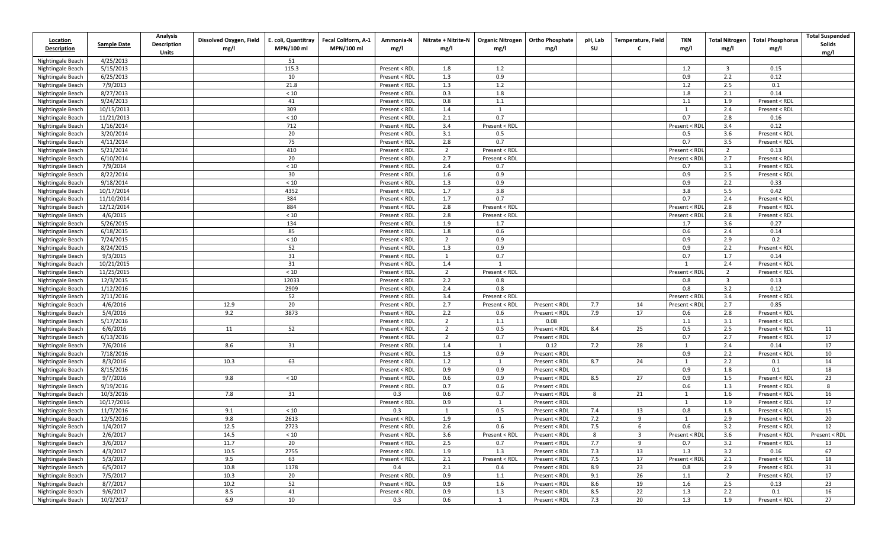| Location Description | Sample Date | Analysis Description Units | Dissolved Oxygen, Field mg/l | E. coli, Quantitray MPN/100 ml | Fecal Coliform, A-1 MPN/100 ml | Ammonia-N mg/l | Nitrate + Nitrite-N mg/l | Organic Nitrogen mg/l | Ortho Phosphate mg/l | pH, Lab SU | Temperature, Field C | TKN mg/l | Total Nitrogen mg/l | Total Phosphorus mg/l | Total Suspended Solids mg/l |
|---|---|---|---|---|---|---|---|---|---|---|---|---|---|---|---|
| Nightingale Beach | 4/25/2013 | | | 51 | | | | | | | | | | | |
| Nightingale Beach | 5/15/2013 | | | 115.3 | | Present < RDL | 1.8 | 1.2 | | | | 1.2 | 3 | 0.15 | |
| Nightingale Beach | 6/25/2013 | | | 10 | | Present < RDL | 1.3 | 0.9 | | | | 0.9 | 2.2 | 0.12 | |
| Nightingale Beach | 7/9/2013 | | | 21.8 | | Present < RDL | 1.3 | 1.2 | | | | 1.2 | 2.5 | 0.1 | |
| Nightingale Beach | 8/27/2013 | | | < 10 | | Present < RDL | 0.3 | 1.8 | | | | 1.8 | 2.1 | 0.14 | |
| Nightingale Beach | 9/24/2013 | | | 41 | | Present < RDL | 0.8 | 1.1 | | | | 1.1 | 1.9 | Present < RDL | |
| Nightingale Beach | 10/15/2013 | | | 309 | | Present < RDL | 1.4 | 1 | | | | 1 | 2.4 | Present < RDL | |
| Nightingale Beach | 11/21/2013 | | | < 10 | | Present < RDL | 2.1 | 0.7 | | | | 0.7 | 2.8 | 0.16 | |
| Nightingale Beach | 1/16/2014 | | | 712 | | Present < RDL | 3.4 | Present < RDL | | | | Present < RDL | 3.4 | 0.12 | |
| Nightingale Beach | 3/20/2014 | | | 20 | | Present < RDL | 3.1 | 0.5 | | | | 0.5 | 3.6 | Present < RDL | |
| Nightingale Beach | 4/11/2014 | | | 75 | | Present < RDL | 2.8 | 0.7 | | | | 0.7 | 3.5 | Present < RDL | |
| Nightingale Beach | 5/21/2014 | | | 410 | | Present < RDL | 2 | Present < RDL | | | | Present < RDL | 2 | 0.13 | |
| Nightingale Beach | 6/10/2014 | | | 20 | | Present < RDL | 2.7 | Present < RDL | | | | Present < RDL | 2.7 | Present < RDL | |
| Nightingale Beach | 7/9/2014 | | | < 10 | | Present < RDL | 2.4 | 0.7 | | | | 0.7 | 3.1 | Present < RDL | |
| Nightingale Beach | 8/22/2014 | | | 30 | | Present < RDL | 1.6 | 0.9 | | | | 0.9 | 2.5 | Present < RDL | |
| Nightingale Beach | 9/18/2014 | | | < 10 | | Present < RDL | 1.3 | 0.9 | | | | 0.9 | 2.2 | 0.33 | |
| Nightingale Beach | 10/17/2014 | | | 4352 | | Present < RDL | 1.7 | 3.8 | | | | 3.8 | 5.5 | 0.42 | |
| Nightingale Beach | 11/10/2014 | | | 384 | | Present < RDL | 1.7 | 0.7 | | | | 0.7 | 2.4 | Present < RDL | |
| Nightingale Beach | 12/12/2014 | | | 884 | | Present < RDL | 2.8 | Present < RDL | | | | Present < RDL | 2.8 | Present < RDL | |
| Nightingale Beach | 4/6/2015 | | | < 10 | | Present < RDL | 2.8 | Present < RDL | | | | Present < RDL | 2.8 | Present < RDL | |
| Nightingale Beach | 5/26/2015 | | | 134 | | Present < RDL | 1.9 | 1.7 | | | | 1.7 | 3.6 | 0.27 | |
| Nightingale Beach | 6/18/2015 | | | 85 | | Present < RDL | 1.8 | 0.6 | | | | 0.6 | 2.4 | 0.14 | |
| Nightingale Beach | 7/24/2015 | | | < 10 | | Present < RDL | 2 | 0.9 | | | | 0.9 | 2.9 | 0.2 | |
| Nightingale Beach | 8/24/2015 | | | 52 | | Present < RDL | 1.3 | 0.9 | | | | 0.9 | 2.2 | Present < RDL | |
| Nightingale Beach | 9/3/2015 | | | 31 | | Present < RDL | 1 | 0.7 | | | | 0.7 | 1.7 | 0.14 | |
| Nightingale Beach | 10/21/2015 | | | 31 | | Present < RDL | 1.4 | 1 | | | | 1 | 2.4 | Present < RDL | |
| Nightingale Beach | 11/25/2015 | | | < 10 | | Present < RDL | 2 | Present < RDL | | | | Present < RDL | 2 | Present < RDL | |
| Nightingale Beach | 12/3/2015 | | | 12033 | | Present < RDL | 2.2 | 0.8 | | | | 0.8 | 3 | 0.13 | |
| Nightingale Beach | 1/12/2016 | | | 2909 | | Present < RDL | 2.4 | 0.8 | | | | 0.8 | 3.2 | 0.12 | |
| Nightingale Beach | 2/11/2016 | | | 52 | | Present < RDL | 3.4 | Present < RDL | | | | Present < RDL | 3.4 | Present < RDL | |
| Nightingale Beach | 4/6/2016 | | 12.9 | 20 | | Present < RDL | 2.7 | Present < RDL | Present < RDL | 7.7 | 14 | Present < RDL | 2.7 | 0.85 | |
| Nightingale Beach | 5/4/2016 | | 9.2 | 3873 | | Present < RDL | 2.2 | 0.6 | Present < RDL | 7.9 | 17 | 0.6 | 2.8 | Present < RDL | |
| Nightingale Beach | 5/17/2016 | | | | | Present < RDL | 2 | 1.1 | 0.08 | | | 1.1 | 3.1 | Present < RDL | |
| Nightingale Beach | 6/6/2016 | | 11 | 52 | | Present < RDL | 2 | 0.5 | Present < RDL | 8.4 | 25 | 0.5 | 2.5 | Present < RDL | 11 |
| Nightingale Beach | 6/13/2016 | | | | | Present < RDL | 2 | 0.7 | Present < RDL | | | 0.7 | 2.7 | Present < RDL | 17 |
| Nightingale Beach | 7/6/2016 | | 8.6 | 31 | | Present < RDL | 1.4 | 1 | 0.12 | 7.2 | 28 | 1 | 2.4 | 0.14 | 17 |
| Nightingale Beach | 7/18/2016 | | | | | Present < RDL | 1.3 | 0.9 | Present < RDL | | | 0.9 | 2.2 | Present < RDL | 10 |
| Nightingale Beach | 8/3/2016 | | 10.3 | 63 | | Present < RDL | 1.2 | 1 | Present < RDL | 8.7 | 24 | 1 | 2.2 | 0.1 | 14 |
| Nightingale Beach | 8/15/2016 | | | | | Present < RDL | 0.9 | 0.9 | Present < RDL | | | 0.9 | 1.8 | 0.1 | 18 |
| Nightingale Beach | 9/7/2016 | | 9.8 | < 10 | | Present < RDL | 0.6 | 0.9 | Present < RDL | 8.5 | 27 | 0.9 | 1.5 | Present < RDL | 23 |
| Nightingale Beach | 9/19/2016 | | | | | Present < RDL | 0.7 | 0.6 | Present < RDL | | | 0.6 | 1.3 | Present < RDL | 8 |
| Nightingale Beach | 10/3/2016 | | 7.8 | 31 | | 0.3 | 0.6 | 0.7 | Present < RDL | 8 | 21 | 1 | 1.6 | Present < RDL | 16 |
| Nightingale Beach | 10/17/2016 | | | | | Present < RDL | 0.9 | 1 | Present < RDL | | | 1 | 1.9 | Present < RDL | 17 |
| Nightingale Beach | 11/7/2016 | | 9.1 | < 10 | | 0.3 | 1 | 0.5 | Present < RDL | 7.4 | 13 | 0.8 | 1.8 | Present < RDL | 15 |
| Nightingale Beach | 12/5/2016 | | 9.8 | 2613 | | Present < RDL | 1.9 | 1 | Present < RDL | 7.2 | 9 | 1 | 2.9 | Present < RDL | 20 |
| Nightingale Beach | 1/4/2017 | | 12.5 | 2723 | | Present < RDL | 2.6 | 0.6 | Present < RDL | 7.5 | 6 | 0.6 | 3.2 | Present < RDL | 12 |
| Nightingale Beach | 2/6/2017 | | 14.5 | < 10 | | Present < RDL | 3.6 | Present < RDL | Present < RDL | 8 | 3 | Present < RDL | 3.6 | Present < RDL | Present < RDL |
| Nightingale Beach | 3/6/2017 | | 11.7 | 20 | | Present < RDL | 2.5 | 0.7 | Present < RDL | 7.7 | 9 | 0.7 | 3.2 | Present < RDL | 13 |
| Nightingale Beach | 4/3/2017 | | 10.5 | 2755 | | Present < RDL | 1.9 | 1.3 | Present < RDL | 7.3 | 13 | 1.3 | 3.2 | 0.16 | 67 |
| Nightingale Beach | 5/3/2017 | | 9.5 | 63 | | Present < RDL | 2.1 | Present < RDL | Present < RDL | 7.5 | 17 | Present < RDL | 2.1 | Present < RDL | 18 |
| Nightingale Beach | 6/5/2017 | | 10.8 | 1178 | | 0.4 | 2.1 | 0.4 | Present < RDL | 8.9 | 23 | 0.8 | 2.9 | Present < RDL | 31 |
| Nightingale Beach | 7/5/2017 | | 10.3 | 20 | | Present < RDL | 0.9 | 1.1 | Present < RDL | 9.1 | 26 | 1.1 | 2 | Present < RDL | 17 |
| Nightingale Beach | 8/7/2017 | | 10.2 | 52 | | Present < RDL | 0.9 | 1.6 | Present < RDL | 8.6 | 19 | 1.6 | 2.5 | 0.13 | 23 |
| Nightingale Beach | 9/6/2017 | | 8.5 | 41 | | Present < RDL | 0.9 | 1.3 | Present < RDL | 8.5 | 22 | 1.3 | 2.2 | 0.1 | 16 |
| Nightingale Beach | 10/2/2017 | | 6.9 | 10 | | 0.3 | 0.6 | 1 | Present < RDL | 7.3 | 20 | 1.3 | 1.9 | Present < RDL | 27 |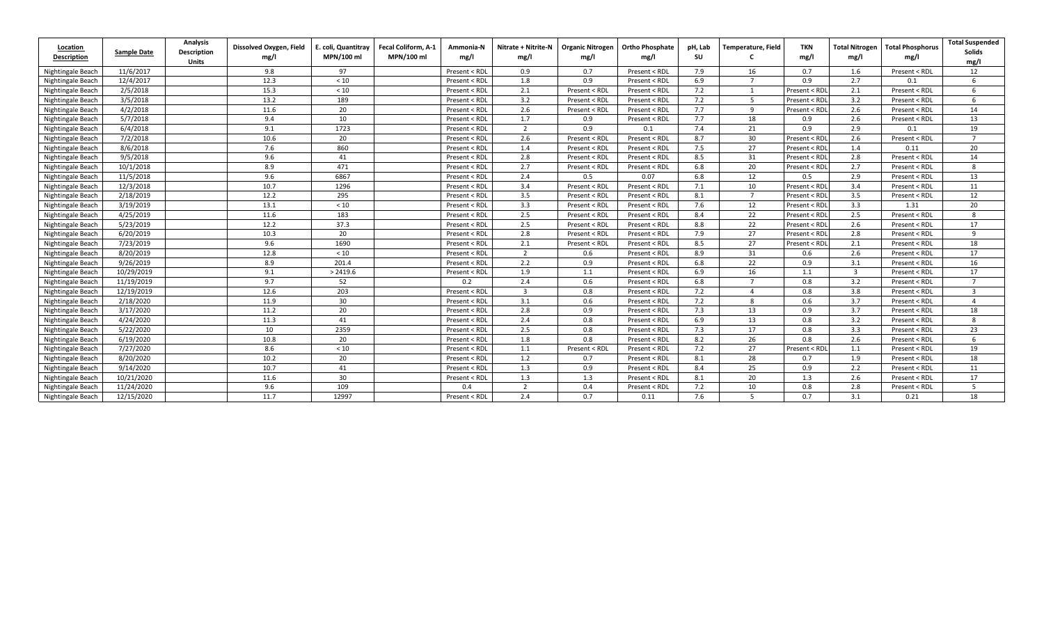| Location Description | Sample Date | Analysis Description Units | Dissolved Oxygen, Field mg/l | E. coli, Quantitray MPN/100 ml | Fecal Coliform, A-1 MPN/100 ml | Ammonia-N mg/l | Nitrate + Nitrite-N mg/l | Organic Nitrogen mg/l | Ortho Phosphate mg/l | pH, Lab SU | Temperature, Field C | TKN mg/l | Total Nitrogen mg/l | Total Phosphorus mg/l | Total Suspended Solids mg/l |
|---|---|---|---|---|---|---|---|---|---|---|---|---|---|---|---|
| Nightingale Beach | 11/6/2017 | | 9.8 | 97 | | Present < RDL | 0.9 | 0.7 | Present < RDL | 7.9 | 16 | 0.7 | 1.6 | Present < RDL | 12 |
| Nightingale Beach | 12/4/2017 | | 12.3 | < 10 | | Present < RDL | 1.8 | 0.9 | Present < RDL | 6.9 | 7 | 0.9 | 2.7 | 0.1 | 6 |
| Nightingale Beach | 2/5/2018 | | 15.3 | < 10 | | Present < RDL | 2.1 | Present < RDL | Present < RDL | 7.2 | 1 | Present < RDL | 2.1 | Present < RDL | 6 |
| Nightingale Beach | 3/5/2018 | | 13.2 | 189 | | Present < RDL | 3.2 | Present < RDL | Present < RDL | 7.2 | 5 | Present < RDL | 3.2 | Present < RDL | 6 |
| Nightingale Beach | 4/2/2018 | | 11.6 | 20 | | Present < RDL | 2.6 | Present < RDL | Present < RDL | 7.7 | 9 | Present < RDL | 2.6 | Present < RDL | 14 |
| Nightingale Beach | 5/7/2018 | | 9.4 | 10 | | Present < RDL | 1.7 | 0.9 | Present < RDL | 7.7 | 18 | 0.9 | 2.6 | Present < RDL | 13 |
| Nightingale Beach | 6/4/2018 | | 9.1 | 1723 | | Present < RDL | 2 | 0.9 | 0.1 | 7.4 | 21 | 0.9 | 2.9 | 0.1 | 19 |
| Nightingale Beach | 7/2/2018 | | 10.6 | 20 | | Present < RDL | 2.6 | Present < RDL | Present < RDL | 8.7 | 30 | Present < RDL | 2.6 | Present < RDL | 7 |
| Nightingale Beach | 8/6/2018 | | 7.6 | 860 | | Present < RDL | 1.4 | Present < RDL | Present < RDL | 7.5 | 27 | Present < RDL | 1.4 | 0.11 | 20 |
| Nightingale Beach | 9/5/2018 | | 9.6 | 41 | | Present < RDL | 2.8 | Present < RDL | Present < RDL | 8.5 | 31 | Present < RDL | 2.8 | Present < RDL | 14 |
| Nightingale Beach | 10/1/2018 | | 8.9 | 471 | | Present < RDL | 2.7 | Present < RDL | Present < RDL | 6.8 | 20 | Present < RDL | 2.7 | Present < RDL | 8 |
| Nightingale Beach | 11/5/2018 | | 9.6 | 6867 | | Present < RDL | 2.4 | 0.5 | 0.07 | 6.8 | 12 | 0.5 | 2.9 | Present < RDL | 13 |
| Nightingale Beach | 12/3/2018 | | 10.7 | 1296 | | Present < RDL | 3.4 | Present < RDL | Present < RDL | 7.1 | 10 | Present < RDL | 3.4 | Present < RDL | 11 |
| Nightingale Beach | 2/18/2019 | | 12.2 | 295 | | Present < RDL | 3.5 | Present < RDL | Present < RDL | 8.1 | 7 | Present < RDL | 3.5 | Present < RDL | 12 |
| Nightingale Beach | 3/19/2019 | | 13.1 | < 10 | | Present < RDL | 3.3 | Present < RDL | Present < RDL | 7.6 | 12 | Present < RDL | 3.3 | 1.31 | 20 |
| Nightingale Beach | 4/25/2019 | | 11.6 | 183 | | Present < RDL | 2.5 | Present < RDL | Present < RDL | 8.4 | 22 | Present < RDL | 2.5 | Present < RDL | 8 |
| Nightingale Beach | 5/23/2019 | | 12.2 | 37.3 | | Present < RDL | 2.5 | Present < RDL | Present < RDL | 8.8 | 22 | Present < RDL | 2.6 | Present < RDL | 17 |
| Nightingale Beach | 6/20/2019 | | 10.3 | 20 | | Present < RDL | 2.8 | Present < RDL | Present < RDL | 7.9 | 27 | Present < RDL | 2.8 | Present < RDL | 9 |
| Nightingale Beach | 7/23/2019 | | 9.6 | 1690 | | Present < RDL | 2.1 | Present < RDL | Present < RDL | 8.5 | 27 | Present < RDL | 2.1 | Present < RDL | 18 |
| Nightingale Beach | 8/20/2019 | | 12.8 | < 10 | | Present < RDL | 2 | 0.6 | Present < RDL | 8.9 | 31 | 0.6 | 2.6 | Present < RDL | 17 |
| Nightingale Beach | 9/26/2019 | | 8.9 | 201.4 | | Present < RDL | 2.2 | 0.9 | Present < RDL | 6.8 | 22 | 0.9 | 3.1 | Present < RDL | 16 |
| Nightingale Beach | 10/29/2019 | | 9.1 | > 2419.6 | | Present < RDL | 1.9 | 1.1 | Present < RDL | 6.9 | 16 | 1.1 | 3 | Present < RDL | 17 |
| Nightingale Beach | 11/19/2019 | | 9.7 | 52 | | 0.2 | 2.4 | 0.6 | Present < RDL | 6.8 | 7 | 0.8 | 3.2 | Present < RDL | 7 |
| Nightingale Beach | 12/19/2019 | | 12.6 | 203 | | Present < RDL | 3 | 0.8 | Present < RDL | 7.2 | 4 | 0.8 | 3.8 | Present < RDL | 3 |
| Nightingale Beach | 2/18/2020 | | 11.9 | 30 | | Present < RDL | 3.1 | 0.6 | Present < RDL | 7.2 | 8 | 0.6 | 3.7 | Present < RDL | 4 |
| Nightingale Beach | 3/17/2020 | | 11.2 | 20 | | Present < RDL | 2.8 | 0.9 | Present < RDL | 7.3 | 13 | 0.9 | 3.7 | Present < RDL | 18 |
| Nightingale Beach | 4/24/2020 | | 11.3 | 41 | | Present < RDL | 2.4 | 0.8 | Present < RDL | 6.9 | 13 | 0.8 | 3.2 | Present < RDL | 8 |
| Nightingale Beach | 5/22/2020 | | 10 | 2359 | | Present < RDL | 2.5 | 0.8 | Present < RDL | 7.3 | 17 | 0.8 | 3.3 | Present < RDL | 23 |
| Nightingale Beach | 6/19/2020 | | 10.8 | 20 | | Present < RDL | 1.8 | 0.8 | Present < RDL | 8.2 | 26 | 0.8 | 2.6 | Present < RDL | 6 |
| Nightingale Beach | 7/27/2020 | | 8.6 | < 10 | | Present < RDL | 1.1 | Present < RDL | Present < RDL | 7.2 | 27 | Present < RDL | 1.1 | Present < RDL | 19 |
| Nightingale Beach | 8/20/2020 | | 10.2 | 20 | | Present < RDL | 1.2 | 0.7 | Present < RDL | 8.1 | 28 | 0.7 | 1.9 | Present < RDL | 18 |
| Nightingale Beach | 9/14/2020 | | 10.7 | 41 | | Present < RDL | 1.3 | 0.9 | Present < RDL | 8.4 | 25 | 0.9 | 2.2 | Present < RDL | 11 |
| Nightingale Beach | 10/21/2020 | | 11.6 | 30 | | Present < RDL | 1.3 | 1.3 | Present < RDL | 8.1 | 20 | 1.3 | 2.6 | Present < RDL | 17 |
| Nightingale Beach | 11/24/2020 | | 9.6 | 109 | | 0.4 | 2 | 0.4 | Present < RDL | 7.2 | 10 | 0.8 | 2.8 | Present < RDL | 5 |
| Nightingale Beach | 12/15/2020 | | 11.7 | 12997 | | Present < RDL | 2.4 | 0.7 | 0.11 | 7.6 | 5 | 0.7 | 3.1 | 0.21 | 18 |